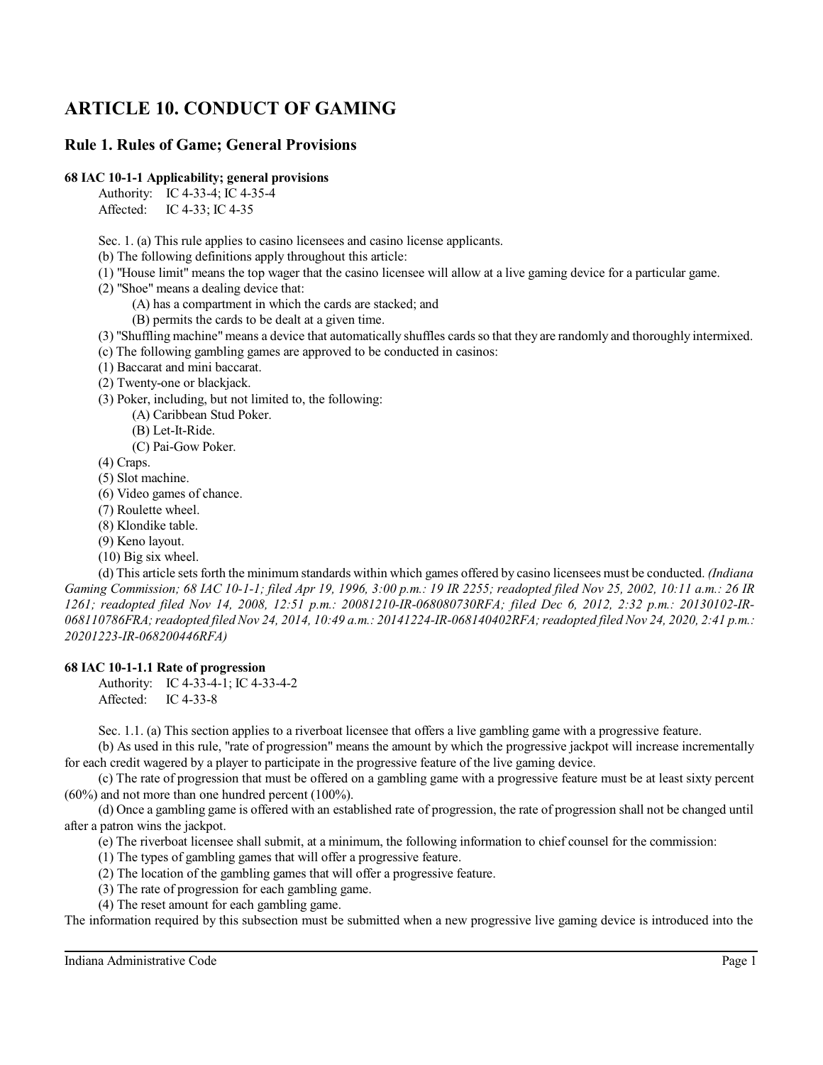# ARTICLE 10. CONDUCT OF GAMING

## Rule 1. Rules of Game; General Provisions

**68 IAC 10-1-1 Applicability; general provisions**

Authority: IC 4-33-4; IC 4-35-4
Affected: IC 4-33; IC 4-35

Sec. 1. (a) This rule applies to casino licensees and casino license applicants.

(b) The following definitions apply throughout this article:

(1) "House limit" means the top wager that the casino licensee will allow at a live gaming device for a particular game.

(2) "Shoe" means a dealing device that:

(A) has a compartment in which the cards are stacked; and

(B) permits the cards to be dealt at a given time.

(3) "Shuffling machine" means a device that automatically shuffles cards so that they are randomly and thoroughly intermixed.

(c) The following gambling games are approved to be conducted in casinos:

(1) Baccarat and mini baccarat.

(2) Twenty-one or blackjack.

(3) Poker, including, but not limited to, the following:

(A) Caribbean Stud Poker.

(B) Let-It-Ride.

(C) Pai-Gow Poker.

(4) Craps.

(5) Slot machine.

(6) Video games of chance.

(7) Roulette wheel.

(8) Klondike table.

(9) Keno layout.

(10) Big six wheel.

(d) This article sets forth the minimum standards within which games offered by casino licensees must be conducted. *(Indiana Gaming Commission; 68 IAC 10-1-1; filed Apr 19, 1996, 3:00 p.m.: 19 IR 2255; readopted filed Nov 25, 2002, 10:11 a.m.: 26 IR 1261; readopted filed Nov 14, 2008, 12:51 p.m.: 20081210-IR-068080730RFA; filed Dec 6, 2012, 2:32 p.m.: 20130102-IR-068110786FRA; readopted filed Nov 24, 2014, 10:49 a.m.: 20141224-IR-068140402RFA; readopted filed Nov 24, 2020, 2:41 p.m.: 20201223-IR-068200446RFA)*

**68 IAC 10-1-1.1 Rate of progression**

Authority: IC 4-33-4-1; IC 4-33-4-2
Affected: IC 4-33-8

Sec. 1.1. (a) This section applies to a riverboat licensee that offers a live gambling game with a progressive feature.

(b) As used in this rule, "rate of progression" means the amount by which the progressive jackpot will increase incrementally for each credit wagered by a player to participate in the progressive feature of the live gaming device.

(c) The rate of progression that must be offered on a gambling game with a progressive feature must be at least sixty percent (60%) and not more than one hundred percent (100%).

(d) Once a gambling game is offered with an established rate of progression, the rate of progression shall not be changed until after a patron wins the jackpot.

(e) The riverboat licensee shall submit, at a minimum, the following information to chief counsel for the commission:

(1) The types of gambling games that will offer a progressive feature.

(2) The location of the gambling games that will offer a progressive feature.

(3) The rate of progression for each gambling game.

(4) The reset amount for each gambling game.

The information required by this subsection must be submitted when a new progressive live gaming device is introduced into the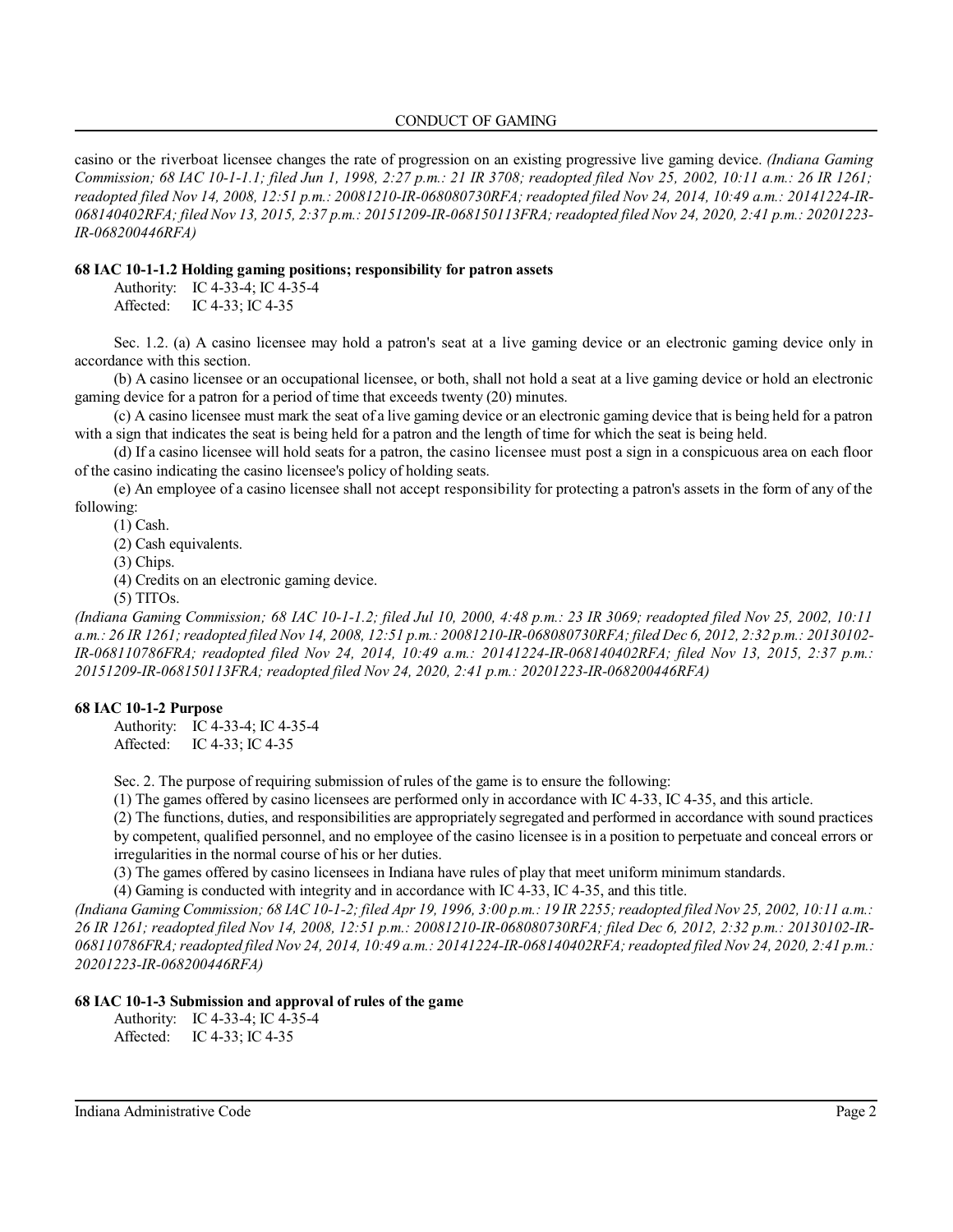casino or the riverboat licensee changes the rate of progression on an existing progressive live gaming device. *(Indiana Gaming Commission; 68 IAC 10-1-1.1; filed Jun 1, 1998, 2:27 p.m.: 21 IR 3708; readopted filed Nov 25, 2002, 10:11 a.m.: 26 IR 1261; readopted filed Nov 14, 2008, 12:51 p.m.: 20081210-IR-068080730RFA; readopted filed Nov 24, 2014, 10:49 a.m.: 20141224-IR-068140402RFA; filed Nov 13, 2015, 2:37 p.m.: 20151209-IR-068150113FRA; readopted filed Nov 24, 2020, 2:41 p.m.: 20201223-IR-068200446RFA)*

**68 IAC 10-1-1.2 Holding gaming positions; responsibility for patron assets**

Authority: IC 4-33-4; IC 4-35-4
Affected: IC 4-33; IC 4-35

Sec. 1.2. (a) A casino licensee may hold a patron's seat at a live gaming device or an electronic gaming device only in accordance with this section.

(b) A casino licensee or an occupational licensee, or both, shall not hold a seat at a live gaming device or hold an electronic gaming device for a patron for a period of time that exceeds twenty (20) minutes.

(c) A casino licensee must mark the seat of a live gaming device or an electronic gaming device that is being held for a patron with a sign that indicates the seat is being held for a patron and the length of time for which the seat is being held.

(d) If a casino licensee will hold seats for a patron, the casino licensee must post a sign in a conspicuous area on each floor of the casino indicating the casino licensee's policy of holding seats.

(e) An employee of a casino licensee shall not accept responsibility for protecting a patron's assets in the form of any of the following:

(1) Cash.

(2) Cash equivalents.

(3) Chips.

(4) Credits on an electronic gaming device.

(5) TITOs.

*(Indiana Gaming Commission; 68 IAC 10-1-1.2; filed Jul 10, 2000, 4:48 p.m.: 23 IR 3069; readopted filed Nov 25, 2002, 10:11 a.m.: 26 IR 1261; readopted filed Nov 14, 2008, 12:51 p.m.: 20081210-IR-068080730RFA; filed Dec 6, 2012, 2:32 p.m.: 20130102-IR-068110786FRA; readopted filed Nov 24, 2014, 10:49 a.m.: 20141224-IR-068140402RFA; filed Nov 13, 2015, 2:37 p.m.: 20151209-IR-068150113FRA; readopted filed Nov 24, 2020, 2:41 p.m.: 20201223-IR-068200446RFA)*

**68 IAC 10-1-2 Purpose**

Authority: IC 4-33-4; IC 4-35-4
Affected: IC 4-33; IC 4-35

Sec. 2. The purpose of requiring submission of rules of the game is to ensure the following:

(1) The games offered by casino licensees are performed only in accordance with IC 4-33, IC 4-35, and this article.

(2) The functions, duties, and responsibilities are appropriately segregated and performed in accordance with sound practices by competent, qualified personnel, and no employee of the casino licensee is in a position to perpetuate and conceal errors or irregularities in the normal course of his or her duties.

(3) The games offered by casino licensees in Indiana have rules of play that meet uniform minimum standards.

(4) Gaming is conducted with integrity and in accordance with IC 4-33, IC 4-35, and this title.

*(Indiana Gaming Commission; 68 IAC 10-1-2; filed Apr 19, 1996, 3:00 p.m.: 19 IR 2255; readopted filed Nov 25, 2002, 10:11 a.m.: 26 IR 1261; readopted filed Nov 14, 2008, 12:51 p.m.: 20081210-IR-068080730RFA; filed Dec 6, 2012, 2:32 p.m.: 20130102-IR-068110786FRA; readopted filed Nov 24, 2014, 10:49 a.m.: 20141224-IR-068140402RFA; readopted filed Nov 24, 2020, 2:41 p.m.: 20201223-IR-068200446RFA)*

**68 IAC 10-1-3 Submission and approval of rules of the game**

Authority: IC 4-33-4; IC 4-35-4
Affected: IC 4-33; IC 4-35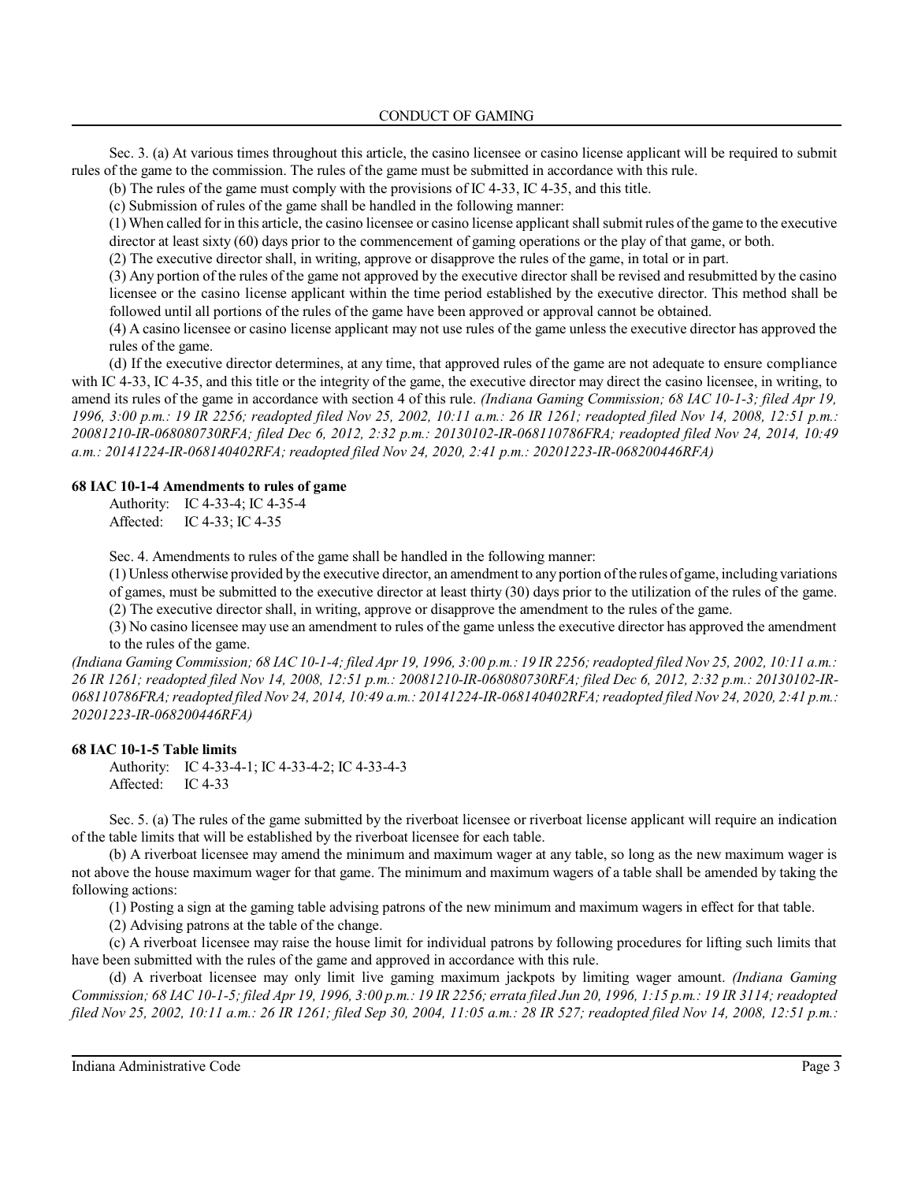Sec. 3. (a) At various times throughout this article, the casino licensee or casino license applicant will be required to submit rules of the game to the commission. The rules of the game must be submitted in accordance with this rule.

(b) The rules of the game must comply with the provisions of IC 4-33, IC 4-35, and this title.

(c) Submission of rules of the game shall be handled in the following manner:

(1) When called for in this article, the casino licensee or casino license applicant shall submit rules of the game to the executive director at least sixty (60) days prior to the commencement of gaming operations or the play of that game, or both.

(2) The executive director shall, in writing, approve or disapprove the rules of the game, in total or in part.

(3) Any portion of the rules of the game not approved by the executive director shall be revised and resubmitted by the casino licensee or the casino license applicant within the time period established by the executive director. This method shall be followed until all portions of the rules of the game have been approved or approval cannot be obtained.

(4) A casino licensee or casino license applicant may not use rules of the game unless the executive director has approved the rules of the game.

(d) If the executive director determines, at any time, that approved rules of the game are not adequate to ensure compliance with IC 4-33, IC 4-35, and this title or the integrity of the game, the executive director may direct the casino licensee, in writing, to amend its rules of the game in accordance with section 4 of this rule. *(Indiana Gaming Commission; 68 IAC 10-1-3; filed Apr 19, 1996, 3:00 p.m.: 19 IR 2256; readopted filed Nov 25, 2002, 10:11 a.m.: 26 IR 1261; readopted filed Nov 14, 2008, 12:51 p.m.: 20081210-IR-068080730RFA; filed Dec 6, 2012, 2:32 p.m.: 20130102-IR-068110786FRA; readopted filed Nov 24, 2014, 10:49 a.m.: 20141224-IR-068140402RFA; readopted filed Nov 24, 2020, 2:41 p.m.: 20201223-IR-068200446RFA)*

### 68 IAC 10-1-4 Amendments to rules of game

Authority: IC 4-33-4; IC 4-35-4
Affected: IC 4-33; IC 4-35

Sec. 4. Amendments to rules of the game shall be handled in the following manner:

(1) Unless otherwise provided by the executive director, an amendment to any portion of the rules of game, including variations of games, must be submitted to the executive director at least thirty (30) days prior to the utilization of the rules of the game.

(2) The executive director shall, in writing, approve or disapprove the amendment to the rules of the game.

(3) No casino licensee may use an amendment to rules of the game unless the executive director has approved the amendment to the rules of the game.

*(Indiana Gaming Commission; 68 IAC 10-1-4; filed Apr 19, 1996, 3:00 p.m.: 19 IR 2256; readopted filed Nov 25, 2002, 10:11 a.m.: 26 IR 1261; readopted filed Nov 14, 2008, 12:51 p.m.: 20081210-IR-068080730RFA; filed Dec 6, 2012, 2:32 p.m.: 20130102-IR-068110786FRA; readopted filed Nov 24, 2014, 10:49 a.m.: 20141224-IR-068140402RFA; readopted filed Nov 24, 2020, 2:41 p.m.: 20201223-IR-068200446RFA)*

### 68 IAC 10-1-5 Table limits

Authority: IC 4-33-4-1; IC 4-33-4-2; IC 4-33-4-3
Affected: IC 4-33

Sec. 5. (a) The rules of the game submitted by the riverboat licensee or riverboat license applicant will require an indication of the table limits that will be established by the riverboat licensee for each table.

(b) A riverboat licensee may amend the minimum and maximum wager at any table, so long as the new maximum wager is not above the house maximum wager for that game. The minimum and maximum wagers of a table shall be amended by taking the following actions:

(1) Posting a sign at the gaming table advising patrons of the new minimum and maximum wagers in effect for that table.

(2) Advising patrons at the table of the change.

(c) A riverboat licensee may raise the house limit for individual patrons by following procedures for lifting such limits that have been submitted with the rules of the game and approved in accordance with this rule.

(d) A riverboat licensee may only limit live gaming maximum jackpots by limiting wager amount. *(Indiana Gaming Commission; 68 IAC 10-1-5; filed Apr 19, 1996, 3:00 p.m.: 19 IR 2256; errata filed Jun 20, 1996, 1:15 p.m.: 19 IR 3114; readopted filed Nov 25, 2002, 10:11 a.m.: 26 IR 1261; filed Sep 30, 2004, 11:05 a.m.: 28 IR 527; readopted filed Nov 14, 2008, 12:51 p.m.:*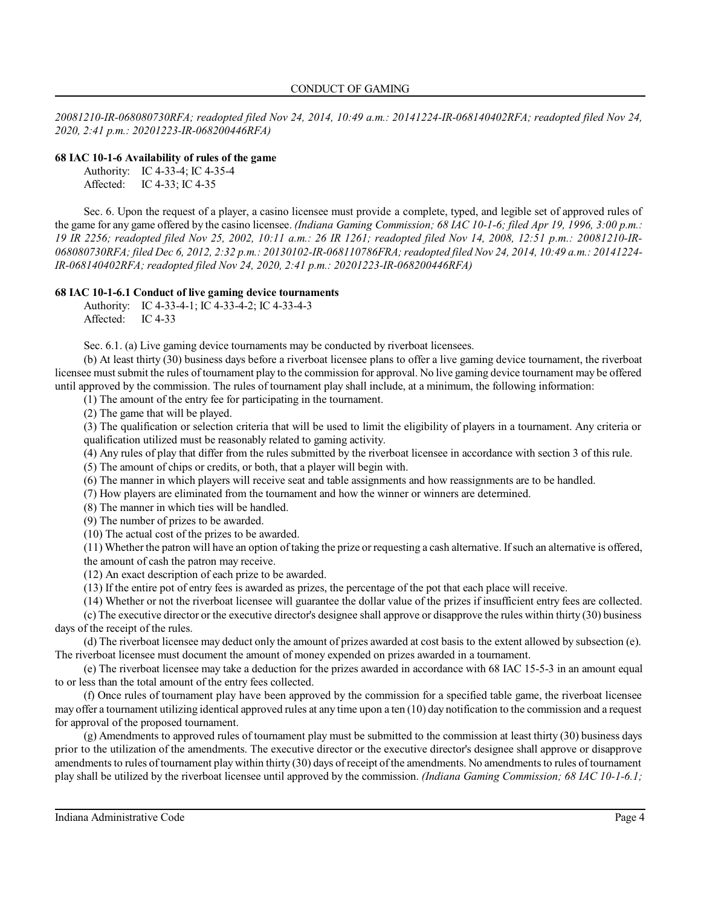*20081210-IR-068080730RFA; readopted filed Nov 24, 2014, 10:49 a.m.: 20141224-IR-068140402RFA; readopted filed Nov 24, 2020, 2:41 p.m.: 20201223-IR-068200446RFA)*

**68 IAC 10-1-6 Availability of rules of the game**

Authority: IC 4-33-4; IC 4-35-4
Affected: IC 4-33; IC 4-35

Sec. 6. Upon the request of a player, a casino licensee must provide a complete, typed, and legible set of approved rules of the game for any game offered by the casino licensee. *(Indiana Gaming Commission; 68 IAC 10-1-6; filed Apr 19, 1996, 3:00 p.m.: 19 IR 2256; readopted filed Nov 25, 2002, 10:11 a.m.: 26 IR 1261; readopted filed Nov 14, 2008, 12:51 p.m.: 20081210-IR-068080730RFA; filed Dec 6, 2012, 2:32 p.m.: 20130102-IR-068110786FRA; readopted filed Nov 24, 2014, 10:49 a.m.: 20141224-IR-068140402RFA; readopted filed Nov 24, 2020, 2:41 p.m.: 20201223-IR-068200446RFA)*

**68 IAC 10-1-6.1 Conduct of live gaming device tournaments**

Authority: IC 4-33-4-1; IC 4-33-4-2; IC 4-33-4-3
Affected: IC 4-33

Sec. 6.1. (a) Live gaming device tournaments may be conducted by riverboat licensees.

(b) At least thirty (30) business days before a riverboat licensee plans to offer a live gaming device tournament, the riverboat licensee must submit the rules of tournament play to the commission for approval. No live gaming device tournament may be offered until approved by the commission. The rules of tournament play shall include, at a minimum, the following information:

(1) The amount of the entry fee for participating in the tournament.

(2) The game that will be played.

(3) The qualification or selection criteria that will be used to limit the eligibility of players in a tournament. Any criteria or qualification utilized must be reasonably related to gaming activity.

(4) Any rules of play that differ from the rules submitted by the riverboat licensee in accordance with section 3 of this rule.

(5) The amount of chips or credits, or both, that a player will begin with.

(6) The manner in which players will receive seat and table assignments and how reassignments are to be handled.

(7) How players are eliminated from the tournament and how the winner or winners are determined.

(8) The manner in which ties will be handled.

(9) The number of prizes to be awarded.

(10) The actual cost of the prizes to be awarded.

(11) Whether the patron will have an option of taking the prize or requesting a cash alternative. If such an alternative is offered, the amount of cash the patron may receive.

(12) An exact description of each prize to be awarded.

(13) If the entire pot of entry fees is awarded as prizes, the percentage of the pot that each place will receive.

(14) Whether or not the riverboat licensee will guarantee the dollar value of the prizes if insufficient entry fees are collected.

(c) The executive director or the executive director's designee shall approve or disapprove the rules within thirty (30) business days of the receipt of the rules.

(d) The riverboat licensee may deduct only the amount of prizes awarded at cost basis to the extent allowed by subsection (e). The riverboat licensee must document the amount of money expended on prizes awarded in a tournament.

(e) The riverboat licensee may take a deduction for the prizes awarded in accordance with 68 IAC 15-5-3 in an amount equal to or less than the total amount of the entry fees collected.

(f) Once rules of tournament play have been approved by the commission for a specified table game, the riverboat licensee may offer a tournament utilizing identical approved rules at any time upon a ten (10) day notification to the commission and a request for approval of the proposed tournament.

(g) Amendments to approved rules of tournament play must be submitted to the commission at least thirty (30) business days prior to the utilization of the amendments. The executive director or the executive director's designee shall approve or disapprove amendments to rules of tournament play within thirty (30) days of receipt of the amendments. No amendments to rules of tournament play shall be utilized by the riverboat licensee until approved by the commission. *(Indiana Gaming Commission; 68 IAC 10-1-6.1;*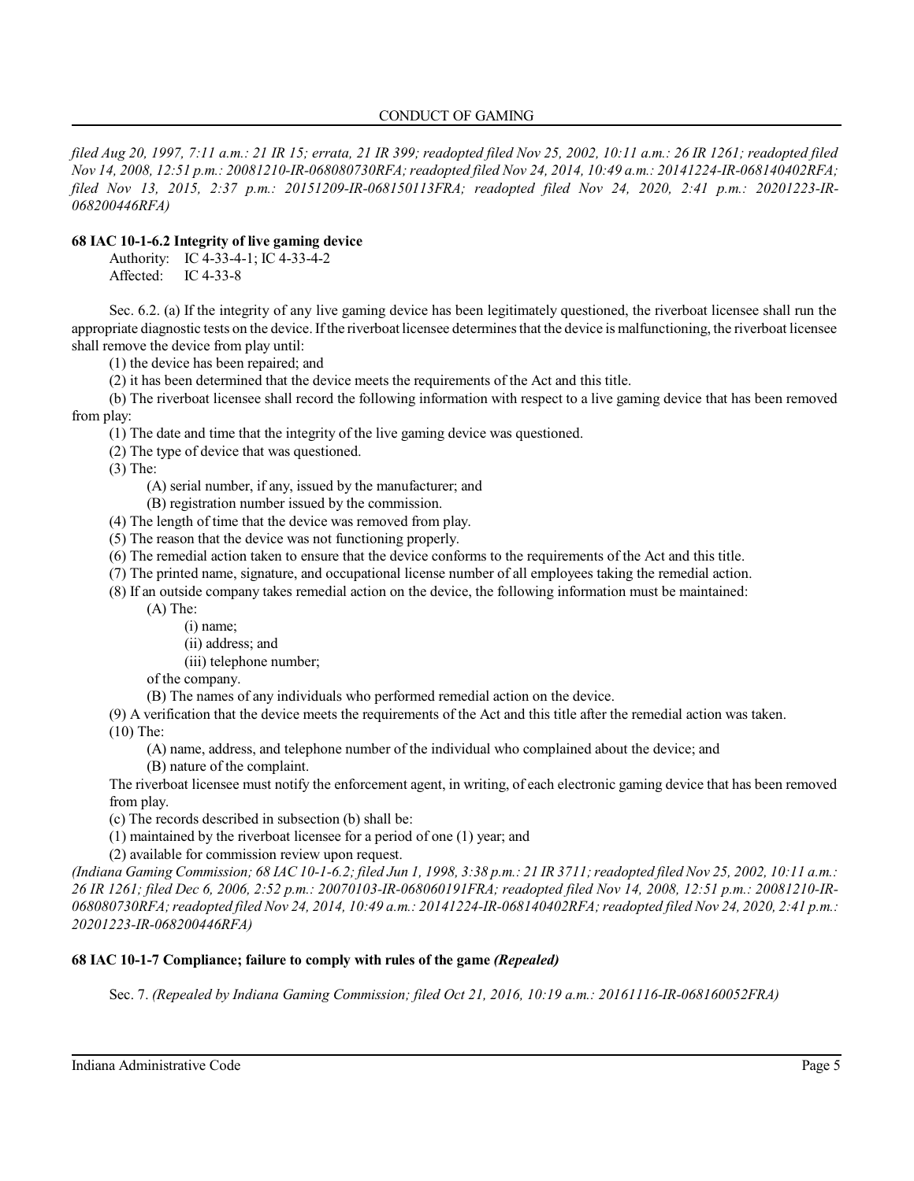*filed Aug 20, 1997, 7:11 a.m.: 21 IR 15; errata, 21 IR 399; readopted filed Nov 25, 2002, 10:11 a.m.: 26 IR 1261; readopted filed Nov 14, 2008, 12:51 p.m.: 20081210-IR-068080730RFA; readopted filed Nov 24, 2014, 10:49 a.m.: 20141224-IR-068140402RFA; filed Nov 13, 2015, 2:37 p.m.: 20151209-IR-068150113FRA; readopted filed Nov 24, 2020, 2:41 p.m.: 20201223-IR-068200446RFA)*

**68 IAC 10-1-6.2 Integrity of live gaming device**

Authority: IC 4-33-4-1; IC 4-33-4-2
Affected: IC 4-33-8

Sec. 6.2. (a) If the integrity of any live gaming device has been legitimately questioned, the riverboat licensee shall run the appropriate diagnostic tests on the device. If the riverboat licensee determines that the device is malfunctioning, the riverboat licensee shall remove the device from play until:

(1) the device has been repaired; and

(2) it has been determined that the device meets the requirements of the Act and this title.

(b) The riverboat licensee shall record the following information with respect to a live gaming device that has been removed from play:

(1) The date and time that the integrity of the live gaming device was questioned.

(2) The type of device that was questioned.

(3) The:

(A) serial number, if any, issued by the manufacturer; and

(B) registration number issued by the commission.

(4) The length of time that the device was removed from play.

(5) The reason that the device was not functioning properly.

(6) The remedial action taken to ensure that the device conforms to the requirements of the Act and this title.

(7) The printed name, signature, and occupational license number of all employees taking the remedial action.

(8) If an outside company takes remedial action on the device, the following information must be maintained:

(A) The:

(i) name;

(ii) address; and

(iii) telephone number;

of the company.

(B) The names of any individuals who performed remedial action on the device.

(9) A verification that the device meets the requirements of the Act and this title after the remedial action was taken.

(10) The:

(A) name, address, and telephone number of the individual who complained about the device; and

(B) nature of the complaint.

The riverboat licensee must notify the enforcement agent, in writing, of each electronic gaming device that has been removed from play.

(c) The records described in subsection (b) shall be:

(1) maintained by the riverboat licensee for a period of one (1) year; and

(2) available for commission review upon request.

*(Indiana Gaming Commission; 68 IAC 10-1-6.2; filed Jun 1, 1998, 3:38 p.m.: 21 IR 3711; readopted filed Nov 25, 2002, 10:11 a.m.: 26 IR 1261; filed Dec 6, 2006, 2:52 p.m.: 20070103-IR-068060191FRA; readopted filed Nov 14, 2008, 12:51 p.m.: 20081210-IR-068080730RFA; readopted filed Nov 24, 2014, 10:49 a.m.: 20141224-IR-068140402RFA; readopted filed Nov 24, 2020, 2:41 p.m.: 20201223-IR-068200446RFA)*

**68 IAC 10-1-7 Compliance; failure to comply with rules of the game *(Repealed)***

Sec. 7. *(Repealed by Indiana Gaming Commission; filed Oct 21, 2016, 10:19 a.m.: 20161116-IR-068160052FRA)*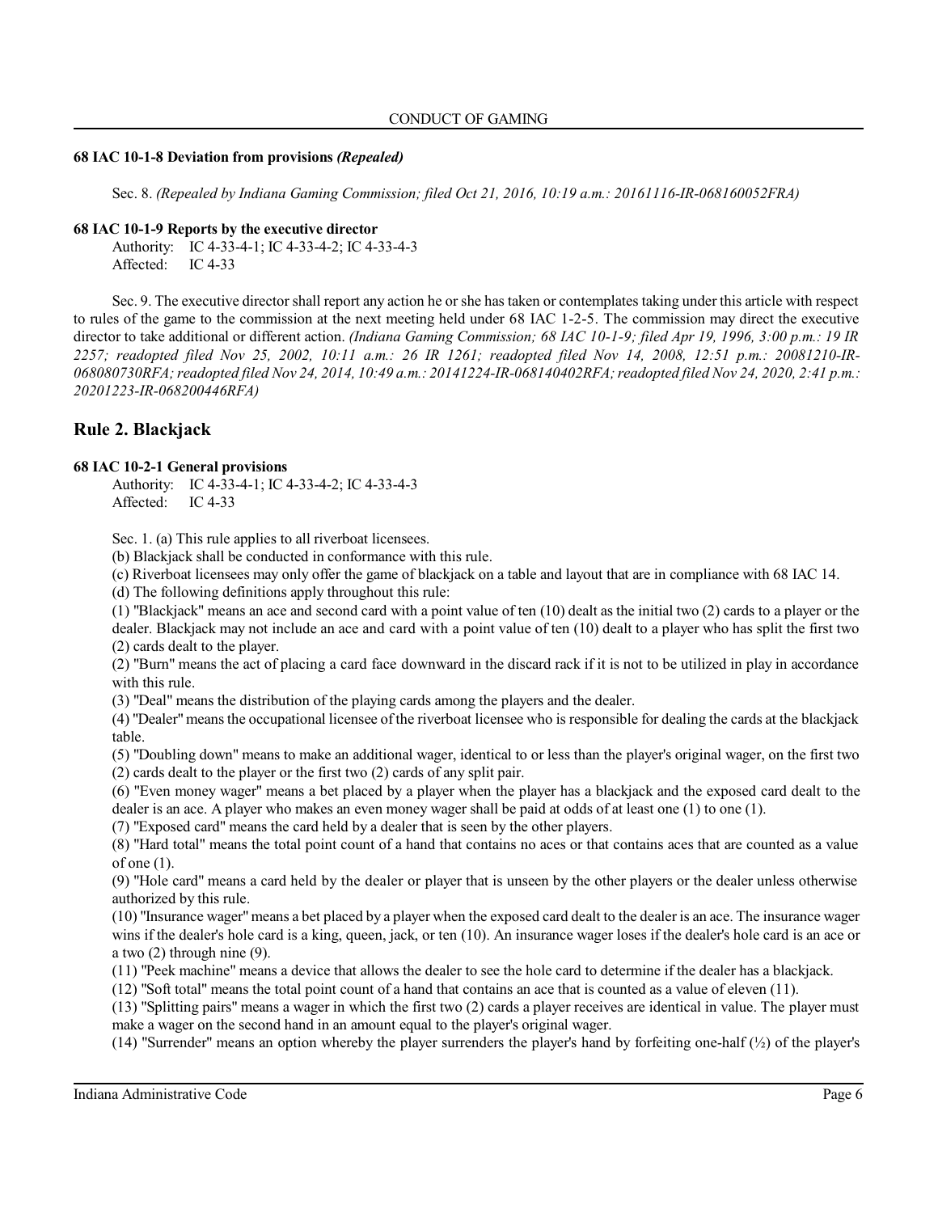#### 68 IAC 10-1-8 Deviation from provisions *(Repealed)*

Sec. 8. *(Repealed by Indiana Gaming Commission; filed Oct 21, 2016, 10:19 a.m.: 20161116-IR-068160052FRA)*

#### 68 IAC 10-1-9 Reports by the executive director

Authority: IC 4-33-4-1; IC 4-33-4-2; IC 4-33-4-3
Affected: IC 4-33

Sec. 9. The executive director shall report any action he or she has taken or contemplates taking under this article with respect to rules of the game to the commission at the next meeting held under 68 IAC 1-2-5. The commission may direct the executive director to take additional or different action. *(Indiana Gaming Commission; 68 IAC 10-1-9; filed Apr 19, 1996, 3:00 p.m.: 19 IR 2257; readopted filed Nov 25, 2002, 10:11 a.m.: 26 IR 1261; readopted filed Nov 14, 2008, 12:51 p.m.: 20081210-IR-068080730RFA; readopted filed Nov 24, 2014, 10:49 a.m.: 20141224-IR-068140402RFA; readopted filed Nov 24, 2020, 2:41 p.m.: 20201223-IR-068200446RFA)*

## Rule 2. Blackjack

#### 68 IAC 10-2-1 General provisions

Authority: IC 4-33-4-1; IC 4-33-4-2; IC 4-33-4-3
Affected: IC 4-33

Sec. 1. (a) This rule applies to all riverboat licensees.

(b) Blackjack shall be conducted in conformance with this rule.

(c) Riverboat licensees may only offer the game of blackjack on a table and layout that are in compliance with 68 IAC 14.

(d) The following definitions apply throughout this rule:

(1) "Blackjack" means an ace and second card with a point value of ten (10) dealt as the initial two (2) cards to a player or the dealer. Blackjack may not include an ace and card with a point value of ten (10) dealt to a player who has split the first two (2) cards dealt to the player.

(2) "Burn" means the act of placing a card face downward in the discard rack if it is not to be utilized in play in accordance with this rule.

(3) "Deal" means the distribution of the playing cards among the players and the dealer.

(4) "Dealer" means the occupational licensee of the riverboat licensee who is responsible for dealing the cards at the blackjack table.

(5) "Doubling down" means to make an additional wager, identical to or less than the player's original wager, on the first two (2) cards dealt to the player or the first two (2) cards of any split pair.

(6) "Even money wager" means a bet placed by a player when the player has a blackjack and the exposed card dealt to the dealer is an ace. A player who makes an even money wager shall be paid at odds of at least one (1) to one (1).

(7) "Exposed card" means the card held by a dealer that is seen by the other players.

(8) "Hard total" means the total point count of a hand that contains no aces or that contains aces that are counted as a value of one (1).

(9) "Hole card" means a card held by the dealer or player that is unseen by the other players or the dealer unless otherwise authorized by this rule.

(10) "Insurance wager" means a bet placed by a player when the exposed card dealt to the dealer is an ace. The insurance wager wins if the dealer's hole card is a king, queen, jack, or ten (10). An insurance wager loses if the dealer's hole card is an ace or a two (2) through nine (9).

(11) "Peek machine" means a device that allows the dealer to see the hole card to determine if the dealer has a blackjack.

(12) "Soft total" means the total point count of a hand that contains an ace that is counted as a value of eleven (11).

(13) "Splitting pairs" means a wager in which the first two (2) cards a player receives are identical in value. The player must make a wager on the second hand in an amount equal to the player's original wager.

(14) "Surrender" means an option whereby the player surrenders the player's hand by forfeiting one-half (½) of the player's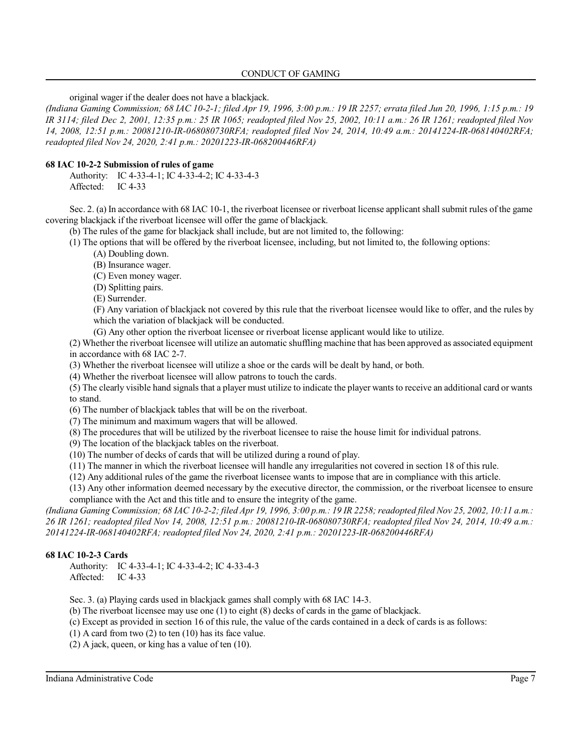original wager if the dealer does not have a blackjack.

*(Indiana Gaming Commission; 68 IAC 10-2-1; filed Apr 19, 1996, 3:00 p.m.: 19 IR 2257; errata filed Jun 20, 1996, 1:15 p.m.: 19 IR 3114; filed Dec 2, 2001, 12:35 p.m.: 25 IR 1065; readopted filed Nov 25, 2002, 10:11 a.m.: 26 IR 1261; readopted filed Nov 14, 2008, 12:51 p.m.: 20081210-IR-068080730RFA; readopted filed Nov 24, 2014, 10:49 a.m.: 20141224-IR-068140402RFA; readopted filed Nov 24, 2020, 2:41 p.m.: 20201223-IR-068200446RFA)*

**68 IAC 10-2-2 Submission of rules of game**

Authority: IC 4-33-4-1; IC 4-33-4-2; IC 4-33-4-3
Affected: IC 4-33

Sec. 2. (a) In accordance with 68 IAC 10-1, the riverboat licensee or riverboat license applicant shall submit rules of the game covering blackjack if the riverboat licensee will offer the game of blackjack.

(b) The rules of the game for blackjack shall include, but are not limited to, the following:

(1) The options that will be offered by the riverboat licensee, including, but not limited to, the following options:

(A) Doubling down.

(B) Insurance wager.

(C) Even money wager.

(D) Splitting pairs.

(E) Surrender.

(F) Any variation of blackjack not covered by this rule that the riverboat licensee would like to offer, and the rules by which the variation of blackjack will be conducted.

(G) Any other option the riverboat licensee or riverboat license applicant would like to utilize.

(2) Whether the riverboat licensee will utilize an automatic shuffling machine that has been approved as associated equipment in accordance with 68 IAC 2-7.

(3) Whether the riverboat licensee will utilize a shoe or the cards will be dealt by hand, or both.

(4) Whether the riverboat licensee will allow patrons to touch the cards.

(5) The clearly visible hand signals that a player must utilize to indicate the player wants to receive an additional card or wants to stand.

(6) The number of blackjack tables that will be on the riverboat.

(7) The minimum and maximum wagers that will be allowed.

(8) The procedures that will be utilized by the riverboat licensee to raise the house limit for individual patrons.

(9) The location of the blackjack tables on the riverboat.

(10) The number of decks of cards that will be utilized during a round of play.

(11) The manner in which the riverboat licensee will handle any irregularities not covered in section 18 of this rule.

(12) Any additional rules of the game the riverboat licensee wants to impose that are in compliance with this article.

(13) Any other information deemed necessary by the executive director, the commission, or the riverboat licensee to ensure compliance with the Act and this title and to ensure the integrity of the game.

*(Indiana Gaming Commission; 68 IAC 10-2-2; filed Apr 19, 1996, 3:00 p.m.: 19 IR 2258; readopted filed Nov 25, 2002, 10:11 a.m.: 26 IR 1261; readopted filed Nov 14, 2008, 12:51 p.m.: 20081210-IR-068080730RFA; readopted filed Nov 24, 2014, 10:49 a.m.: 20141224-IR-068140402RFA; readopted filed Nov 24, 2020, 2:41 p.m.: 20201223-IR-068200446RFA)*

**68 IAC 10-2-3 Cards**

Authority: IC 4-33-4-1; IC 4-33-4-2; IC 4-33-4-3
Affected: IC 4-33

Sec. 3. (a) Playing cards used in blackjack games shall comply with 68 IAC 14-3.

(b) The riverboat licensee may use one (1) to eight (8) decks of cards in the game of blackjack.

(c) Except as provided in section 16 of this rule, the value of the cards contained in a deck of cards is as follows:

(1) A card from two (2) to ten (10) has its face value.

(2) A jack, queen, or king has a value of ten (10).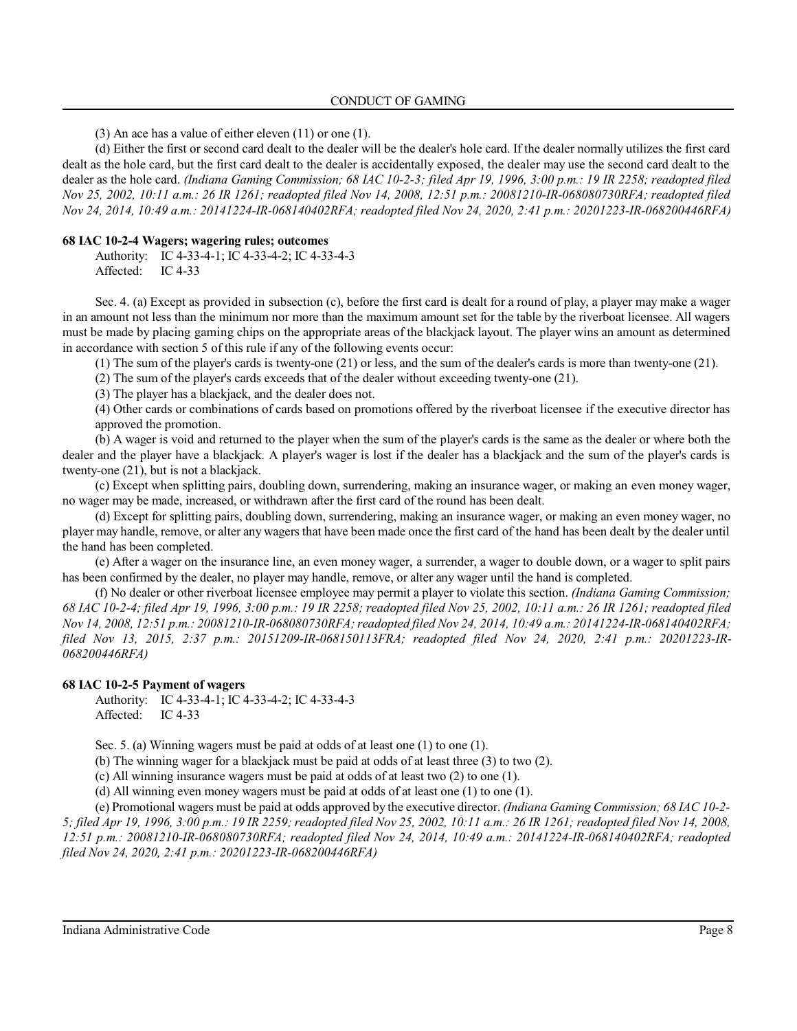(3) An ace has a value of either eleven (11) or one (1).

(d) Either the first or second card dealt to the dealer will be the dealer's hole card. If the dealer normally utilizes the first card dealt as the hole card, but the first card dealt to the dealer is accidentally exposed, the dealer may use the second card dealt to the dealer as the hole card. *(Indiana Gaming Commission; 68 IAC 10-2-3; filed Apr 19, 1996, 3:00 p.m.: 19 IR 2258; readopted filed Nov 25, 2002, 10:11 a.m.: 26 IR 1261; readopted filed Nov 14, 2008, 12:51 p.m.: 20081210-IR-068080730RFA; readopted filed Nov 24, 2014, 10:49 a.m.: 20141224-IR-068140402RFA; readopted filed Nov 24, 2020, 2:41 p.m.: 20201223-IR-068200446RFA)*

**68 IAC 10-2-4 Wagers; wagering rules; outcomes**

Authority: IC 4-33-4-1; IC 4-33-4-2; IC 4-33-4-3
Affected: IC 4-33

Sec. 4. (a) Except as provided in subsection (c), before the first card is dealt for a round of play, a player may make a wager in an amount not less than the minimum nor more than the maximum amount set for the table by the riverboat licensee. All wagers must be made by placing gaming chips on the appropriate areas of the blackjack layout. The player wins an amount as determined in accordance with section 5 of this rule if any of the following events occur:

(1) The sum of the player's cards is twenty-one (21) or less, and the sum of the dealer's cards is more than twenty-one (21).

(2) The sum of the player's cards exceeds that of the dealer without exceeding twenty-one (21).

(3) The player has a blackjack, and the dealer does not.

(4) Other cards or combinations of cards based on promotions offered by the riverboat licensee if the executive director has approved the promotion.

(b) A wager is void and returned to the player when the sum of the player's cards is the same as the dealer or where both the dealer and the player have a blackjack. A player's wager is lost if the dealer has a blackjack and the sum of the player's cards is twenty-one (21), but is not a blackjack.

(c) Except when splitting pairs, doubling down, surrendering, making an insurance wager, or making an even money wager, no wager may be made, increased, or withdrawn after the first card of the round has been dealt.

(d) Except for splitting pairs, doubling down, surrendering, making an insurance wager, or making an even money wager, no player may handle, remove, or alter any wagers that have been made once the first card of the hand has been dealt by the dealer until the hand has been completed.

(e) After a wager on the insurance line, an even money wager, a surrender, a wager to double down, or a wager to split pairs has been confirmed by the dealer, no player may handle, remove, or alter any wager until the hand is completed.

(f) No dealer or other riverboat licensee employee may permit a player to violate this section. *(Indiana Gaming Commission; 68 IAC 10-2-4; filed Apr 19, 1996, 3:00 p.m.: 19 IR 2258; readopted filed Nov 25, 2002, 10:11 a.m.: 26 IR 1261; readopted filed Nov 14, 2008, 12:51 p.m.: 20081210-IR-068080730RFA; readopted filed Nov 24, 2014, 10:49 a.m.: 20141224-IR-068140402RFA; filed Nov 13, 2015, 2:37 p.m.: 20151209-IR-068150113FRA; readopted filed Nov 24, 2020, 2:41 p.m.: 20201223-IR-068200446RFA)*

**68 IAC 10-2-5 Payment of wagers**

Authority: IC 4-33-4-1; IC 4-33-4-2; IC 4-33-4-3
Affected: IC 4-33

Sec. 5. (a) Winning wagers must be paid at odds of at least one (1) to one (1).

(b) The winning wager for a blackjack must be paid at odds of at least three (3) to two (2).

(c) All winning insurance wagers must be paid at odds of at least two (2) to one (1).

(d) All winning even money wagers must be paid at odds of at least one (1) to one (1).

(e) Promotional wagers must be paid at odds approved by the executive director. *(Indiana Gaming Commission; 68 IAC 10-2-5; filed Apr 19, 1996, 3:00 p.m.: 19 IR 2259; readopted filed Nov 25, 2002, 10:11 a.m.: 26 IR 1261; readopted filed Nov 14, 2008, 12:51 p.m.: 20081210-IR-068080730RFA; readopted filed Nov 24, 2014, 10:49 a.m.: 20141224-IR-068140402RFA; readopted filed Nov 24, 2020, 2:41 p.m.: 20201223-IR-068200446RFA)*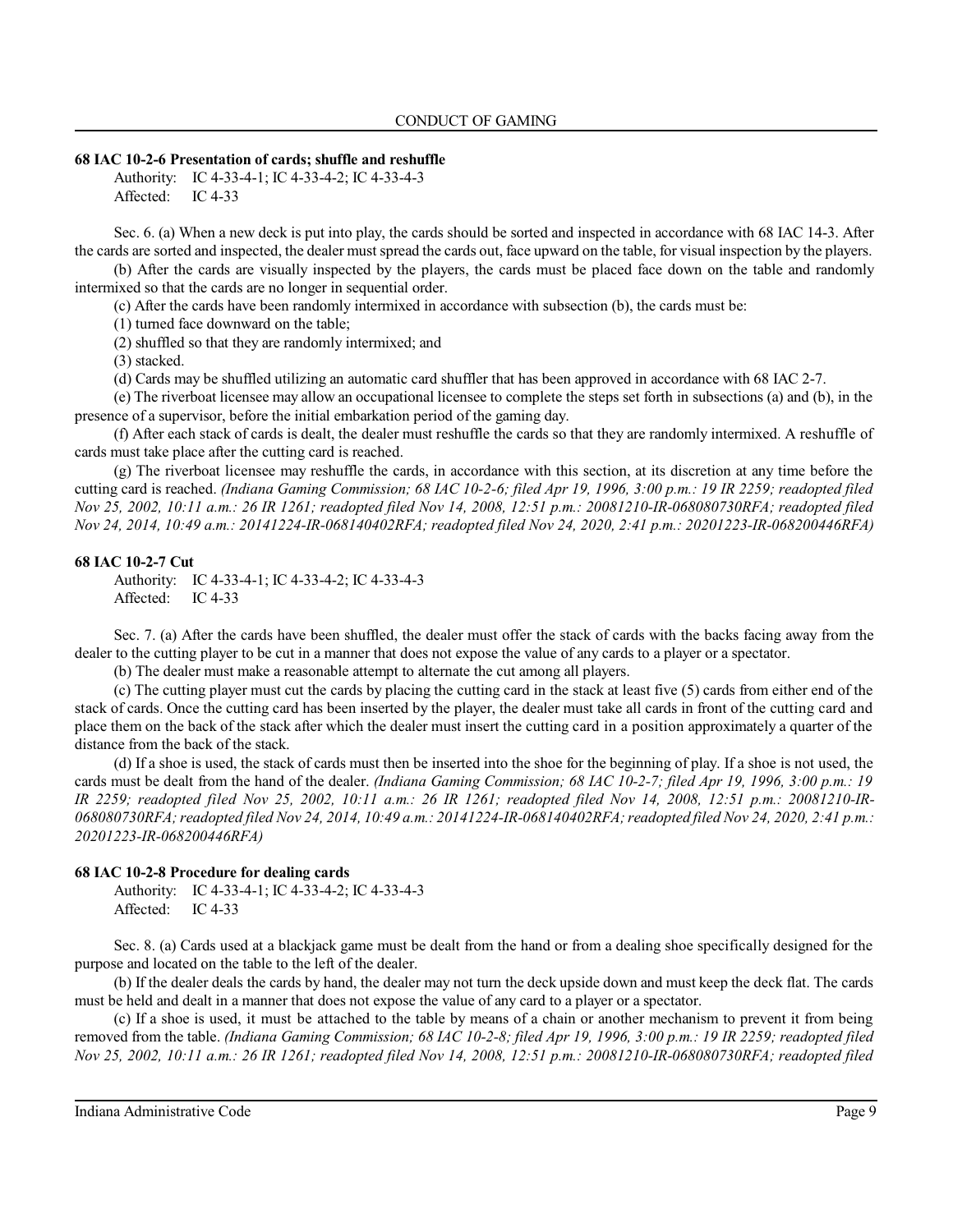**68 IAC 10-2-6 Presentation of cards; shuffle and reshuffle**

Authority: IC 4-33-4-1; IC 4-33-4-2; IC 4-33-4-3
Affected: IC 4-33

Sec. 6. (a) When a new deck is put into play, the cards should be sorted and inspected in accordance with 68 IAC 14-3. After the cards are sorted and inspected, the dealer must spread the cards out, face upward on the table, for visual inspection by the players.

(b) After the cards are visually inspected by the players, the cards must be placed face down on the table and randomly intermixed so that the cards are no longer in sequential order.

(c) After the cards have been randomly intermixed in accordance with subsection (b), the cards must be:

(1) turned face downward on the table;

(2) shuffled so that they are randomly intermixed; and

(3) stacked.

(d) Cards may be shuffled utilizing an automatic card shuffler that has been approved in accordance with 68 IAC 2-7.

(e) The riverboat licensee may allow an occupational licensee to complete the steps set forth in subsections (a) and (b), in the presence of a supervisor, before the initial embarkation period of the gaming day.

(f) After each stack of cards is dealt, the dealer must reshuffle the cards so that they are randomly intermixed. A reshuffle of cards must take place after the cutting card is reached.

(g) The riverboat licensee may reshuffle the cards, in accordance with this section, at its discretion at any time before the cutting card is reached. *(Indiana Gaming Commission; 68 IAC 10-2-6; filed Apr 19, 1996, 3:00 p.m.: 19 IR 2259; readopted filed Nov 25, 2002, 10:11 a.m.: 26 IR 1261; readopted filed Nov 14, 2008, 12:51 p.m.: 20081210-IR-068080730RFA; readopted filed Nov 24, 2014, 10:49 a.m.: 20141224-IR-068140402RFA; readopted filed Nov 24, 2020, 2:41 p.m.: 20201223-IR-068200446RFA)*

**68 IAC 10-2-7 Cut**

Authority: IC 4-33-4-1; IC 4-33-4-2; IC 4-33-4-3
Affected: IC 4-33

Sec. 7. (a) After the cards have been shuffled, the dealer must offer the stack of cards with the backs facing away from the dealer to the cutting player to be cut in a manner that does not expose the value of any cards to a player or a spectator.

(b) The dealer must make a reasonable attempt to alternate the cut among all players.

(c) The cutting player must cut the cards by placing the cutting card in the stack at least five (5) cards from either end of the stack of cards. Once the cutting card has been inserted by the player, the dealer must take all cards in front of the cutting card and place them on the back of the stack after which the dealer must insert the cutting card in a position approximately a quarter of the distance from the back of the stack.

(d) If a shoe is used, the stack of cards must then be inserted into the shoe for the beginning of play. If a shoe is not used, the cards must be dealt from the hand of the dealer. *(Indiana Gaming Commission; 68 IAC 10-2-7; filed Apr 19, 1996, 3:00 p.m.: 19 IR 2259; readopted filed Nov 25, 2002, 10:11 a.m.: 26 IR 1261; readopted filed Nov 14, 2008, 12:51 p.m.: 20081210-IR-068080730RFA; readopted filed Nov 24, 2014, 10:49 a.m.: 20141224-IR-068140402RFA; readopted filed Nov 24, 2020, 2:41 p.m.: 20201223-IR-068200446RFA)*

**68 IAC 10-2-8 Procedure for dealing cards**

Authority: IC 4-33-4-1; IC 4-33-4-2; IC 4-33-4-3
Affected: IC 4-33

Sec. 8. (a) Cards used at a blackjack game must be dealt from the hand or from a dealing shoe specifically designed for the purpose and located on the table to the left of the dealer.

(b) If the dealer deals the cards by hand, the dealer may not turn the deck upside down and must keep the deck flat. The cards must be held and dealt in a manner that does not expose the value of any card to a player or a spectator.

(c) If a shoe is used, it must be attached to the table by means of a chain or another mechanism to prevent it from being removed from the table. *(Indiana Gaming Commission; 68 IAC 10-2-8; filed Apr 19, 1996, 3:00 p.m.: 19 IR 2259; readopted filed Nov 25, 2002, 10:11 a.m.: 26 IR 1261; readopted filed Nov 14, 2008, 12:51 p.m.: 20081210-IR-068080730RFA; readopted filed*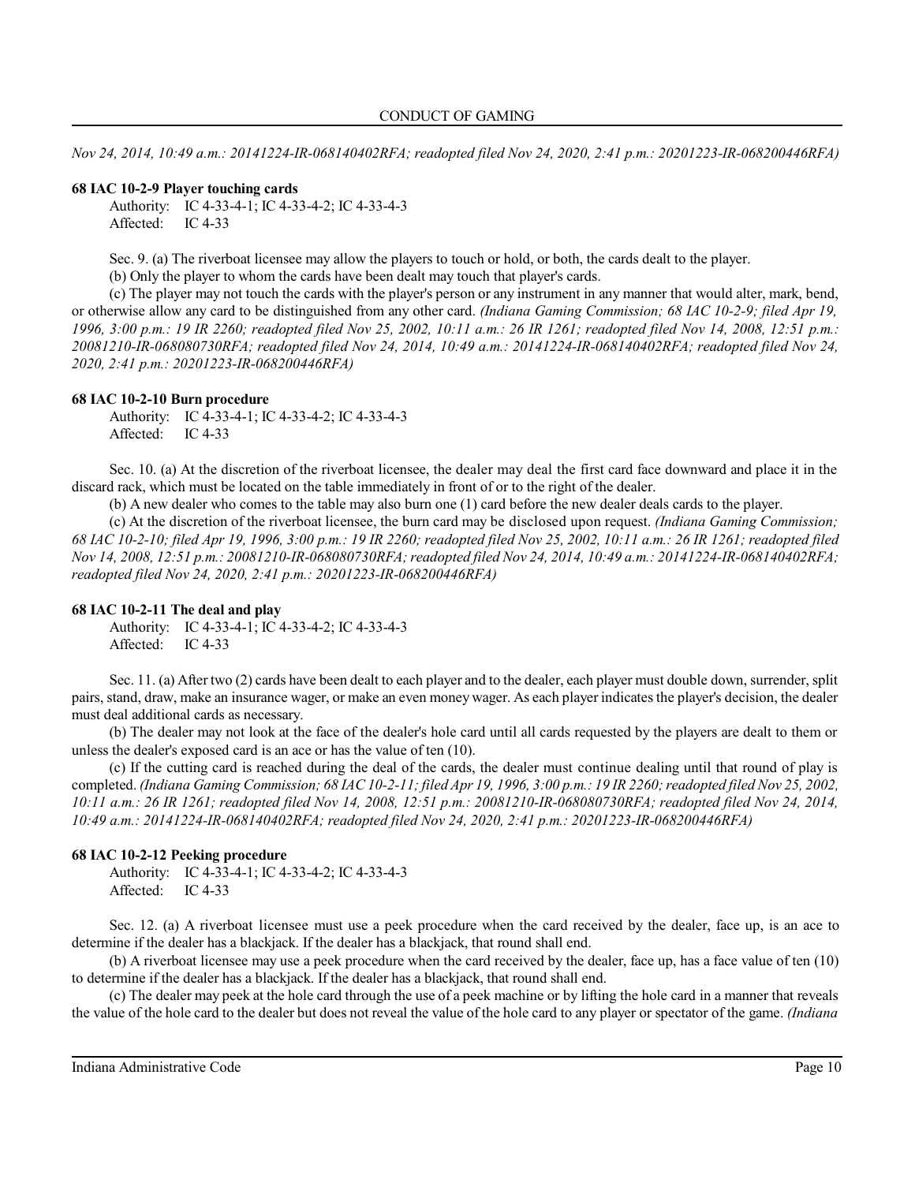*Nov 24, 2014, 10:49 a.m.: 20141224-IR-068140402RFA; readopted filed Nov 24, 2020, 2:41 p.m.: 20201223-IR-068200446RFA)*

**68 IAC 10-2-9 Player touching cards**

Authority: IC 4-33-4-1; IC 4-33-4-2; IC 4-33-4-3
Affected: IC 4-33

Sec. 9. (a) The riverboat licensee may allow the players to touch or hold, or both, the cards dealt to the player.

(b) Only the player to whom the cards have been dealt may touch that player's cards.

(c) The player may not touch the cards with the player's person or any instrument in any manner that would alter, mark, bend, or otherwise allow any card to be distinguished from any other card. *(Indiana Gaming Commission; 68 IAC 10-2-9; filed Apr 19, 1996, 3:00 p.m.: 19 IR 2260; readopted filed Nov 25, 2002, 10:11 a.m.: 26 IR 1261; readopted filed Nov 14, 2008, 12:51 p.m.: 20081210-IR-068080730RFA; readopted filed Nov 24, 2014, 10:49 a.m.: 20141224-IR-068140402RFA; readopted filed Nov 24, 2020, 2:41 p.m.: 20201223-IR-068200446RFA)*

**68 IAC 10-2-10 Burn procedure**

Authority: IC 4-33-4-1; IC 4-33-4-2; IC 4-33-4-3
Affected: IC 4-33

Sec. 10. (a) At the discretion of the riverboat licensee, the dealer may deal the first card face downward and place it in the discard rack, which must be located on the table immediately in front of or to the right of the dealer.

(b) A new dealer who comes to the table may also burn one (1) card before the new dealer deals cards to the player.

(c) At the discretion of the riverboat licensee, the burn card may be disclosed upon request. *(Indiana Gaming Commission; 68 IAC 10-2-10; filed Apr 19, 1996, 3:00 p.m.: 19 IR 2260; readopted filed Nov 25, 2002, 10:11 a.m.: 26 IR 1261; readopted filed Nov 14, 2008, 12:51 p.m.: 20081210-IR-068080730RFA; readopted filed Nov 24, 2014, 10:49 a.m.: 20141224-IR-068140402RFA; readopted filed Nov 24, 2020, 2:41 p.m.: 20201223-IR-068200446RFA)*

**68 IAC 10-2-11 The deal and play**

Authority: IC 4-33-4-1; IC 4-33-4-2; IC 4-33-4-3
Affected: IC 4-33

Sec. 11. (a) After two (2) cards have been dealt to each player and to the dealer, each player must double down, surrender, split pairs, stand, draw, make an insurance wager, or make an even money wager. As each player indicates the player's decision, the dealer must deal additional cards as necessary.

(b) The dealer may not look at the face of the dealer's hole card until all cards requested by the players are dealt to them or unless the dealer's exposed card is an ace or has the value of ten (10).

(c) If the cutting card is reached during the deal of the cards, the dealer must continue dealing until that round of play is completed. *(Indiana Gaming Commission; 68 IAC 10-2-11; filed Apr 19, 1996, 3:00 p.m.: 19 IR 2260; readopted filed Nov 25, 2002, 10:11 a.m.: 26 IR 1261; readopted filed Nov 14, 2008, 12:51 p.m.: 20081210-IR-068080730RFA; readopted filed Nov 24, 2014, 10:49 a.m.: 20141224-IR-068140402RFA; readopted filed Nov 24, 2020, 2:41 p.m.: 20201223-IR-068200446RFA)*

**68 IAC 10-2-12 Peeking procedure**

Authority: IC 4-33-4-1; IC 4-33-4-2; IC 4-33-4-3
Affected: IC 4-33

Sec. 12. (a) A riverboat licensee must use a peek procedure when the card received by the dealer, face up, is an ace to determine if the dealer has a blackjack. If the dealer has a blackjack, that round shall end.

(b) A riverboat licensee may use a peek procedure when the card received by the dealer, face up, has a face value of ten (10) to determine if the dealer has a blackjack. If the dealer has a blackjack, that round shall end.

(c) The dealer may peek at the hole card through the use of a peek machine or by lifting the hole card in a manner that reveals the value of the hole card to the dealer but does not reveal the value of the hole card to any player or spectator of the game. *(Indiana*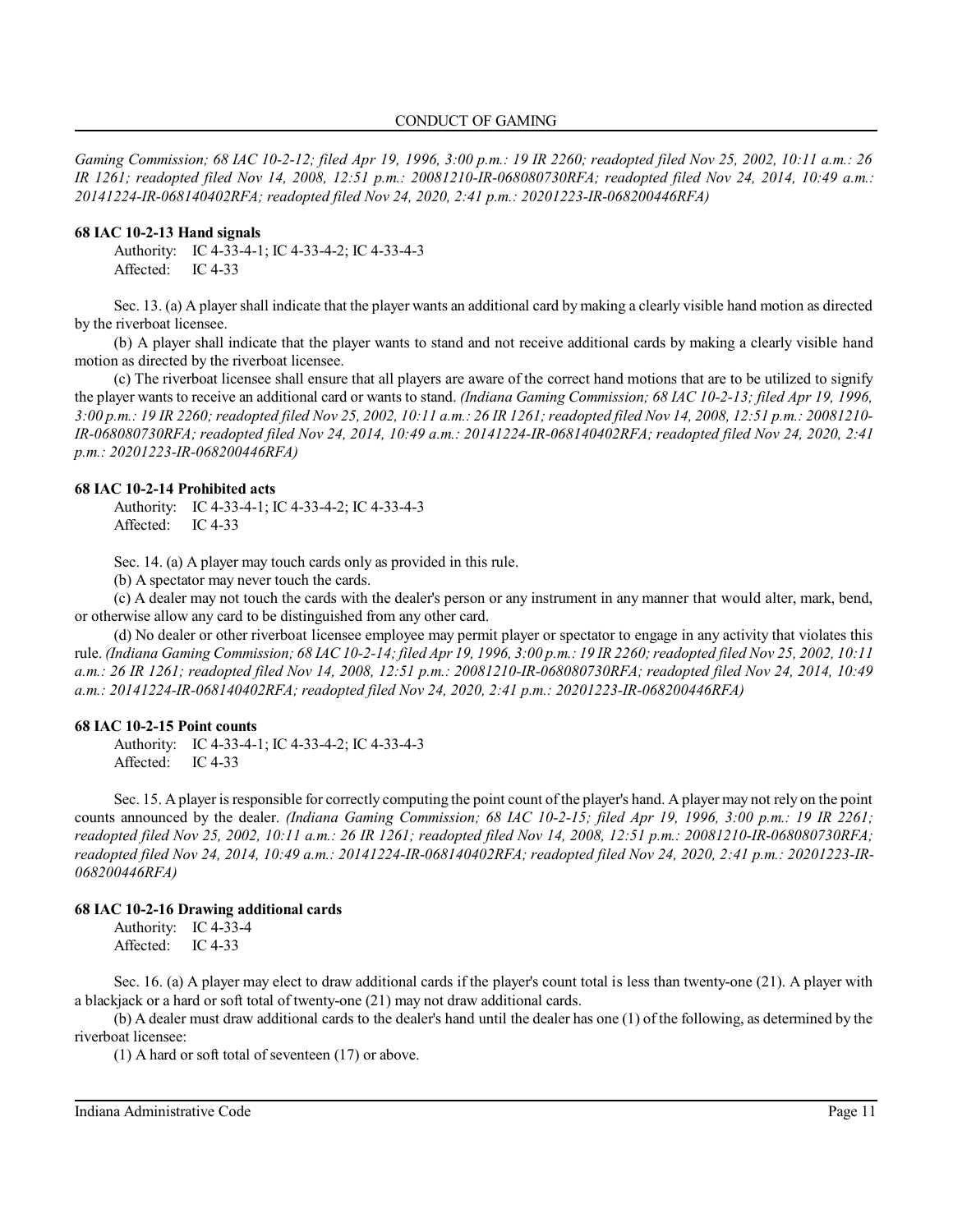*Gaming Commission; 68 IAC 10-2-12; filed Apr 19, 1996, 3:00 p.m.: 19 IR 2260; readopted filed Nov 25, 2002, 10:11 a.m.: 26 IR 1261; readopted filed Nov 14, 2008, 12:51 p.m.: 20081210-IR-068080730RFA; readopted filed Nov 24, 2014, 10:49 a.m.: 20141224-IR-068140402RFA; readopted filed Nov 24, 2020, 2:41 p.m.: 20201223-IR-068200446RFA)*

**68 IAC 10-2-13 Hand signals**

Authority: IC 4-33-4-1; IC 4-33-4-2; IC 4-33-4-3
Affected: IC 4-33

Sec. 13. (a) A player shall indicate that the player wants an additional card by making a clearly visible hand motion as directed by the riverboat licensee.

(b) A player shall indicate that the player wants to stand and not receive additional cards by making a clearly visible hand motion as directed by the riverboat licensee.

(c) The riverboat licensee shall ensure that all players are aware of the correct hand motions that are to be utilized to signify the player wants to receive an additional card or wants to stand. *(Indiana Gaming Commission; 68 IAC 10-2-13; filed Apr 19, 1996, 3:00 p.m.: 19 IR 2260; readopted filed Nov 25, 2002, 10:11 a.m.: 26 IR 1261; readopted filed Nov 14, 2008, 12:51 p.m.: 20081210-IR-068080730RFA; readopted filed Nov 24, 2014, 10:49 a.m.: 20141224-IR-068140402RFA; readopted filed Nov 24, 2020, 2:41 p.m.: 20201223-IR-068200446RFA)*

**68 IAC 10-2-14 Prohibited acts**

Authority: IC 4-33-4-1; IC 4-33-4-2; IC 4-33-4-3
Affected: IC 4-33

Sec. 14. (a) A player may touch cards only as provided in this rule.

(b) A spectator may never touch the cards.

(c) A dealer may not touch the cards with the dealer's person or any instrument in any manner that would alter, mark, bend, or otherwise allow any card to be distinguished from any other card.

(d) No dealer or other riverboat licensee employee may permit player or spectator to engage in any activity that violates this rule. *(Indiana Gaming Commission; 68 IAC 10-2-14; filed Apr 19, 1996, 3:00 p.m.: 19 IR 2260; readopted filed Nov 25, 2002, 10:11 a.m.: 26 IR 1261; readopted filed Nov 14, 2008, 12:51 p.m.: 20081210-IR-068080730RFA; readopted filed Nov 24, 2014, 10:49 a.m.: 20141224-IR-068140402RFA; readopted filed Nov 24, 2020, 2:41 p.m.: 20201223-IR-068200446RFA)*

**68 IAC 10-2-15 Point counts**

Authority: IC 4-33-4-1; IC 4-33-4-2; IC 4-33-4-3
Affected: IC 4-33

Sec. 15. A player is responsible for correctly computing the point count of the player's hand. A player may not rely on the point counts announced by the dealer. *(Indiana Gaming Commission; 68 IAC 10-2-15; filed Apr 19, 1996, 3:00 p.m.: 19 IR 2261; readopted filed Nov 25, 2002, 10:11 a.m.: 26 IR 1261; readopted filed Nov 14, 2008, 12:51 p.m.: 20081210-IR-068080730RFA; readopted filed Nov 24, 2014, 10:49 a.m.: 20141224-IR-068140402RFA; readopted filed Nov 24, 2020, 2:41 p.m.: 20201223-IR-068200446RFA)*

**68 IAC 10-2-16 Drawing additional cards**

Authority: IC 4-33-4
Affected: IC 4-33

Sec. 16. (a) A player may elect to draw additional cards if the player's count total is less than twenty-one (21). A player with a blackjack or a hard or soft total of twenty-one (21) may not draw additional cards.

(b) A dealer must draw additional cards to the dealer's hand until the dealer has one (1) of the following, as determined by the riverboat licensee:

(1) A hard or soft total of seventeen (17) or above.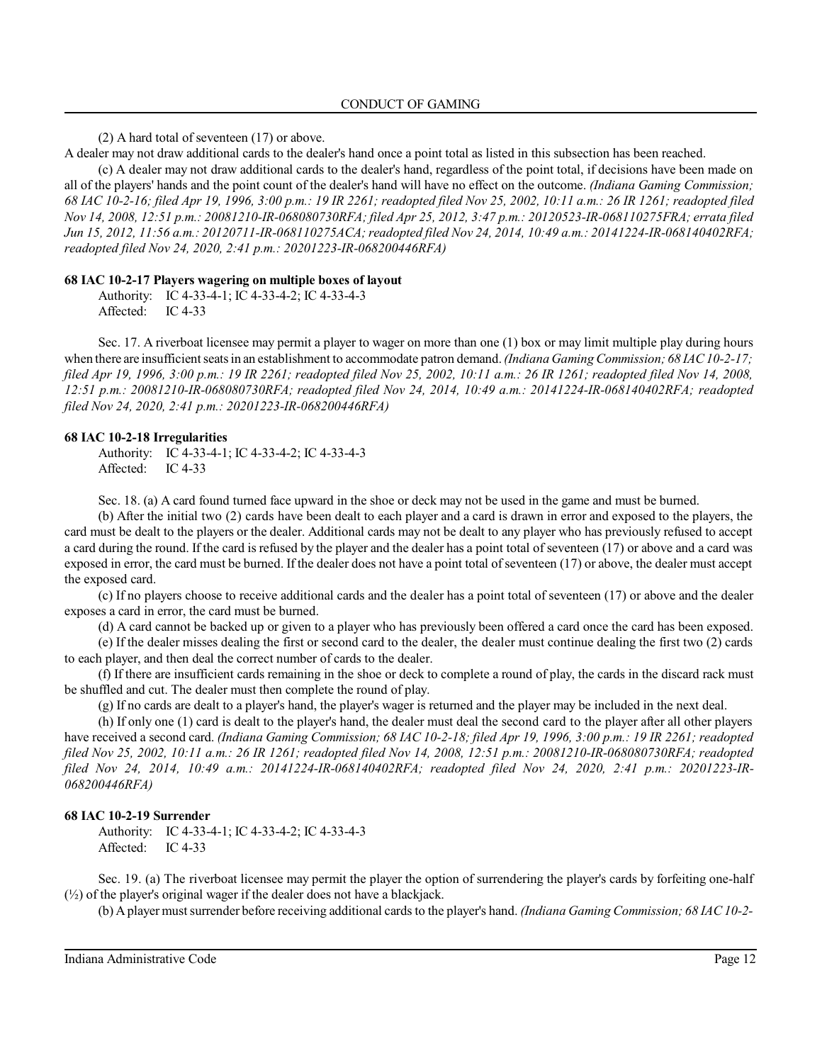(2) A hard total of seventeen (17) or above.

A dealer may not draw additional cards to the dealer's hand once a point total as listed in this subsection has been reached.

(c) A dealer may not draw additional cards to the dealer's hand, regardless of the point total, if decisions have been made on all of the players' hands and the point count of the dealer's hand will have no effect on the outcome. *(Indiana Gaming Commission; 68 IAC 10-2-16; filed Apr 19, 1996, 3:00 p.m.: 19 IR 2261; readopted filed Nov 25, 2002, 10:11 a.m.: 26 IR 1261; readopted filed Nov 14, 2008, 12:51 p.m.: 20081210-IR-068080730RFA; filed Apr 25, 2012, 3:47 p.m.: 20120523-IR-068110275FRA; errata filed Jun 15, 2012, 11:56 a.m.: 20120711-IR-068110275ACA; readopted filed Nov 24, 2014, 10:49 a.m.: 20141224-IR-068140402RFA; readopted filed Nov 24, 2020, 2:41 p.m.: 20201223-IR-068200446RFA)*

**68 IAC 10-2-17 Players wagering on multiple boxes of layout**

Authority: IC 4-33-4-1; IC 4-33-4-2; IC 4-33-4-3
Affected: IC 4-33

Sec. 17. A riverboat licensee may permit a player to wager on more than one (1) box or may limit multiple play during hours when there are insufficient seats in an establishment to accommodate patron demand. *(Indiana Gaming Commission; 68 IAC 10-2-17; filed Apr 19, 1996, 3:00 p.m.: 19 IR 2261; readopted filed Nov 25, 2002, 10:11 a.m.: 26 IR 1261; readopted filed Nov 14, 2008, 12:51 p.m.: 20081210-IR-068080730RFA; readopted filed Nov 24, 2014, 10:49 a.m.: 20141224-IR-068140402RFA; readopted filed Nov 24, 2020, 2:41 p.m.: 20201223-IR-068200446RFA)*

**68 IAC 10-2-18 Irregularities**

Authority: IC 4-33-4-1; IC 4-33-4-2; IC 4-33-4-3
Affected: IC 4-33

Sec. 18. (a) A card found turned face upward in the shoe or deck may not be used in the game and must be burned.

(b) After the initial two (2) cards have been dealt to each player and a card is drawn in error and exposed to the players, the card must be dealt to the players or the dealer. Additional cards may not be dealt to any player who has previously refused to accept a card during the round. If the card is refused by the player and the dealer has a point total of seventeen (17) or above and a card was exposed in error, the card must be burned. If the dealer does not have a point total of seventeen (17) or above, the dealer must accept the exposed card.

(c) If no players choose to receive additional cards and the dealer has a point total of seventeen (17) or above and the dealer exposes a card in error, the card must be burned.

(d) A card cannot be backed up or given to a player who has previously been offered a card once the card has been exposed.

(e) If the dealer misses dealing the first or second card to the dealer, the dealer must continue dealing the first two (2) cards to each player, and then deal the correct number of cards to the dealer.

(f) If there are insufficient cards remaining in the shoe or deck to complete a round of play, the cards in the discard rack must be shuffled and cut. The dealer must then complete the round of play.

(g) If no cards are dealt to a player's hand, the player's wager is returned and the player may be included in the next deal.

(h) If only one (1) card is dealt to the player's hand, the dealer must deal the second card to the player after all other players have received a second card. *(Indiana Gaming Commission; 68 IAC 10-2-18; filed Apr 19, 1996, 3:00 p.m.: 19 IR 2261; readopted filed Nov 25, 2002, 10:11 a.m.: 26 IR 1261; readopted filed Nov 14, 2008, 12:51 p.m.: 20081210-IR-068080730RFA; readopted filed Nov 24, 2014, 10:49 a.m.: 20141224-IR-068140402RFA; readopted filed Nov 24, 2020, 2:41 p.m.: 20201223-IR-068200446RFA)*

**68 IAC 10-2-19 Surrender**

Authority: IC 4-33-4-1; IC 4-33-4-2; IC 4-33-4-3
Affected: IC 4-33

Sec. 19. (a) The riverboat licensee may permit the player the option of surrendering the player's cards by forfeiting one-half (½) of the player's original wager if the dealer does not have a blackjack.

(b) A player must surrender before receiving additional cards to the player's hand. *(Indiana Gaming Commission; 68 IAC 10-2-*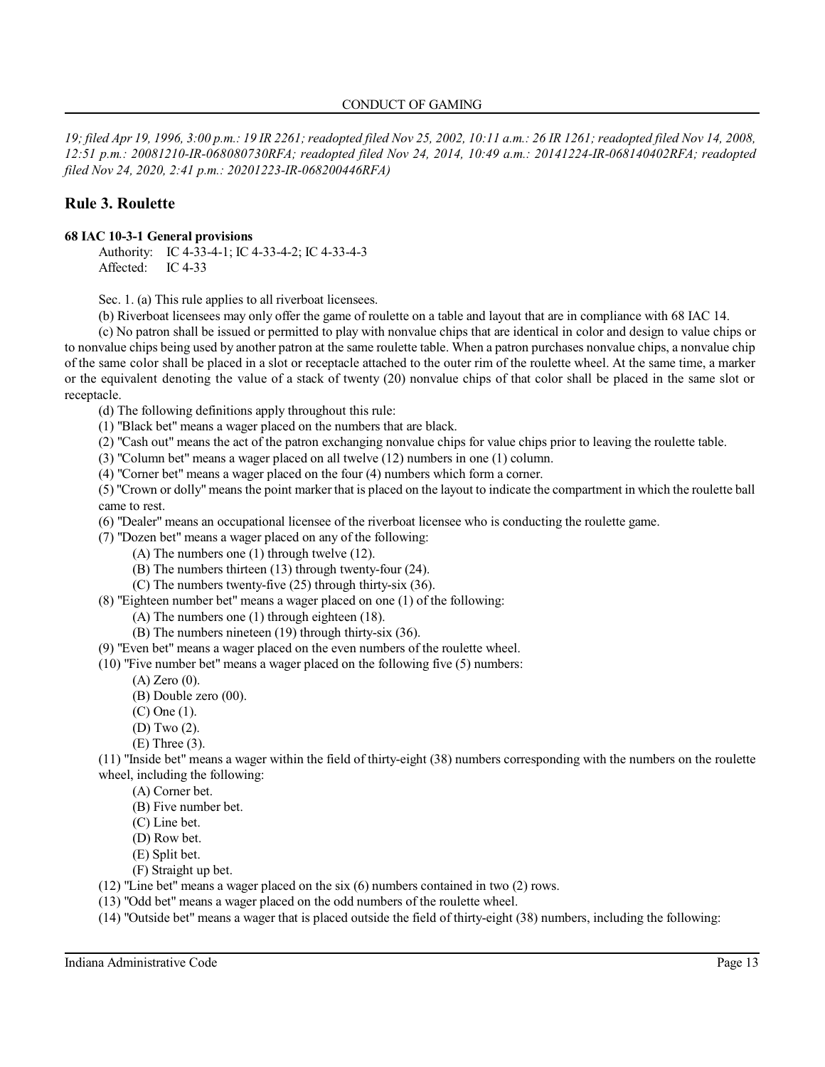*19; filed Apr 19, 1996, 3:00 p.m.: 19 IR 2261; readopted filed Nov 25, 2002, 10:11 a.m.: 26 IR 1261; readopted filed Nov 14, 2008, 12:51 p.m.: 20081210-IR-068080730RFA; readopted filed Nov 24, 2014, 10:49 a.m.: 20141224-IR-068140402RFA; readopted filed Nov 24, 2020, 2:41 p.m.: 20201223-IR-068200446RFA)*

## Rule 3. Roulette

**68 IAC 10-3-1 General provisions**

Authority: IC 4-33-4-1; IC 4-33-4-2; IC 4-33-4-3
Affected: IC 4-33

Sec. 1. (a) This rule applies to all riverboat licensees.

(b) Riverboat licensees may only offer the game of roulette on a table and layout that are in compliance with 68 IAC 14.

(c) No patron shall be issued or permitted to play with nonvalue chips that are identical in color and design to value chips or to nonvalue chips being used by another patron at the same roulette table. When a patron purchases nonvalue chips, a nonvalue chip of the same color shall be placed in a slot or receptacle attached to the outer rim of the roulette wheel. At the same time, a marker or the equivalent denoting the value of a stack of twenty (20) nonvalue chips of that color shall be placed in the same slot or receptacle.

(d) The following definitions apply throughout this rule:

(1) "Black bet" means a wager placed on the numbers that are black.

(2) "Cash out" means the act of the patron exchanging nonvalue chips for value chips prior to leaving the roulette table.

(3) "Column bet" means a wager placed on all twelve (12) numbers in one (1) column.

(4) "Corner bet" means a wager placed on the four (4) numbers which form a corner.

(5) "Crown or dolly" means the point marker that is placed on the layout to indicate the compartment in which the roulette ball came to rest.

(6) "Dealer" means an occupational licensee of the riverboat licensee who is conducting the roulette game.

(7) "Dozen bet" means a wager placed on any of the following:

(A) The numbers one (1) through twelve (12).
(B) The numbers thirteen (13) through twenty-four (24).
(C) The numbers twenty-five (25) through thirty-six (36).

(8) "Eighteen number bet" means a wager placed on one (1) of the following:

(A) The numbers one (1) through eighteen (18).
(B) The numbers nineteen (19) through thirty-six (36).

(9) "Even bet" means a wager placed on the even numbers of the roulette wheel.

(10) "Five number bet" means a wager placed on the following five (5) numbers:

(A) Zero (0).
(B) Double zero (00).
(C) One (1).
(D) Two (2).
(E) Three (3).

(11) "Inside bet" means a wager within the field of thirty-eight (38) numbers corresponding with the numbers on the roulette wheel, including the following:

(A) Corner bet.
(B) Five number bet.
(C) Line bet.
(D) Row bet.
(E) Split bet.
(F) Straight up bet.

(12) "Line bet" means a wager placed on the six (6) numbers contained in two (2) rows.

(13) "Odd bet" means a wager placed on the odd numbers of the roulette wheel.

(14) "Outside bet" means a wager that is placed outside the field of thirty-eight (38) numbers, including the following: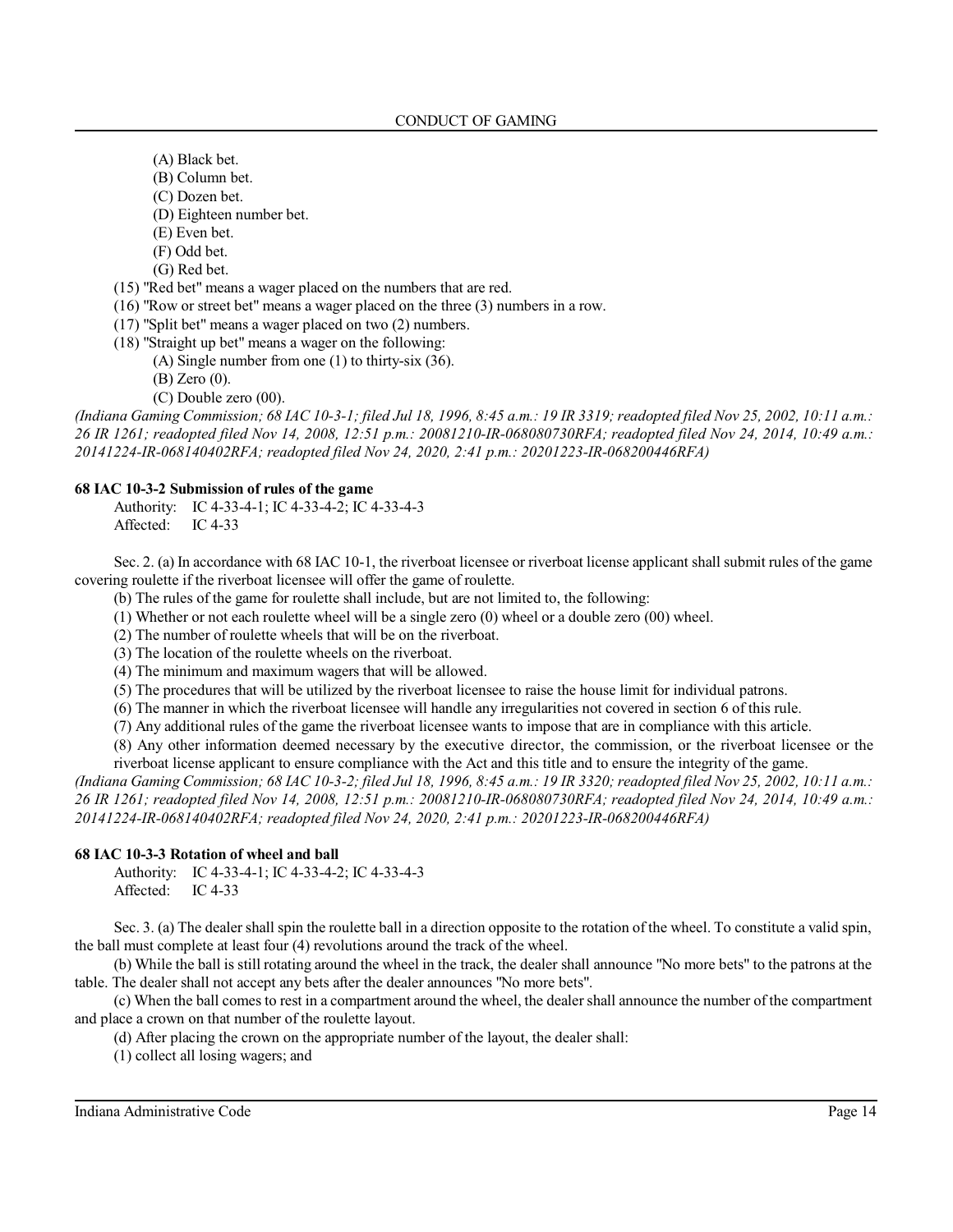(A) Black bet.
(B) Column bet.
(C) Dozen bet.
(D) Eighteen number bet.
(E) Even bet.
(F) Odd bet.
(G) Red bet.

(15) "Red bet" means a wager placed on the numbers that are red.

(16) "Row or street bet" means a wager placed on the three (3) numbers in a row.

(17) "Split bet" means a wager placed on two (2) numbers.

(18) "Straight up bet" means a wager on the following:

(A) Single number from one (1) to thirty-six (36).
(B) Zero (0).
(C) Double zero (00).

*(Indiana Gaming Commission; 68 IAC 10-3-1; filed Jul 18, 1996, 8:45 a.m.: 19 IR 3319; readopted filed Nov 25, 2002, 10:11 a.m.: 26 IR 1261; readopted filed Nov 14, 2008, 12:51 p.m.: 20081210-IR-068080730RFA; readopted filed Nov 24, 2014, 10:49 a.m.: 20141224-IR-068140402RFA; readopted filed Nov 24, 2020, 2:41 p.m.: 20201223-IR-068200446RFA)*

**68 IAC 10-3-2 Submission of rules of the game**

Authority: IC 4-33-4-1; IC 4-33-4-2; IC 4-33-4-3
Affected: IC 4-33

Sec. 2. (a) In accordance with 68 IAC 10-1, the riverboat licensee or riverboat license applicant shall submit rules of the game covering roulette if the riverboat licensee will offer the game of roulette.

(b) The rules of the game for roulette shall include, but are not limited to, the following:

(1) Whether or not each roulette wheel will be a single zero (0) wheel or a double zero (00) wheel.

(2) The number of roulette wheels that will be on the riverboat.

(3) The location of the roulette wheels on the riverboat.

(4) The minimum and maximum wagers that will be allowed.

(5) The procedures that will be utilized by the riverboat licensee to raise the house limit for individual patrons.

(6) The manner in which the riverboat licensee will handle any irregularities not covered in section 6 of this rule.

(7) Any additional rules of the game the riverboat licensee wants to impose that are in compliance with this article.

(8) Any other information deemed necessary by the executive director, the commission, or the riverboat licensee or the riverboat license applicant to ensure compliance with the Act and this title and to ensure the integrity of the game.

*(Indiana Gaming Commission; 68 IAC 10-3-2; filed Jul 18, 1996, 8:45 a.m.: 19 IR 3320; readopted filed Nov 25, 2002, 10:11 a.m.: 26 IR 1261; readopted filed Nov 14, 2008, 12:51 p.m.: 20081210-IR-068080730RFA; readopted filed Nov 24, 2014, 10:49 a.m.: 20141224-IR-068140402RFA; readopted filed Nov 24, 2020, 2:41 p.m.: 20201223-IR-068200446RFA)*

**68 IAC 10-3-3 Rotation of wheel and ball**

Authority: IC 4-33-4-1; IC 4-33-4-2; IC 4-33-4-3
Affected: IC 4-33

Sec. 3. (a) The dealer shall spin the roulette ball in a direction opposite to the rotation of the wheel. To constitute a valid spin, the ball must complete at least four (4) revolutions around the track of the wheel.

(b) While the ball is still rotating around the wheel in the track, the dealer shall announce "No more bets" to the patrons at the table. The dealer shall not accept any bets after the dealer announces "No more bets".

(c) When the ball comes to rest in a compartment around the wheel, the dealer shall announce the number of the compartment and place a crown on that number of the roulette layout.

(d) After placing the crown on the appropriate number of the layout, the dealer shall:

(1) collect all losing wagers; and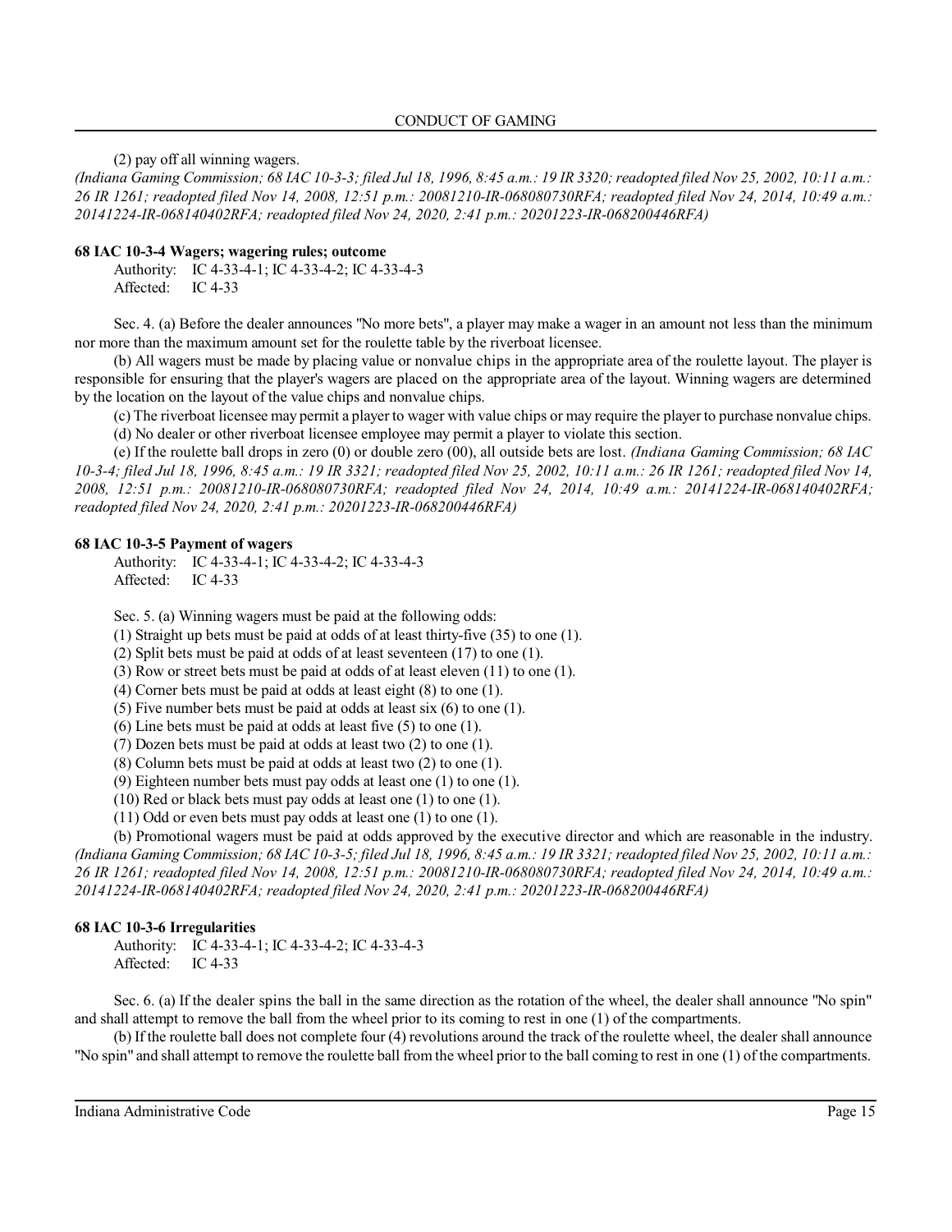(2) pay off all winning wagers.

*(Indiana Gaming Commission; 68 IAC 10-3-3; filed Jul 18, 1996, 8:45 a.m.: 19 IR 3320; readopted filed Nov 25, 2002, 10:11 a.m.: 26 IR 1261; readopted filed Nov 14, 2008, 12:51 p.m.: 20081210-IR-068080730RFA; readopted filed Nov 24, 2014, 10:49 a.m.: 20141224-IR-068140402RFA; readopted filed Nov 24, 2020, 2:41 p.m.: 20201223-IR-068200446RFA)*

**68 IAC 10-3-4 Wagers; wagering rules; outcome**

Authority: IC 4-33-4-1; IC 4-33-4-2; IC 4-33-4-3
Affected: IC 4-33

Sec. 4. (a) Before the dealer announces "No more bets", a player may make a wager in an amount not less than the minimum nor more than the maximum amount set for the roulette table by the riverboat licensee.

(b) All wagers must be made by placing value or nonvalue chips in the appropriate area of the roulette layout. The player is responsible for ensuring that the player's wagers are placed on the appropriate area of the layout. Winning wagers are determined by the location on the layout of the value chips and nonvalue chips.

(c) The riverboat licensee may permit a player to wager with value chips or may require the player to purchase nonvalue chips.

(d) No dealer or other riverboat licensee employee may permit a player to violate this section.

(e) If the roulette ball drops in zero (0) or double zero (00), all outside bets are lost. *(Indiana Gaming Commission; 68 IAC 10-3-4; filed Jul 18, 1996, 8:45 a.m.: 19 IR 3321; readopted filed Nov 25, 2002, 10:11 a.m.: 26 IR 1261; readopted filed Nov 14, 2008, 12:51 p.m.: 20081210-IR-068080730RFA; readopted filed Nov 24, 2014, 10:49 a.m.: 20141224-IR-068140402RFA; readopted filed Nov 24, 2020, 2:41 p.m.: 20201223-IR-068200446RFA)*

**68 IAC 10-3-5 Payment of wagers**

Authority: IC 4-33-4-1; IC 4-33-4-2; IC 4-33-4-3
Affected: IC 4-33

Sec. 5. (a) Winning wagers must be paid at the following odds:

(1) Straight up bets must be paid at odds of at least thirty-five (35) to one (1).
(2) Split bets must be paid at odds of at least seventeen (17) to one (1).
(3) Row or street bets must be paid at odds of at least eleven (11) to one (1).
(4) Corner bets must be paid at odds at least eight (8) to one (1).
(5) Five number bets must be paid at odds at least six (6) to one (1).
(6) Line bets must be paid at odds at least five (5) to one (1).
(7) Dozen bets must be paid at odds at least two (2) to one (1).
(8) Column bets must be paid at odds at least two (2) to one (1).
(9) Eighteen number bets must pay odds at least one (1) to one (1).
(10) Red or black bets must pay odds at least one (1) to one (1).
(11) Odd or even bets must pay odds at least one (1) to one (1).

(b) Promotional wagers must be paid at odds approved by the executive director and which are reasonable in the industry. *(Indiana Gaming Commission; 68 IAC 10-3-5; filed Jul 18, 1996, 8:45 a.m.: 19 IR 3321; readopted filed Nov 25, 2002, 10:11 a.m.: 26 IR 1261; readopted filed Nov 14, 2008, 12:51 p.m.: 20081210-IR-068080730RFA; readopted filed Nov 24, 2014, 10:49 a.m.: 20141224-IR-068140402RFA; readopted filed Nov 24, 2020, 2:41 p.m.: 20201223-IR-068200446RFA)*

**68 IAC 10-3-6 Irregularities**

Authority: IC 4-33-4-1; IC 4-33-4-2; IC 4-33-4-3
Affected: IC 4-33

Sec. 6. (a) If the dealer spins the ball in the same direction as the rotation of the wheel, the dealer shall announce "No spin" and shall attempt to remove the ball from the wheel prior to its coming to rest in one (1) of the compartments.

(b) If the roulette ball does not complete four (4) revolutions around the track of the roulette wheel, the dealer shall announce "No spin" and shall attempt to remove the roulette ball from the wheel prior to the ball coming to rest in one (1) of the compartments.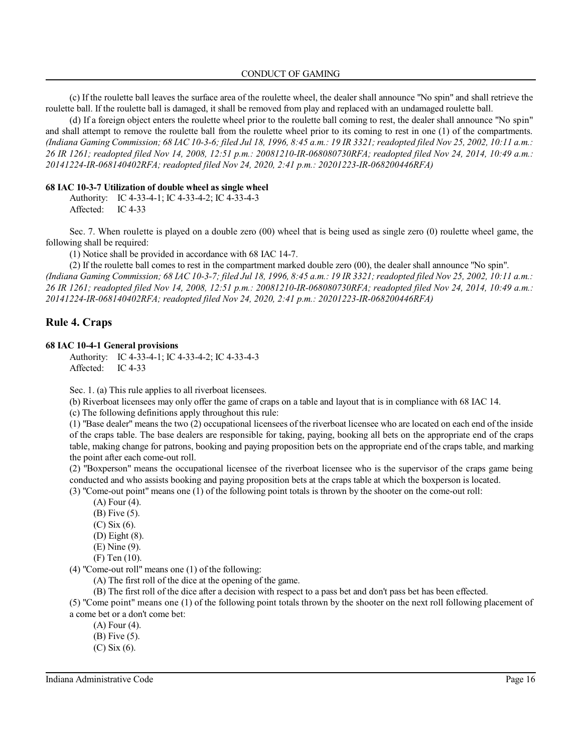(c) If the roulette ball leaves the surface area of the roulette wheel, the dealer shall announce "No spin" and shall retrieve the roulette ball. If the roulette ball is damaged, it shall be removed from play and replaced with an undamaged roulette ball.

(d) If a foreign object enters the roulette wheel prior to the roulette ball coming to rest, the dealer shall announce "No spin" and shall attempt to remove the roulette ball from the roulette wheel prior to its coming to rest in one (1) of the compartments. *(Indiana Gaming Commission; 68 IAC 10-3-6; filed Jul 18, 1996, 8:45 a.m.: 19 IR 3321; readopted filed Nov 25, 2002, 10:11 a.m.: 26 IR 1261; readopted filed Nov 14, 2008, 12:51 p.m.: 20081210-IR-068080730RFA; readopted filed Nov 24, 2014, 10:49 a.m.: 20141224-IR-068140402RFA; readopted filed Nov 24, 2020, 2:41 p.m.: 20201223-IR-068200446RFA)*

**68 IAC 10-3-7 Utilization of double wheel as single wheel**

Authority: IC 4-33-4-1; IC 4-33-4-2; IC 4-33-4-3
Affected: IC 4-33

Sec. 7. When roulette is played on a double zero (00) wheel that is being used as single zero (0) roulette wheel game, the following shall be required:

(1) Notice shall be provided in accordance with 68 IAC 14-7.

(2) If the roulette ball comes to rest in the compartment marked double zero (00), the dealer shall announce "No spin".

*(Indiana Gaming Commission; 68 IAC 10-3-7; filed Jul 18, 1996, 8:45 a.m.: 19 IR 3321; readopted filed Nov 25, 2002, 10:11 a.m.: 26 IR 1261; readopted filed Nov 14, 2008, 12:51 p.m.: 20081210-IR-068080730RFA; readopted filed Nov 24, 2014, 10:49 a.m.: 20141224-IR-068140402RFA; readopted filed Nov 24, 2020, 2:41 p.m.: 20201223-IR-068200446RFA)*

## Rule 4. Craps

**68 IAC 10-4-1 General provisions**

Authority: IC 4-33-4-1; IC 4-33-4-2; IC 4-33-4-3
Affected: IC 4-33

Sec. 1. (a) This rule applies to all riverboat licensees.

(b) Riverboat licensees may only offer the game of craps on a table and layout that is in compliance with 68 IAC 14.

(c) The following definitions apply throughout this rule:

(1) "Base dealer" means the two (2) occupational licensees of the riverboat licensee who are located on each end of the inside of the craps table. The base dealers are responsible for taking, paying, booking all bets on the appropriate end of the craps table, making change for patrons, booking and paying proposition bets on the appropriate end of the craps table, and marking the point after each come-out roll.

(2) "Boxperson" means the occupational licensee of the riverboat licensee who is the supervisor of the craps game being conducted and who assists booking and paying proposition bets at the craps table at which the boxperson is located.

(3) "Come-out point" means one (1) of the following point totals is thrown by the shooter on the come-out roll:

- (A) Four (4).
- (B) Five (5).
- (C) Six (6).
- (D) Eight (8).
- (E) Nine (9).
- (F) Ten (10).

(4) "Come-out roll" means one (1) of the following:

- (A) The first roll of the dice at the opening of the game.
- (B) The first roll of the dice after a decision with respect to a pass bet and don't pass bet has been effected.

(5) "Come point" means one (1) of the following point totals thrown by the shooter on the next roll following placement of a come bet or a don't come bet:

- (A) Four (4).
- (B) Five (5).
- (C) Six (6).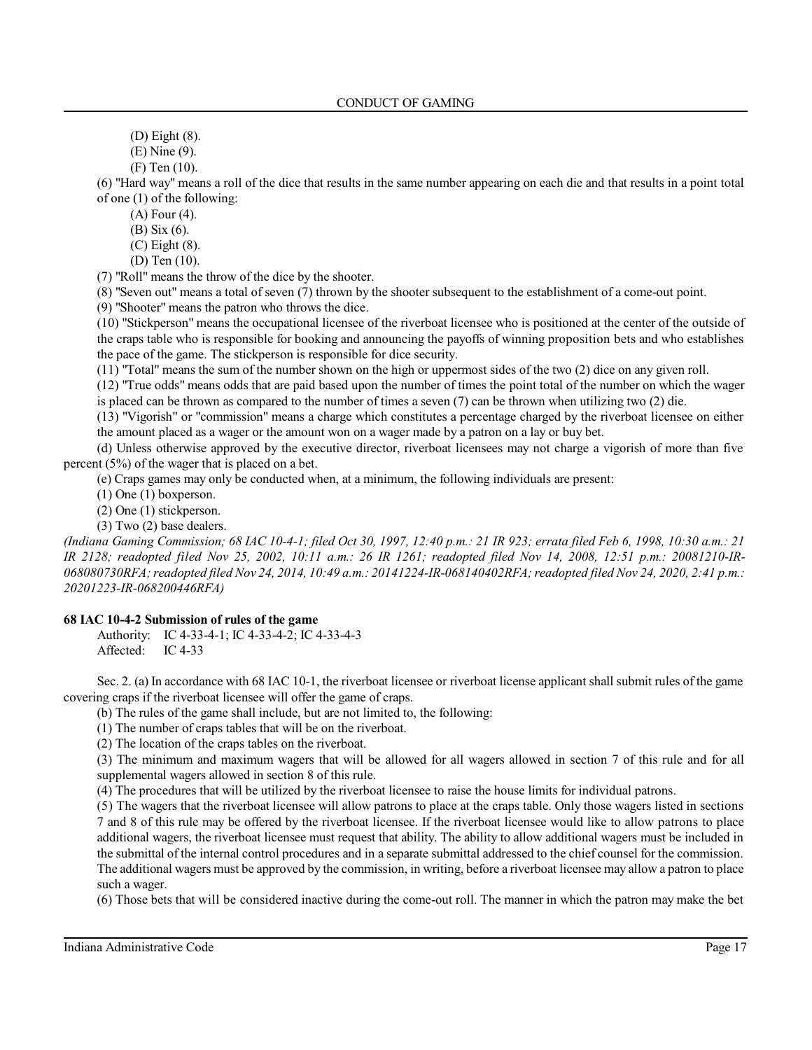(D) Eight (8).

(E) Nine (9).

(F) Ten (10).

(6) "Hard way" means a roll of the dice that results in the same number appearing on each die and that results in a point total of one (1) of the following:

(A) Four (4).

(B) Six (6).

(C) Eight (8).

(D) Ten (10).

(7) "Roll" means the throw of the dice by the shooter.

(8) "Seven out" means a total of seven (7) thrown by the shooter subsequent to the establishment of a come-out point.

(9) "Shooter" means the patron who throws the dice.

(10) "Stickperson" means the occupational licensee of the riverboat licensee who is positioned at the center of the outside of the craps table who is responsible for booking and announcing the payoffs of winning proposition bets and who establishes the pace of the game. The stickperson is responsible for dice security.

(11) "Total" means the sum of the number shown on the high or uppermost sides of the two (2) dice on any given roll.

(12) "True odds" means odds that are paid based upon the number of times the point total of the number on which the wager is placed can be thrown as compared to the number of times a seven (7) can be thrown when utilizing two (2) die.

(13) "Vigorish" or "commission" means a charge which constitutes a percentage charged by the riverboat licensee on either the amount placed as a wager or the amount won on a wager made by a patron on a lay or buy bet.

(d) Unless otherwise approved by the executive director, riverboat licensees may not charge a vigorish of more than five percent (5%) of the wager that is placed on a bet.

(e) Craps games may only be conducted when, at a minimum, the following individuals are present:

(1) One (1) boxperson.

(2) One (1) stickperson.

(3) Two (2) base dealers.

*(Indiana Gaming Commission; 68 IAC 10-4-1; filed Oct 30, 1997, 12:40 p.m.: 21 IR 923; errata filed Feb 6, 1998, 10:30 a.m.: 21 IR 2128; readopted filed Nov 25, 2002, 10:11 a.m.: 26 IR 1261; readopted filed Nov 14, 2008, 12:51 p.m.: 20081210-IR-068080730RFA; readopted filed Nov 24, 2014, 10:49 a.m.: 20141224-IR-068140402RFA; readopted filed Nov 24, 2020, 2:41 p.m.: 20201223-IR-068200446RFA)*

**68 IAC 10-4-2 Submission of rules of the game**

Authority: IC 4-33-4-1; IC 4-33-4-2; IC 4-33-4-3
Affected: IC 4-33

Sec. 2. (a) In accordance with 68 IAC 10-1, the riverboat licensee or riverboat license applicant shall submit rules of the game covering craps if the riverboat licensee will offer the game of craps.

(b) The rules of the game shall include, but are not limited to, the following:

(1) The number of craps tables that will be on the riverboat.

(2) The location of the craps tables on the riverboat.

(3) The minimum and maximum wagers that will be allowed for all wagers allowed in section 7 of this rule and for all supplemental wagers allowed in section 8 of this rule.

(4) The procedures that will be utilized by the riverboat licensee to raise the house limits for individual patrons.

(5) The wagers that the riverboat licensee will allow patrons to place at the craps table. Only those wagers listed in sections 7 and 8 of this rule may be offered by the riverboat licensee. If the riverboat licensee would like to allow patrons to place additional wagers, the riverboat licensee must request that ability. The ability to allow additional wagers must be included in the submittal of the internal control procedures and in a separate submittal addressed to the chief counsel for the commission. The additional wagers must be approved by the commission, in writing, before a riverboat licensee may allow a patron to place such a wager.

(6) Those bets that will be considered inactive during the come-out roll. The manner in which the patron may make the bet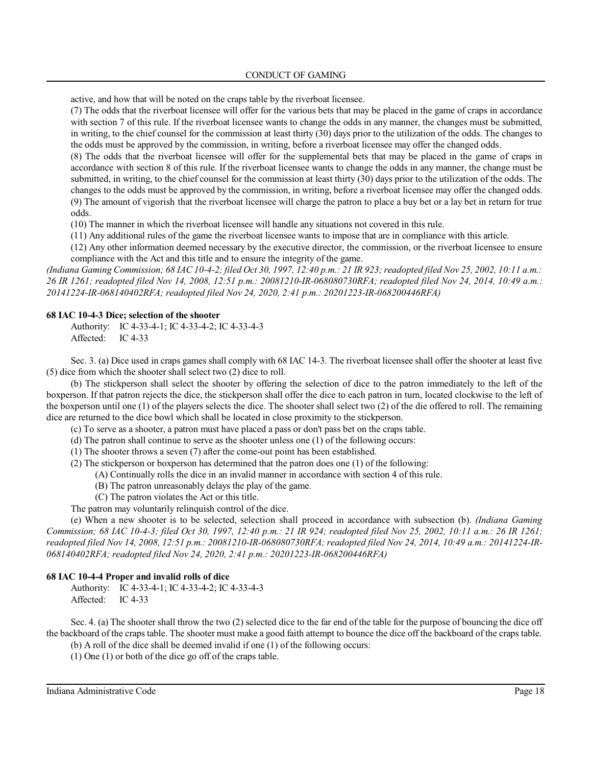active, and how that will be noted on the craps table by the riverboat licensee.

(7) The odds that the riverboat licensee will offer for the various bets that may be placed in the game of craps in accordance with section 7 of this rule. If the riverboat licensee wants to change the odds in any manner, the changes must be submitted, in writing, to the chief counsel for the commission at least thirty (30) days prior to the utilization of the odds. The changes to the odds must be approved by the commission, in writing, before a riverboat licensee may offer the changed odds.

(8) The odds that the riverboat licensee will offer for the supplemental bets that may be placed in the game of craps in accordance with section 8 of this rule. If the riverboat licensee wants to change the odds in any manner, the change must be submitted, in writing, to the chief counsel for the commission at least thirty (30) days prior to the utilization of the odds. The changes to the odds must be approved by the commission, in writing, before a riverboat licensee may offer the changed odds.

(9) The amount of vigorish that the riverboat licensee will charge the patron to place a buy bet or a lay bet in return for true odds.

(10) The manner in which the riverboat licensee will handle any situations not covered in this rule.

(11) Any additional rules of the game the riverboat licensee wants to impose that are in compliance with this article.

(12) Any other information deemed necessary by the executive director, the commission, or the riverboat licensee to ensure compliance with the Act and this title and to ensure the integrity of the game.

*(Indiana Gaming Commission; 68 IAC 10-4-2; filed Oct 30, 1997, 12:40 p.m.: 21 IR 923; readopted filed Nov 25, 2002, 10:11 a.m.: 26 IR 1261; readopted filed Nov 14, 2008, 12:51 p.m.: 20081210-IR-068080730RFA; readopted filed Nov 24, 2014, 10:49 a.m.: 20141224-IR-068140402RFA; readopted filed Nov 24, 2020, 2:41 p.m.: 20201223-IR-068200446RFA)*

**68 IAC 10-4-3 Dice; selection of the shooter**

Authority: IC 4-33-4-1; IC 4-33-4-2; IC 4-33-4-3
Affected: IC 4-33

Sec. 3. (a) Dice used in craps games shall comply with 68 IAC 14-3. The riverboat licensee shall offer the shooter at least five (5) dice from which the shooter shall select two (2) dice to roll.

(b) The stickperson shall select the shooter by offering the selection of dice to the patron immediately to the left of the boxperson. If that patron rejects the dice, the stickperson shall offer the dice to each patron in turn, located clockwise to the left of the boxperson until one (1) of the players selects the dice. The shooter shall select two (2) of the die offered to roll. The remaining dice are returned to the dice bowl which shall be located in close proximity to the stickperson.

(c) To serve as a shooter, a patron must have placed a pass or don't pass bet on the craps table.

(d) The patron shall continue to serve as the shooter unless one (1) of the following occurs:

(1) The shooter throws a seven (7) after the come-out point has been established.

(2) The stickperson or boxperson has determined that the patron does one (1) of the following:

(A) Continually rolls the dice in an invalid manner in accordance with section 4 of this rule.

(B) The patron unreasonably delays the play of the game.

(C) The patron violates the Act or this title.

The patron may voluntarily relinquish control of the dice.

(e) When a new shooter is to be selected, selection shall proceed in accordance with subsection (b). *(Indiana Gaming Commission; 68 IAC 10-4-3; filed Oct 30, 1997, 12:40 p.m.: 21 IR 924; readopted filed Nov 25, 2002, 10:11 a.m.: 26 IR 1261; readopted filed Nov 14, 2008, 12:51 p.m.: 20081210-IR-068080730RFA; readopted filed Nov 24, 2014, 10:49 a.m.: 20141224-IR-068140402RFA; readopted filed Nov 24, 2020, 2:41 p.m.: 20201223-IR-068200446RFA)*

**68 IAC 10-4-4 Proper and invalid rolls of dice**

Authority: IC 4-33-4-1; IC 4-33-4-2; IC 4-33-4-3
Affected: IC 4-33

Sec. 4. (a) The shooter shall throw the two (2) selected dice to the far end of the table for the purpose of bouncing the dice off the backboard of the craps table. The shooter must make a good faith attempt to bounce the dice off the backboard of the craps table.

(b) A roll of the dice shall be deemed invalid if one (1) of the following occurs:

(1) One (1) or both of the dice go off of the craps table.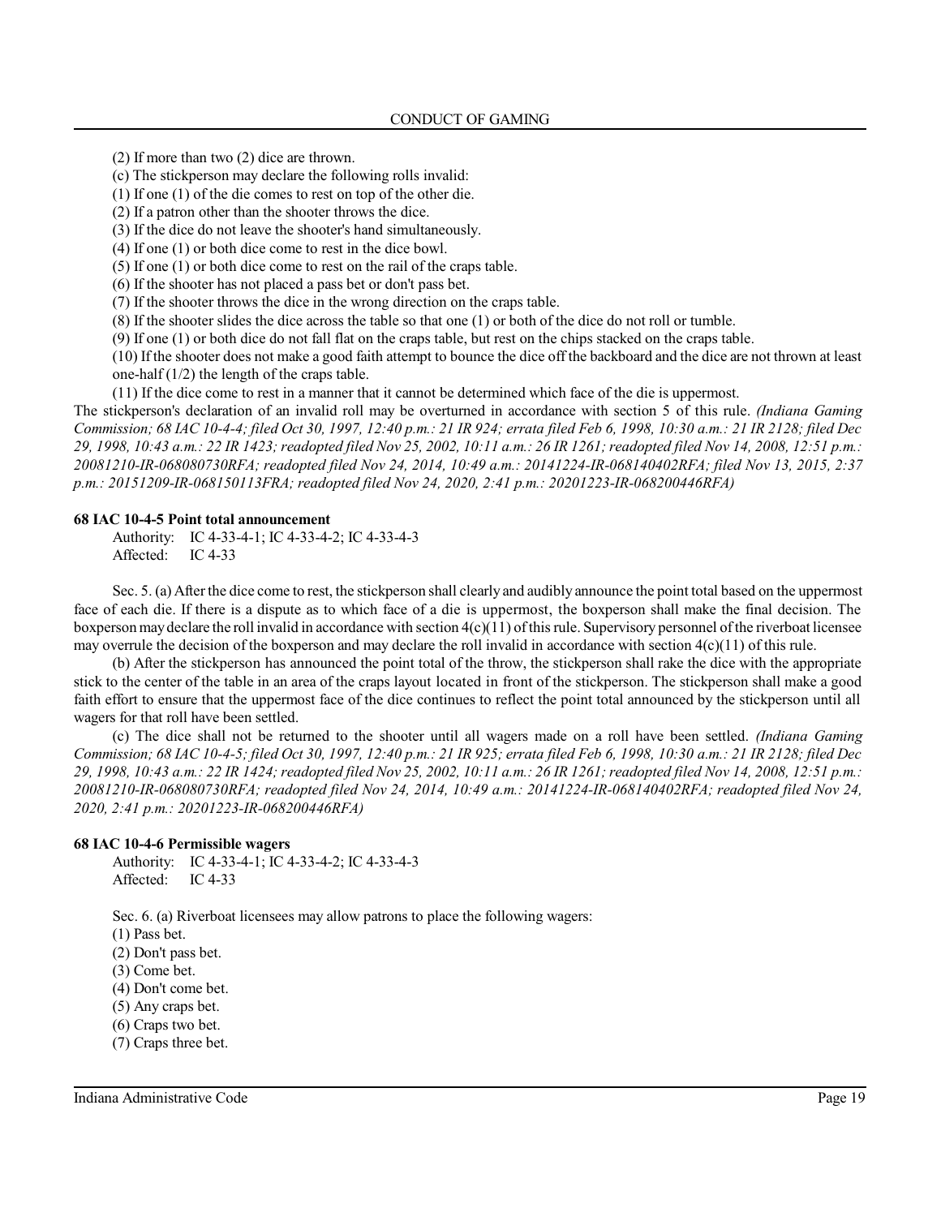(2) If more than two (2) dice are thrown.

(c) The stickperson may declare the following rolls invalid:

(1) If one (1) of the die comes to rest on top of the other die.

(2) If a patron other than the shooter throws the dice.

(3) If the dice do not leave the shooter's hand simultaneously.

(4) If one (1) or both dice come to rest in the dice bowl.

(5) If one (1) or both dice come to rest on the rail of the craps table.

(6) If the shooter has not placed a pass bet or don't pass bet.

(7) If the shooter throws the dice in the wrong direction on the craps table.

(8) If the shooter slides the dice across the table so that one (1) or both of the dice do not roll or tumble.

(9) If one (1) or both dice do not fall flat on the craps table, but rest on the chips stacked on the craps table.

(10) If the shooter does not make a good faith attempt to bounce the dice off the backboard and the dice are not thrown at least one-half (1/2) the length of the craps table.

(11) If the dice come to rest in a manner that it cannot be determined which face of the die is uppermost.

The stickperson's declaration of an invalid roll may be overturned in accordance with section 5 of this rule. *(Indiana Gaming Commission; 68 IAC 10-4-4; filed Oct 30, 1997, 12:40 p.m.: 21 IR 924; errata filed Feb 6, 1998, 10:30 a.m.: 21 IR 2128; filed Dec 29, 1998, 10:43 a.m.: 22 IR 1423; readopted filed Nov 25, 2002, 10:11 a.m.: 26 IR 1261; readopted filed Nov 14, 2008, 12:51 p.m.: 20081210-IR-068080730RFA; readopted filed Nov 24, 2014, 10:49 a.m.: 20141224-IR-068140402RFA; filed Nov 13, 2015, 2:37 p.m.: 20151209-IR-068150113FRA; readopted filed Nov 24, 2020, 2:41 p.m.: 20201223-IR-068200446RFA)*

**68 IAC 10-4-5 Point total announcement**

Authority: IC 4-33-4-1; IC 4-33-4-2; IC 4-33-4-3
Affected: IC 4-33

Sec. 5. (a) After the dice come to rest, the stickperson shall clearly and audibly announce the point total based on the uppermost face of each die. If there is a dispute as to which face of a die is uppermost, the boxperson shall make the final decision. The boxperson may declare the roll invalid in accordance with section 4(c)(11) of this rule. Supervisory personnel of the riverboat licensee may overrule the decision of the boxperson and may declare the roll invalid in accordance with section 4(c)(11) of this rule.

(b) After the stickperson has announced the point total of the throw, the stickperson shall rake the dice with the appropriate stick to the center of the table in an area of the craps layout located in front of the stickperson. The stickperson shall make a good faith effort to ensure that the uppermost face of the dice continues to reflect the point total announced by the stickperson until all wagers for that roll have been settled.

(c) The dice shall not be returned to the shooter until all wagers made on a roll have been settled. *(Indiana Gaming Commission; 68 IAC 10-4-5; filed Oct 30, 1997, 12:40 p.m.: 21 IR 925; errata filed Feb 6, 1998, 10:30 a.m.: 21 IR 2128; filed Dec 29, 1998, 10:43 a.m.: 22 IR 1424; readopted filed Nov 25, 2002, 10:11 a.m.: 26 IR 1261; readopted filed Nov 14, 2008, 12:51 p.m.: 20081210-IR-068080730RFA; readopted filed Nov 24, 2014, 10:49 a.m.: 20141224-IR-068140402RFA; readopted filed Nov 24, 2020, 2:41 p.m.: 20201223-IR-068200446RFA)*

**68 IAC 10-4-6 Permissible wagers**

Authority: IC 4-33-4-1; IC 4-33-4-2; IC 4-33-4-3
Affected: IC 4-33

Sec. 6. (a) Riverboat licensees may allow patrons to place the following wagers:

(1) Pass bet.

(2) Don't pass bet.

(3) Come bet.

(4) Don't come bet.

(5) Any craps bet.

(6) Craps two bet.

(7) Craps three bet.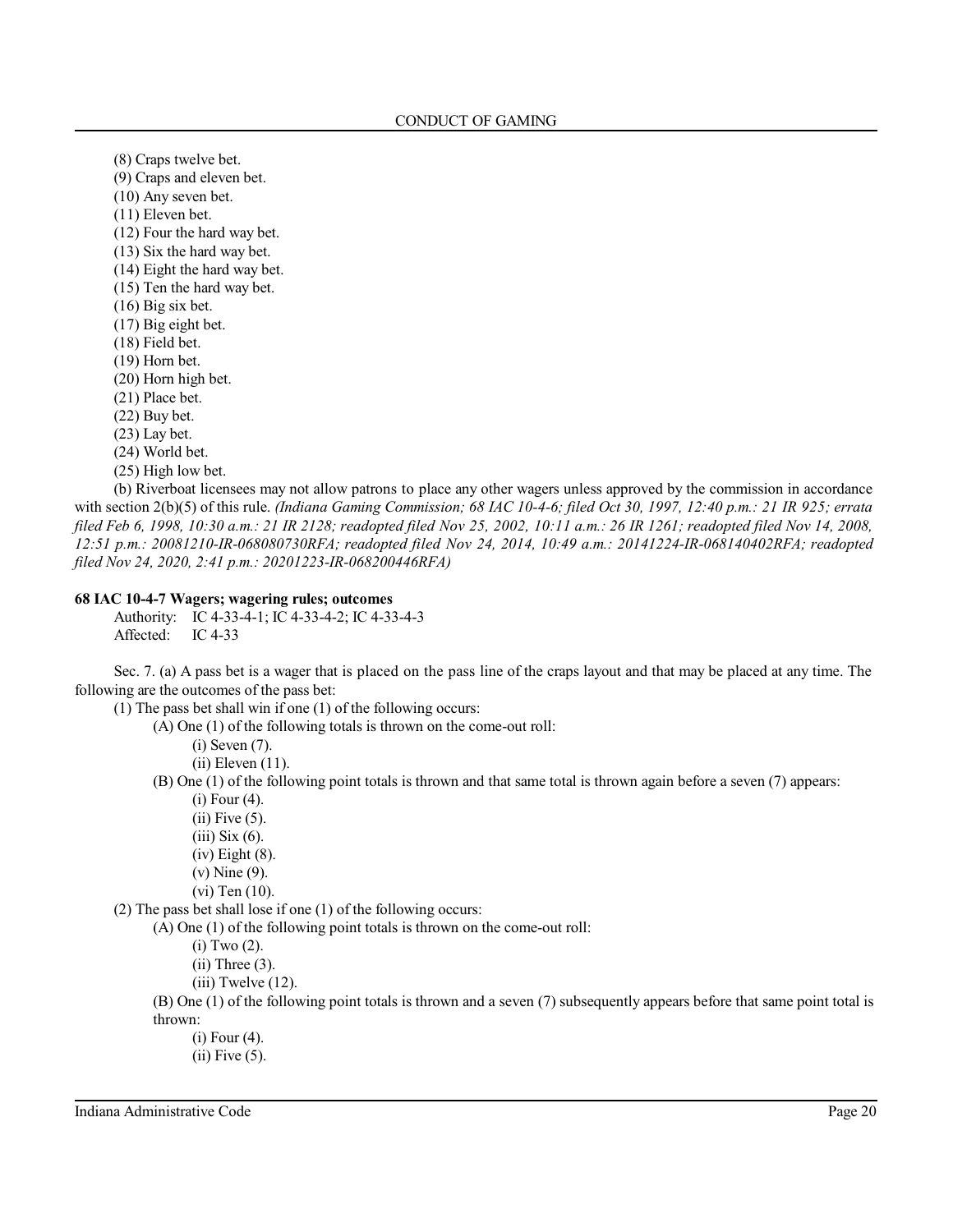(8) Craps twelve bet.
(9) Craps and eleven bet.
(10) Any seven bet.
(11) Eleven bet.
(12) Four the hard way bet.
(13) Six the hard way bet.
(14) Eight the hard way bet.
(15) Ten the hard way bet.
(16) Big six bet.
(17) Big eight bet.
(18) Field bet.
(19) Horn bet.
(20) Horn high bet.
(21) Place bet.
(22) Buy bet.
(23) Lay bet.
(24) World bet.
(25) High low bet.

(b) Riverboat licensees may not allow patrons to place any other wagers unless approved by the commission in accordance with section 2(b)(5) of this rule. *(Indiana Gaming Commission; 68 IAC 10-4-6; filed Oct 30, 1997, 12:40 p.m.: 21 IR 925; errata filed Feb 6, 1998, 10:30 a.m.: 21 IR 2128; readopted filed Nov 25, 2002, 10:11 a.m.: 26 IR 1261; readopted filed Nov 14, 2008, 12:51 p.m.: 20081210-IR-068080730RFA; readopted filed Nov 24, 2014, 10:49 a.m.: 20141224-IR-068140402RFA; readopted filed Nov 24, 2020, 2:41 p.m.: 20201223-IR-068200446RFA)*

**68 IAC 10-4-7 Wagers; wagering rules; outcomes**

Authority: IC 4-33-4-1; IC 4-33-4-2; IC 4-33-4-3
Affected: IC 4-33

Sec. 7. (a) A pass bet is a wager that is placed on the pass line of the craps layout and that may be placed at any time. The following are the outcomes of the pass bet:

(1) The pass bet shall win if one (1) of the following occurs:
- (A) One (1) of the following totals is thrown on the come-out roll:
  - (i) Seven (7).
  - (ii) Eleven (11).
- (B) One (1) of the following point totals is thrown and that same total is thrown again before a seven (7) appears:
  - (i) Four (4).
  - (ii) Five (5).
  - (iii) Six (6).
  - (iv) Eight (8).
  - (v) Nine (9).
  - (vi) Ten (10).

(2) The pass bet shall lose if one (1) of the following occurs:
- (A) One (1) of the following point totals is thrown on the come-out roll:
  - (i) Two (2).
  - (ii) Three (3).
  - (iii) Twelve (12).
- (B) One (1) of the following point totals is thrown and a seven (7) subsequently appears before that same point total is thrown:
  - (i) Four (4).
  - (ii) Five (5).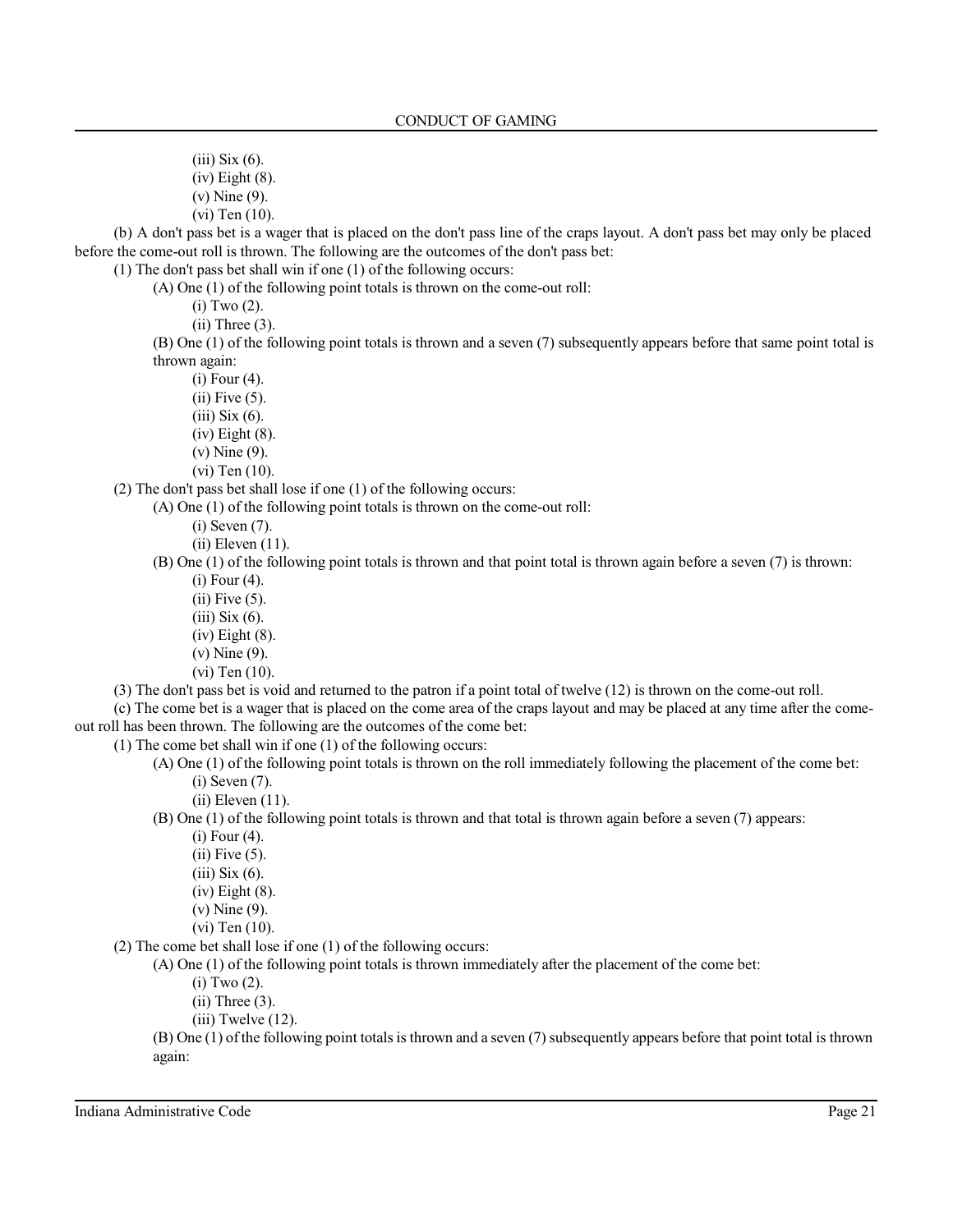(iii) Six (6).
(iv) Eight (8).
(v) Nine (9).
(vi) Ten (10).

(b) A don't pass bet is a wager that is placed on the don't pass line of the craps layout. A don't pass bet may only be placed before the come-out roll is thrown. The following are the outcomes of the don't pass bet:

(1) The don't pass bet shall win if one (1) of the following occurs:

(A) One (1) of the following point totals is thrown on the come-out roll:

(i) Two (2).
(ii) Three (3).

(B) One (1) of the following point totals is thrown and a seven (7) subsequently appears before that same point total is thrown again:

(i) Four (4).
(ii) Five (5).
(iii) Six (6).
(iv) Eight (8).
(v) Nine (9).
(vi) Ten (10).

(2) The don't pass bet shall lose if one (1) of the following occurs:

(A) One (1) of the following point totals is thrown on the come-out roll:

(i) Seven (7).
(ii) Eleven (11).

(B) One (1) of the following point totals is thrown and that point total is thrown again before a seven (7) is thrown:

(i) Four (4).
(ii) Five (5).
(iii) Six (6).
(iv) Eight (8).
(v) Nine (9).
(vi) Ten (10).

(3) The don't pass bet is void and returned to the patron if a point total of twelve (12) is thrown on the come-out roll.

(c) The come bet is a wager that is placed on the come area of the craps layout and may be placed at any time after the come-out roll has been thrown. The following are the outcomes of the come bet:

(1) The come bet shall win if one (1) of the following occurs:

(A) One (1) of the following point totals is thrown on the roll immediately following the placement of the come bet:

(i) Seven (7).
(ii) Eleven (11).

(B) One (1) of the following point totals is thrown and that total is thrown again before a seven (7) appears:

(i) Four (4).
(ii) Five (5).
(iii) Six (6).
(iv) Eight (8).
(v) Nine (9).
(vi) Ten (10).

(2) The come bet shall lose if one (1) of the following occurs:

(A) One (1) of the following point totals is thrown immediately after the placement of the come bet:

(i) Two (2).
(ii) Three (3).
(iii) Twelve (12).

(B) One (1) of the following point totals is thrown and a seven (7) subsequently appears before that point total is thrown again: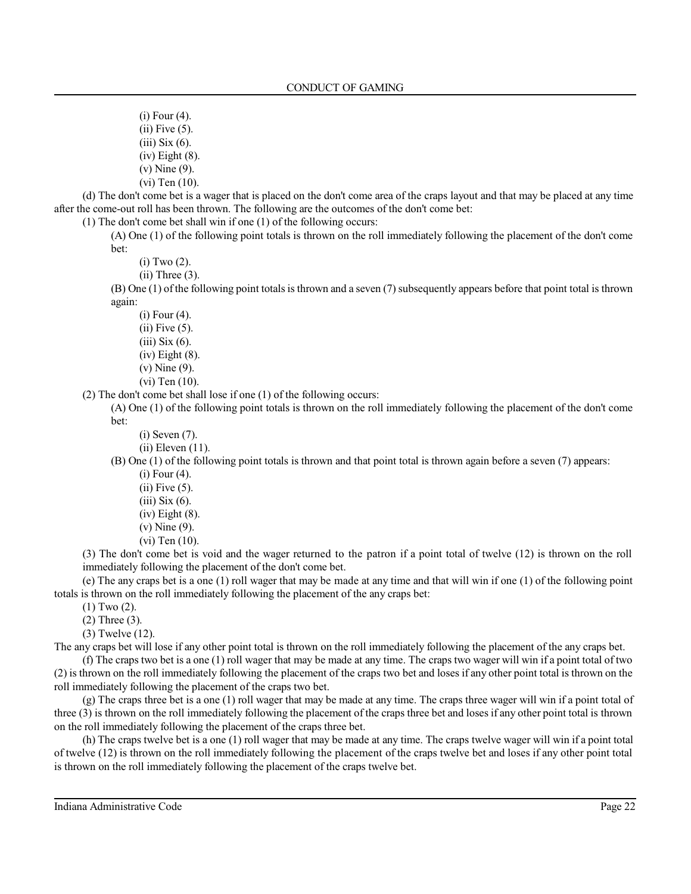(i) Four (4).
(ii) Five (5).
(iii) Six (6).
(iv) Eight (8).
(v) Nine (9).
(vi) Ten (10).

(d) The don't come bet is a wager that is placed on the don't come area of the craps layout and that may be placed at any time after the come-out roll has been thrown. The following are the outcomes of the don't come bet:

(1) The don't come bet shall win if one (1) of the following occurs:

(A) One (1) of the following point totals is thrown on the roll immediately following the placement of the don't come bet:

(i) Two (2).
(ii) Three (3).

(B) One (1) of the following point totals is thrown and a seven (7) subsequently appears before that point total is thrown again:

(i) Four (4).
(ii) Five (5).
(iii) Six (6).
(iv) Eight (8).
(v) Nine (9).
(vi) Ten (10).

(2) The don't come bet shall lose if one (1) of the following occurs:

(A) One (1) of the following point totals is thrown on the roll immediately following the placement of the don't come bet:

(i) Seven (7).
(ii) Eleven (11).

(B) One (1) of the following point totals is thrown and that point total is thrown again before a seven (7) appears:

(i) Four (4).
(ii) Five (5).
(iii) Six (6).
(iv) Eight (8).
(v) Nine (9).
(vi) Ten (10).

(3) The don't come bet is void and the wager returned to the patron if a point total of twelve (12) is thrown on the roll immediately following the placement of the don't come bet.

(e) The any craps bet is a one (1) roll wager that may be made at any time and that will win if one (1) of the following point totals is thrown on the roll immediately following the placement of the any craps bet:

(1) Two (2).
(2) Three (3).
(3) Twelve (12).

The any craps bet will lose if any other point total is thrown on the roll immediately following the placement of the any craps bet.

(f) The craps two bet is a one (1) roll wager that may be made at any time. The craps two wager will win if a point total of two (2) is thrown on the roll immediately following the placement of the craps two bet and loses if any other point total is thrown on the roll immediately following the placement of the craps two bet.

(g) The craps three bet is a one (1) roll wager that may be made at any time. The craps three wager will win if a point total of three (3) is thrown on the roll immediately following the placement of the craps three bet and loses if any other point total is thrown on the roll immediately following the placement of the craps three bet.

(h) The craps twelve bet is a one (1) roll wager that may be made at any time. The craps twelve wager will win if a point total of twelve (12) is thrown on the roll immediately following the placement of the craps twelve bet and loses if any other point total is thrown on the roll immediately following the placement of the craps twelve bet.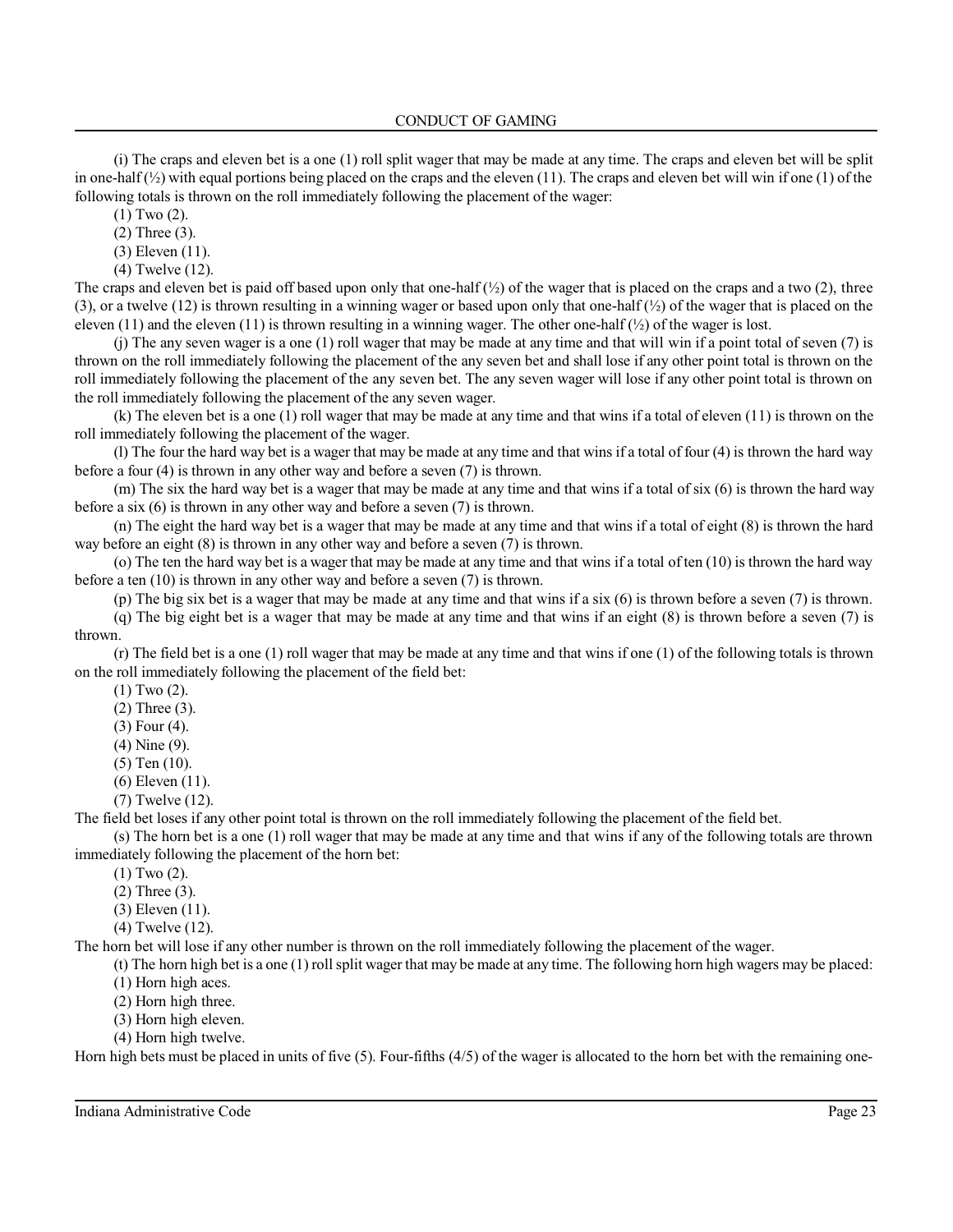(i) The craps and eleven bet is a one (1) roll split wager that may be made at any time. The craps and eleven bet will be split in one-half (½) with equal portions being placed on the craps and the eleven (11). The craps and eleven bet will win if one (1) of the following totals is thrown on the roll immediately following the placement of the wager:

(1) Two (2).

(2) Three (3).

(3) Eleven (11).

(4) Twelve (12).

The craps and eleven bet is paid off based upon only that one-half (½) of the wager that is placed on the craps and a two (2), three (3), or a twelve (12) is thrown resulting in a winning wager or based upon only that one-half (½) of the wager that is placed on the eleven (11) and the eleven (11) is thrown resulting in a winning wager. The other one-half (½) of the wager is lost.

(j) The any seven wager is a one (1) roll wager that may be made at any time and that will win if a point total of seven (7) is thrown on the roll immediately following the placement of the any seven bet and shall lose if any other point total is thrown on the roll immediately following the placement of the any seven bet. The any seven wager will lose if any other point total is thrown on the roll immediately following the placement of the any seven wager.

(k) The eleven bet is a one (1) roll wager that may be made at any time and that wins if a total of eleven (11) is thrown on the roll immediately following the placement of the wager.

(l) The four the hard way bet is a wager that may be made at any time and that wins if a total of four (4) is thrown the hard way before a four (4) is thrown in any other way and before a seven (7) is thrown.

(m) The six the hard way bet is a wager that may be made at any time and that wins if a total of six (6) is thrown the hard way before a six (6) is thrown in any other way and before a seven (7) is thrown.

(n) The eight the hard way bet is a wager that may be made at any time and that wins if a total of eight (8) is thrown the hard way before an eight (8) is thrown in any other way and before a seven (7) is thrown.

(o) The ten the hard way bet is a wager that may be made at any time and that wins if a total of ten (10) is thrown the hard way before a ten (10) is thrown in any other way and before a seven (7) is thrown.

(p) The big six bet is a wager that may be made at any time and that wins if a six (6) is thrown before a seven (7) is thrown.

(q) The big eight bet is a wager that may be made at any time and that wins if an eight (8) is thrown before a seven (7) is thrown.

(r) The field bet is a one (1) roll wager that may be made at any time and that wins if one (1) of the following totals is thrown on the roll immediately following the placement of the field bet:

(1) Two (2).

(2) Three (3).

(3) Four (4).

(4) Nine (9).

(5) Ten (10).

(6) Eleven (11).

(7) Twelve (12).

The field bet loses if any other point total is thrown on the roll immediately following the placement of the field bet.

(s) The horn bet is a one (1) roll wager that may be made at any time and that wins if any of the following totals are thrown immediately following the placement of the horn bet:

(1) Two (2).

(2) Three (3).

(3) Eleven (11).

(4) Twelve (12).

The horn bet will lose if any other number is thrown on the roll immediately following the placement of the wager.

(t) The horn high bet is a one (1) roll split wager that may be made at any time. The following horn high wagers may be placed:

(1) Horn high aces.

(2) Horn high three.

(3) Horn high eleven.

(4) Horn high twelve.

Horn high bets must be placed in units of five (5). Four-fifths (4/5) of the wager is allocated to the horn bet with the remaining one-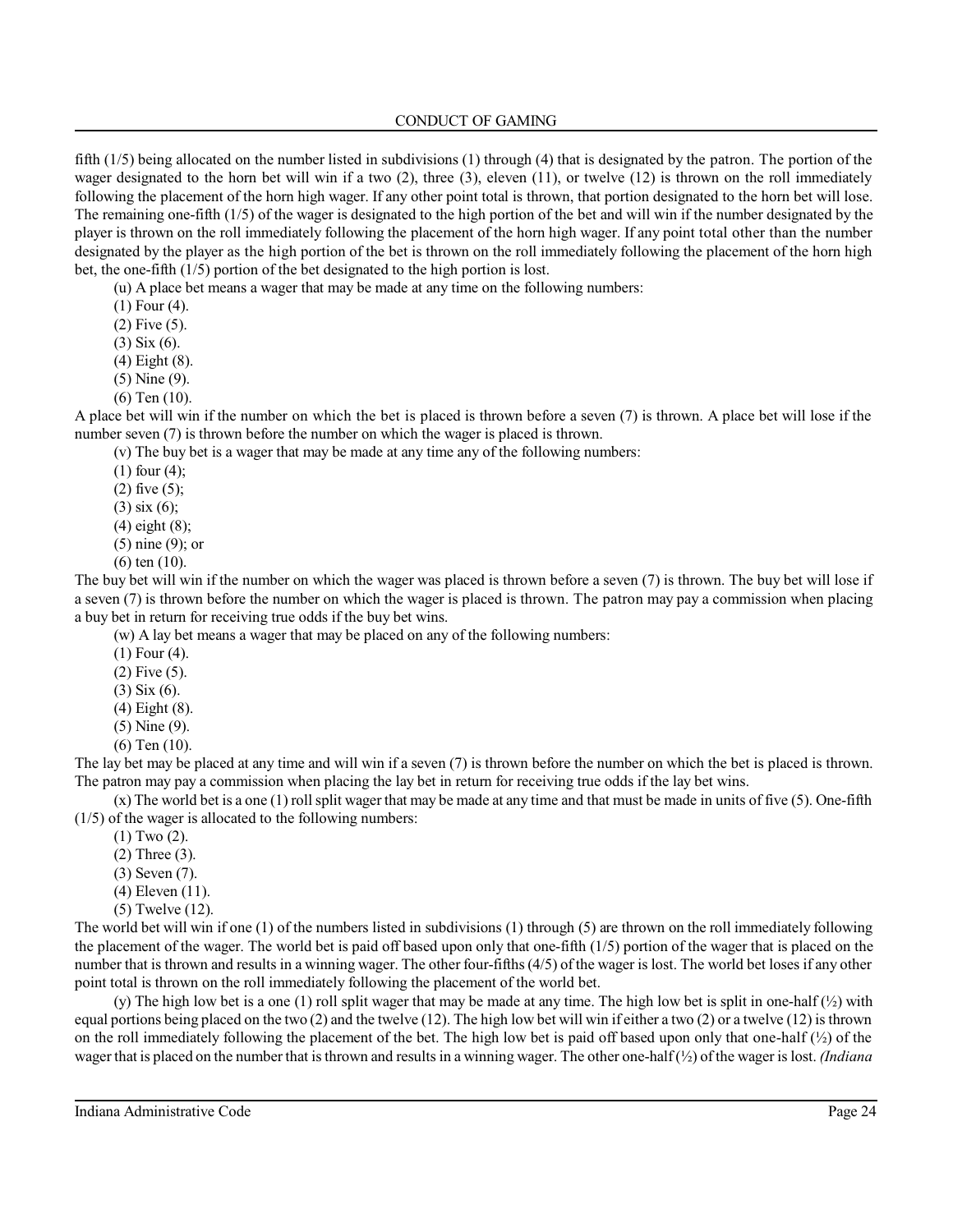fifth (1/5) being allocated on the number listed in subdivisions (1) through (4) that is designated by the patron. The portion of the wager designated to the horn bet will win if a two (2), three (3), eleven (11), or twelve (12) is thrown on the roll immediately following the placement of the horn high wager. If any other point total is thrown, that portion designated to the horn bet will lose. The remaining one-fifth (1/5) of the wager is designated to the high portion of the bet and will win if the number designated by the player is thrown on the roll immediately following the placement of the horn high wager. If any point total other than the number designated by the player as the high portion of the bet is thrown on the roll immediately following the placement of the horn high bet, the one-fifth (1/5) portion of the bet designated to the high portion is lost.

(u) A place bet means a wager that may be made at any time on the following numbers:

(1) Four (4).

(2) Five (5).

(3) Six (6).

(4) Eight (8).

(5) Nine (9).

(6) Ten (10).

A place bet will win if the number on which the bet is placed is thrown before a seven (7) is thrown. A place bet will lose if the number seven (7) is thrown before the number on which the wager is placed is thrown.

(v) The buy bet is a wager that may be made at any time any of the following numbers:

(1) four (4);

(2) five (5);

(3) six (6);

(4) eight (8);

(5) nine (9); or

(6) ten (10).

The buy bet will win if the number on which the wager was placed is thrown before a seven (7) is thrown. The buy bet will lose if a seven (7) is thrown before the number on which the wager is placed is thrown. The patron may pay a commission when placing a buy bet in return for receiving true odds if the buy bet wins.

(w) A lay bet means a wager that may be placed on any of the following numbers:

(1) Four (4).

(2) Five (5).

(3) Six (6).

(4) Eight (8).

(5) Nine (9).

(6) Ten (10).

The lay bet may be placed at any time and will win if a seven (7) is thrown before the number on which the bet is placed is thrown. The patron may pay a commission when placing the lay bet in return for receiving true odds if the lay bet wins.

(x) The world bet is a one (1) roll split wager that may be made at any time and that must be made in units of five (5). One-fifth (1/5) of the wager is allocated to the following numbers:

(1) Two (2).

(2) Three (3).

(3) Seven (7).

(4) Eleven (11).

(5) Twelve (12).

The world bet will win if one (1) of the numbers listed in subdivisions (1) through (5) are thrown on the roll immediately following the placement of the wager. The world bet is paid off based upon only that one-fifth (1/5) portion of the wager that is placed on the number that is thrown and results in a winning wager. The other four-fifths (4/5) of the wager is lost. The world bet loses if any other point total is thrown on the roll immediately following the placement of the world bet.

(y) The high low bet is a one (1) roll split wager that may be made at any time. The high low bet is split in one-half (½) with equal portions being placed on the two (2) and the twelve (12). The high low bet will win if either a two (2) or a twelve (12) is thrown on the roll immediately following the placement of the bet. The high low bet is paid off based upon only that one-half (½) of the wager that is placed on the number that is thrown and results in a winning wager. The other one-half (½) of the wager is lost. *(Indiana*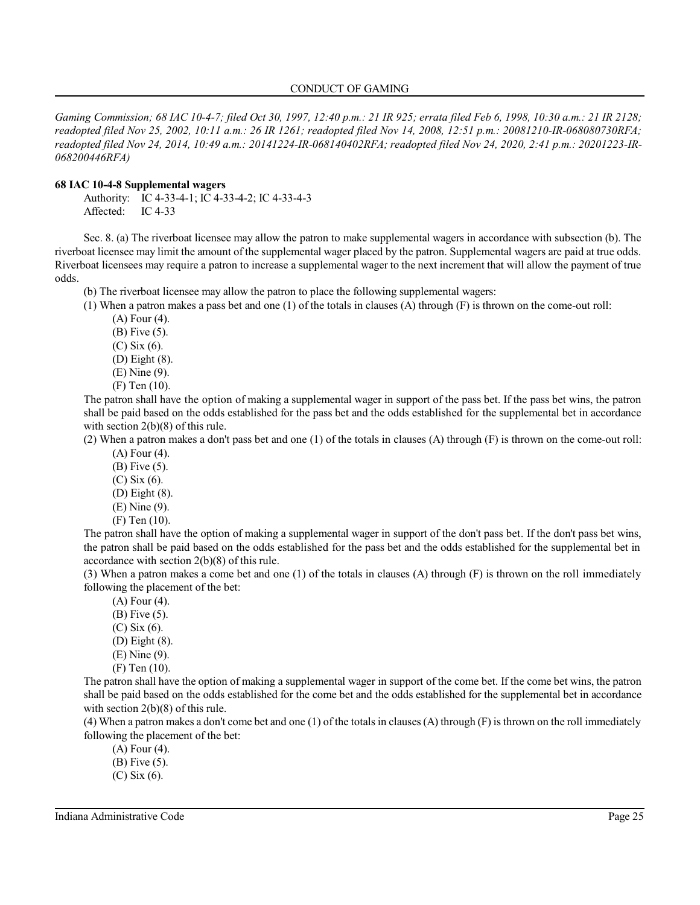*Gaming Commission; 68 IAC 10-4-7; filed Oct 30, 1997, 12:40 p.m.: 21 IR 925; errata filed Feb 6, 1998, 10:30 a.m.: 21 IR 2128; readopted filed Nov 25, 2002, 10:11 a.m.: 26 IR 1261; readopted filed Nov 14, 2008, 12:51 p.m.: 20081210-IR-068080730RFA; readopted filed Nov 24, 2014, 10:49 a.m.: 20141224-IR-068140402RFA; readopted filed Nov 24, 2020, 2:41 p.m.: 20201223-IR-068200446RFA)*

**68 IAC 10-4-8 Supplemental wagers**

Authority: IC 4-33-4-1; IC 4-33-4-2; IC 4-33-4-3
Affected: IC 4-33

Sec. 8. (a) The riverboat licensee may allow the patron to make supplemental wagers in accordance with subsection (b). The riverboat licensee may limit the amount of the supplemental wager placed by the patron. Supplemental wagers are paid at true odds. Riverboat licensees may require a patron to increase a supplemental wager to the next increment that will allow the payment of true odds.

(b) The riverboat licensee may allow the patron to place the following supplemental wagers:

(1) When a patron makes a pass bet and one (1) of the totals in clauses (A) through (F) is thrown on the come-out roll:

(A) Four (4).
(B) Five (5).
(C) Six (6).
(D) Eight (8).
(E) Nine (9).
(F) Ten (10).

The patron shall have the option of making a supplemental wager in support of the pass bet. If the pass bet wins, the patron shall be paid based on the odds established for the pass bet and the odds established for the supplemental bet in accordance with section 2(b)(8) of this rule.

(2) When a patron makes a don't pass bet and one (1) of the totals in clauses (A) through (F) is thrown on the come-out roll:

(A) Four (4).
(B) Five (5).
(C) Six (6).
(D) Eight (8).
(E) Nine (9).
(F) Ten (10).

The patron shall have the option of making a supplemental wager in support of the don't pass bet. If the don't pass bet wins, the patron shall be paid based on the odds established for the pass bet and the odds established for the supplemental bet in accordance with section 2(b)(8) of this rule.

(3) When a patron makes a come bet and one (1) of the totals in clauses (A) through (F) is thrown on the roll immediately following the placement of the bet:

(A) Four (4).
(B) Five (5).
(C) Six (6).
(D) Eight (8).
(E) Nine (9).
(F) Ten (10).

The patron shall have the option of making a supplemental wager in support of the come bet. If the come bet wins, the patron shall be paid based on the odds established for the come bet and the odds established for the supplemental bet in accordance with section 2(b)(8) of this rule.

(4) When a patron makes a don't come bet and one (1) of the totals in clauses (A) through (F) is thrown on the roll immediately following the placement of the bet:

(A) Four (4).
(B) Five (5).
(C) Six (6).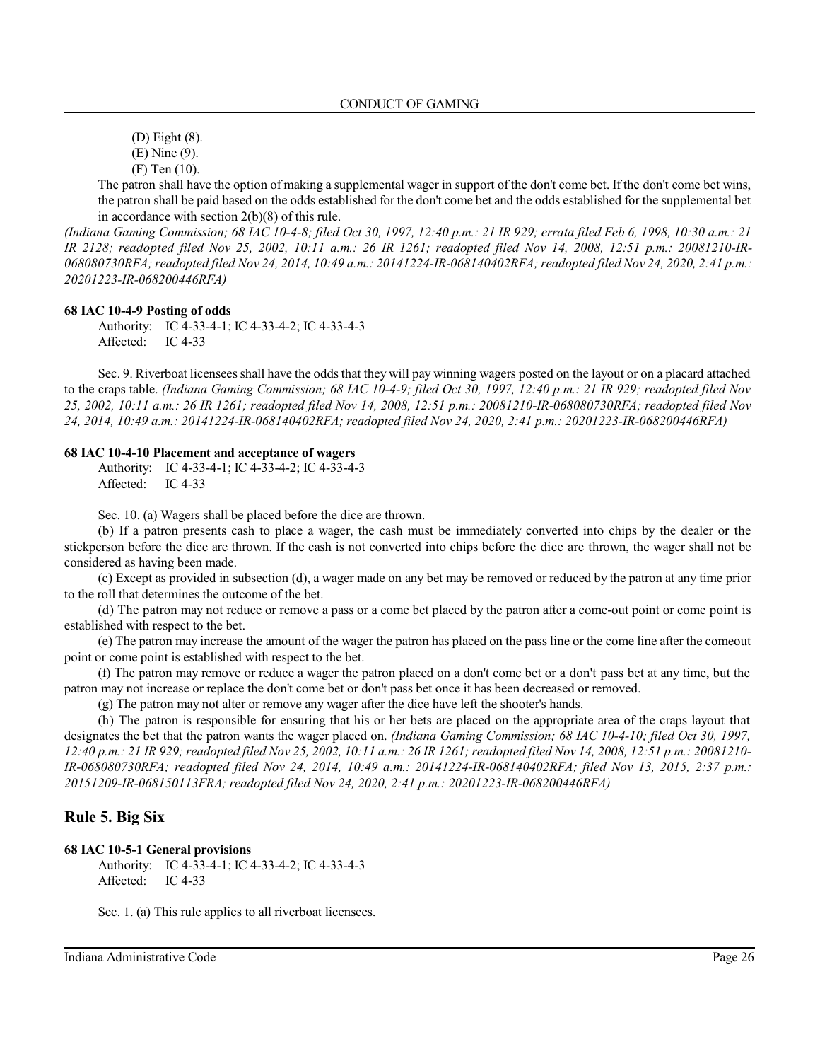(D) Eight (8).

(E) Nine (9).

(F) Ten (10).

The patron shall have the option of making a supplemental wager in support of the don't come bet. If the don't come bet wins, the patron shall be paid based on the odds established for the don't come bet and the odds established for the supplemental bet in accordance with section 2(b)(8) of this rule.

*(Indiana Gaming Commission; 68 IAC 10-4-8; filed Oct 30, 1997, 12:40 p.m.: 21 IR 929; errata filed Feb 6, 1998, 10:30 a.m.: 21 IR 2128; readopted filed Nov 25, 2002, 10:11 a.m.: 26 IR 1261; readopted filed Nov 14, 2008, 12:51 p.m.: 20081210-IR-068080730RFA; readopted filed Nov 24, 2014, 10:49 a.m.: 20141224-IR-068140402RFA; readopted filed Nov 24, 2020, 2:41 p.m.: 20201223-IR-068200446RFA)*

#### 68 IAC 10-4-9 Posting of odds

Authority: IC 4-33-4-1; IC 4-33-4-2; IC 4-33-4-3
Affected: IC 4-33

Sec. 9. Riverboat licensees shall have the odds that they will pay winning wagers posted on the layout or on a placard attached to the craps table. *(Indiana Gaming Commission; 68 IAC 10-4-9; filed Oct 30, 1997, 12:40 p.m.: 21 IR 929; readopted filed Nov 25, 2002, 10:11 a.m.: 26 IR 1261; readopted filed Nov 14, 2008, 12:51 p.m.: 20081210-IR-068080730RFA; readopted filed Nov 24, 2014, 10:49 a.m.: 20141224-IR-068140402RFA; readopted filed Nov 24, 2020, 2:41 p.m.: 20201223-IR-068200446RFA)*

#### 68 IAC 10-4-10 Placement and acceptance of wagers

Authority: IC 4-33-4-1; IC 4-33-4-2; IC 4-33-4-3
Affected: IC 4-33

Sec. 10. (a) Wagers shall be placed before the dice are thrown.

(b) If a patron presents cash to place a wager, the cash must be immediately converted into chips by the dealer or the stickperson before the dice are thrown. If the cash is not converted into chips before the dice are thrown, the wager shall not be considered as having been made.

(c) Except as provided in subsection (d), a wager made on any bet may be removed or reduced by the patron at any time prior to the roll that determines the outcome of the bet.

(d) The patron may not reduce or remove a pass or a come bet placed by the patron after a come-out point or come point is established with respect to the bet.

(e) The patron may increase the amount of the wager the patron has placed on the pass line or the come line after the comeout point or come point is established with respect to the bet.

(f) The patron may remove or reduce a wager the patron placed on a don't come bet or a don't pass bet at any time, but the patron may not increase or replace the don't come bet or don't pass bet once it has been decreased or removed.

(g) The patron may not alter or remove any wager after the dice have left the shooter's hands.

(h) The patron is responsible for ensuring that his or her bets are placed on the appropriate area of the craps layout that designates the bet that the patron wants the wager placed on. *(Indiana Gaming Commission; 68 IAC 10-4-10; filed Oct 30, 1997, 12:40 p.m.: 21 IR 929; readopted filed Nov 25, 2002, 10:11 a.m.: 26 IR 1261; readopted filed Nov 14, 2008, 12:51 p.m.: 20081210-IR-068080730RFA; readopted filed Nov 24, 2014, 10:49 a.m.: 20141224-IR-068140402RFA; filed Nov 13, 2015, 2:37 p.m.: 20151209-IR-068150113FRA; readopted filed Nov 24, 2020, 2:41 p.m.: 20201223-IR-068200446RFA)*

## Rule 5. Big Six

#### 68 IAC 10-5-1 General provisions

Authority: IC 4-33-4-1; IC 4-33-4-2; IC 4-33-4-3
Affected: IC 4-33

Sec. 1. (a) This rule applies to all riverboat licensees.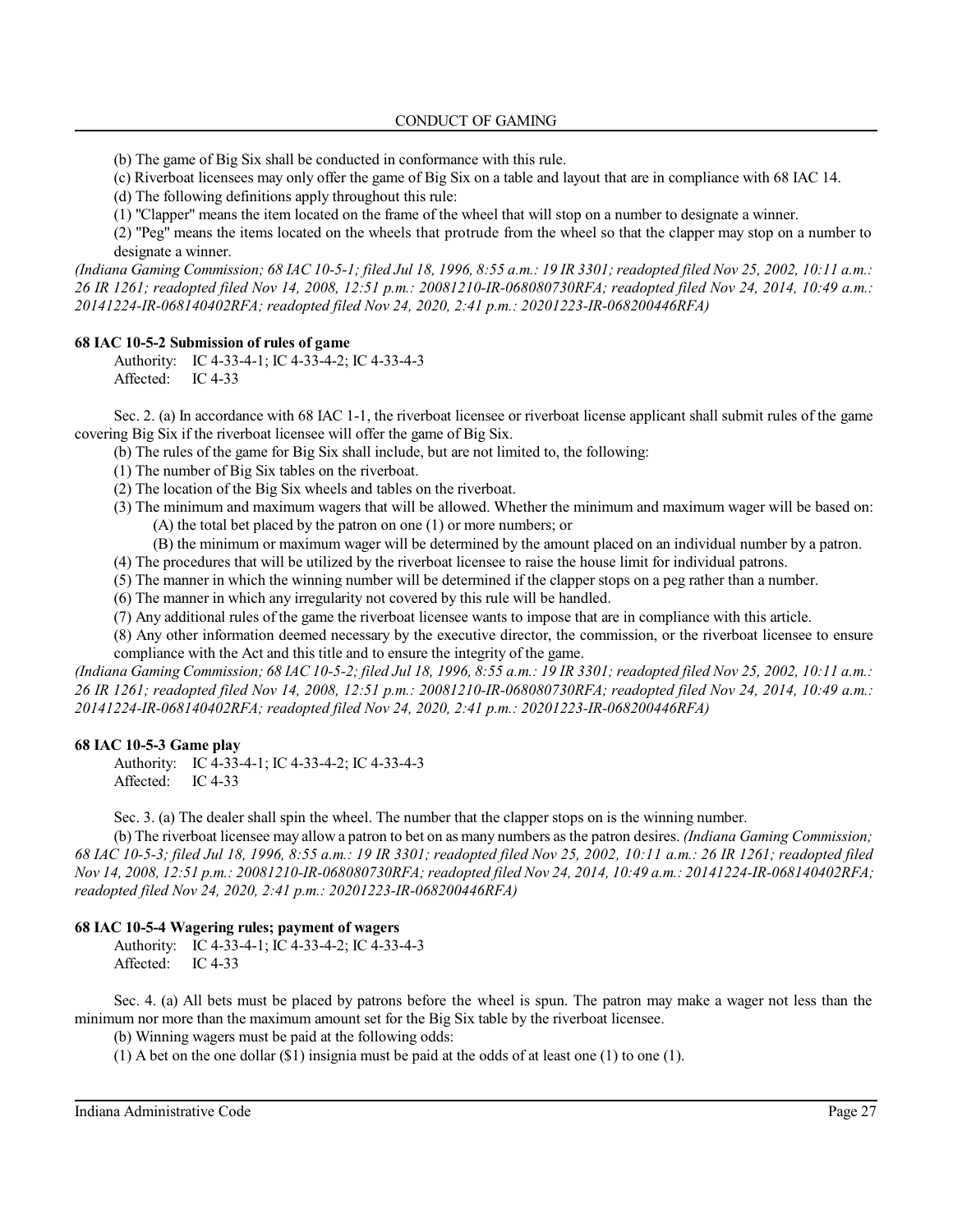(b) The game of Big Six shall be conducted in conformance with this rule.

(c) Riverboat licensees may only offer the game of Big Six on a table and layout that are in compliance with 68 IAC 14.

(d) The following definitions apply throughout this rule:

(1) "Clapper" means the item located on the frame of the wheel that will stop on a number to designate a winner.

(2) "Peg" means the items located on the wheels that protrude from the wheel so that the clapper may stop on a number to designate a winner.

*(Indiana Gaming Commission; 68 IAC 10-5-1; filed Jul 18, 1996, 8:55 a.m.: 19 IR 3301; readopted filed Nov 25, 2002, 10:11 a.m.: 26 IR 1261; readopted filed Nov 14, 2008, 12:51 p.m.: 20081210-IR-068080730RFA; readopted filed Nov 24, 2014, 10:49 a.m.: 20141224-IR-068140402RFA; readopted filed Nov 24, 2020, 2:41 p.m.: 20201223-IR-068200446RFA)*

**68 IAC 10-5-2 Submission of rules of game**

Authority: IC 4-33-4-1; IC 4-33-4-2; IC 4-33-4-3
Affected: IC 4-33

Sec. 2. (a) In accordance with 68 IAC 1-1, the riverboat licensee or riverboat license applicant shall submit rules of the game covering Big Six if the riverboat licensee will offer the game of Big Six.

(b) The rules of the game for Big Six shall include, but are not limited to, the following:

(1) The number of Big Six tables on the riverboat.

(2) The location of the Big Six wheels and tables on the riverboat.

(3) The minimum and maximum wagers that will be allowed. Whether the minimum and maximum wager will be based on:

(A) the total bet placed by the patron on one (1) or more numbers; or

(B) the minimum or maximum wager will be determined by the amount placed on an individual number by a patron.

(4) The procedures that will be utilized by the riverboat licensee to raise the house limit for individual patrons.

(5) The manner in which the winning number will be determined if the clapper stops on a peg rather than a number.

(6) The manner in which any irregularity not covered by this rule will be handled.

(7) Any additional rules of the game the riverboat licensee wants to impose that are in compliance with this article.

(8) Any other information deemed necessary by the executive director, the commission, or the riverboat licensee to ensure compliance with the Act and this title and to ensure the integrity of the game.

*(Indiana Gaming Commission; 68 IAC 10-5-2; filed Jul 18, 1996, 8:55 a.m.: 19 IR 3301; readopted filed Nov 25, 2002, 10:11 a.m.: 26 IR 1261; readopted filed Nov 14, 2008, 12:51 p.m.: 20081210-IR-068080730RFA; readopted filed Nov 24, 2014, 10:49 a.m.: 20141224-IR-068140402RFA; readopted filed Nov 24, 2020, 2:41 p.m.: 20201223-IR-068200446RFA)*

**68 IAC 10-5-3 Game play**

Authority: IC 4-33-4-1; IC 4-33-4-2; IC 4-33-4-3
Affected: IC 4-33

Sec. 3. (a) The dealer shall spin the wheel. The number that the clapper stops on is the winning number.

(b) The riverboat licensee may allow a patron to bet on as many numbers as the patron desires. *(Indiana Gaming Commission; 68 IAC 10-5-3; filed Jul 18, 1996, 8:55 a.m.: 19 IR 3301; readopted filed Nov 25, 2002, 10:11 a.m.: 26 IR 1261; readopted filed Nov 14, 2008, 12:51 p.m.: 20081210-IR-068080730RFA; readopted filed Nov 24, 2014, 10:49 a.m.: 20141224-IR-068140402RFA; readopted filed Nov 24, 2020, 2:41 p.m.: 20201223-IR-068200446RFA)*

**68 IAC 10-5-4 Wagering rules; payment of wagers**

Authority: IC 4-33-4-1; IC 4-33-4-2; IC 4-33-4-3
Affected: IC 4-33

Sec. 4. (a) All bets must be placed by patrons before the wheel is spun. The patron may make a wager not less than the minimum nor more than the maximum amount set for the Big Six table by the riverboat licensee.

(b) Winning wagers must be paid at the following odds:

(1) A bet on the one dollar ($1) insignia must be paid at the odds of at least one (1) to one (1).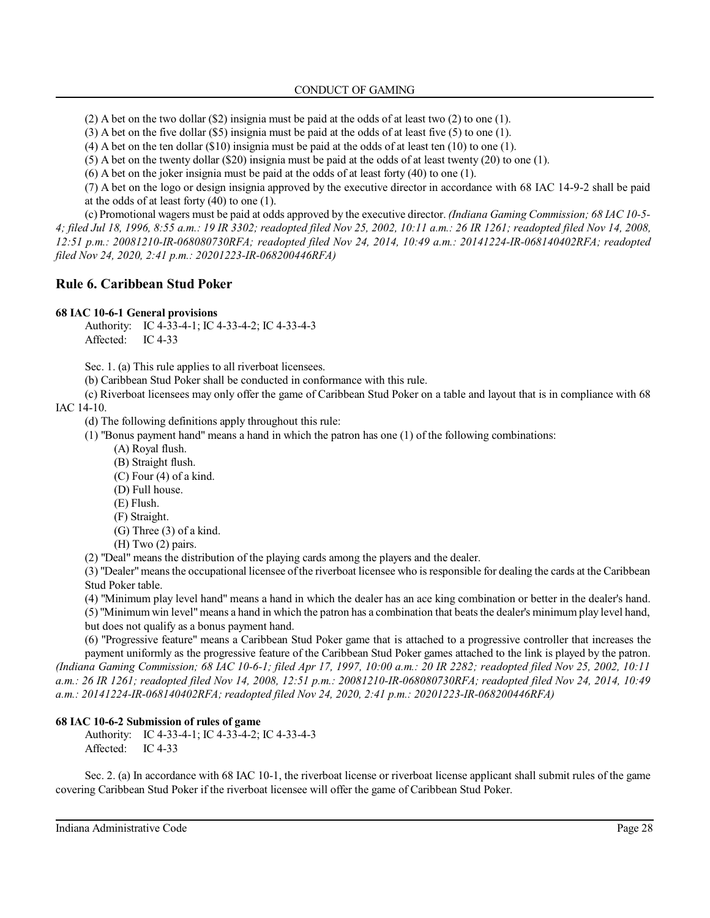(2) A bet on the two dollar ($2) insignia must be paid at the odds of at least two (2) to one (1).

(3) A bet on the five dollar ($5) insignia must be paid at the odds of at least five (5) to one (1).

(4) A bet on the ten dollar ($10) insignia must be paid at the odds of at least ten (10) to one (1).

(5) A bet on the twenty dollar ($20) insignia must be paid at the odds of at least twenty (20) to one (1).

(6) A bet on the joker insignia must be paid at the odds of at least forty (40) to one (1).

(7) A bet on the logo or design insignia approved by the executive director in accordance with 68 IAC 14-9-2 shall be paid at the odds of at least forty (40) to one (1).

(c) Promotional wagers must be paid at odds approved by the executive director. *(Indiana Gaming Commission; 68 IAC 10-5-4; filed Jul 18, 1996, 8:55 a.m.: 19 IR 3302; readopted filed Nov 25, 2002, 10:11 a.m.: 26 IR 1261; readopted filed Nov 14, 2008, 12:51 p.m.: 20081210-IR-068080730RFA; readopted filed Nov 24, 2014, 10:49 a.m.: 20141224-IR-068140402RFA; readopted filed Nov 24, 2020, 2:41 p.m.: 20201223-IR-068200446RFA)*

## Rule 6. Caribbean Stud Poker

**68 IAC 10-6-1 General provisions**

Authority: IC 4-33-4-1; IC 4-33-4-2; IC 4-33-4-3
Affected: IC 4-33

Sec. 1. (a) This rule applies to all riverboat licensees.

(b) Caribbean Stud Poker shall be conducted in conformance with this rule.

(c) Riverboat licensees may only offer the game of Caribbean Stud Poker on a table and layout that is in compliance with 68 IAC 14-10.

(d) The following definitions apply throughout this rule:

(1) "Bonus payment hand" means a hand in which the patron has one (1) of the following combinations:

(A) Royal flush.
(B) Straight flush.
(C) Four (4) of a kind.
(D) Full house.
(E) Flush.
(F) Straight.
(G) Three (3) of a kind.
(H) Two (2) pairs.

(2) "Deal" means the distribution of the playing cards among the players and the dealer.

(3) "Dealer" means the occupational licensee of the riverboat licensee who is responsible for dealing the cards at the Caribbean Stud Poker table.

(4) "Minimum play level hand" means a hand in which the dealer has an ace king combination or better in the dealer's hand.

(5) "Minimum win level" means a hand in which the patron has a combination that beats the dealer's minimum play level hand, but does not qualify as a bonus payment hand.

(6) "Progressive feature" means a Caribbean Stud Poker game that is attached to a progressive controller that increases the payment uniformly as the progressive feature of the Caribbean Stud Poker games attached to the link is played by the patron. *(Indiana Gaming Commission; 68 IAC 10-6-1; filed Apr 17, 1997, 10:00 a.m.: 20 IR 2282; readopted filed Nov 25, 2002, 10:11 a.m.: 26 IR 1261; readopted filed Nov 14, 2008, 12:51 p.m.: 20081210-IR-068080730RFA; readopted filed Nov 24, 2014, 10:49 a.m.: 20141224-IR-068140402RFA; readopted filed Nov 24, 2020, 2:41 p.m.: 20201223-IR-068200446RFA)*

**68 IAC 10-6-2 Submission of rules of game**

Authority: IC 4-33-4-1; IC 4-33-4-2; IC 4-33-4-3
Affected: IC 4-33

Sec. 2. (a) In accordance with 68 IAC 10-1, the riverboat license or riverboat license applicant shall submit rules of the game covering Caribbean Stud Poker if the riverboat licensee will offer the game of Caribbean Stud Poker.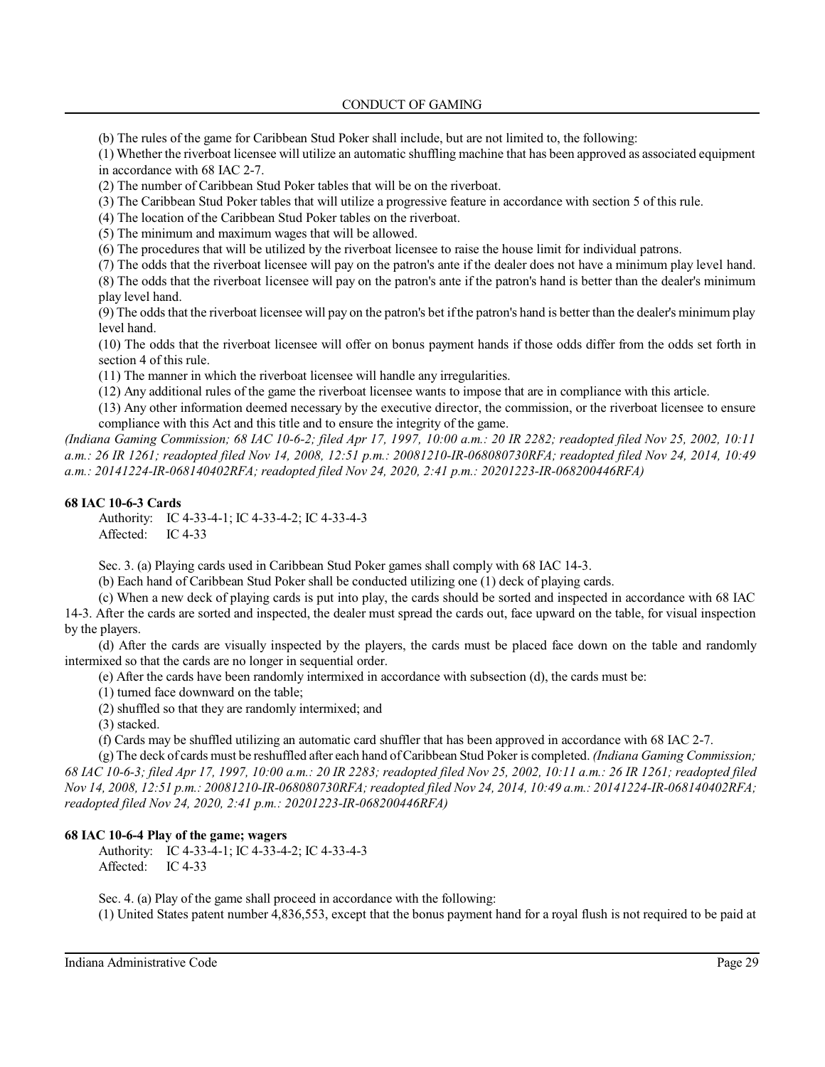(b) The rules of the game for Caribbean Stud Poker shall include, but are not limited to, the following:

(1) Whether the riverboat licensee will utilize an automatic shuffling machine that has been approved as associated equipment in accordance with 68 IAC 2-7.

(2) The number of Caribbean Stud Poker tables that will be on the riverboat.

(3) The Caribbean Stud Poker tables that will utilize a progressive feature in accordance with section 5 of this rule.

(4) The location of the Caribbean Stud Poker tables on the riverboat.

(5) The minimum and maximum wages that will be allowed.

(6) The procedures that will be utilized by the riverboat licensee to raise the house limit for individual patrons.

(7) The odds that the riverboat licensee will pay on the patron's ante if the dealer does not have a minimum play level hand.

(8) The odds that the riverboat licensee will pay on the patron's ante if the patron's hand is better than the dealer's minimum play level hand.

(9) The odds that the riverboat licensee will pay on the patron's bet if the patron's hand is better than the dealer's minimum play level hand.

(10) The odds that the riverboat licensee will offer on bonus payment hands if those odds differ from the odds set forth in section 4 of this rule.

(11) The manner in which the riverboat licensee will handle any irregularities.

(12) Any additional rules of the game the riverboat licensee wants to impose that are in compliance with this article.

(13) Any other information deemed necessary by the executive director, the commission, or the riverboat licensee to ensure compliance with this Act and this title and to ensure the integrity of the game.

*(Indiana Gaming Commission; 68 IAC 10-6-2; filed Apr 17, 1997, 10:00 a.m.: 20 IR 2282; readopted filed Nov 25, 2002, 10:11 a.m.: 26 IR 1261; readopted filed Nov 14, 2008, 12:51 p.m.: 20081210-IR-068080730RFA; readopted filed Nov 24, 2014, 10:49 a.m.: 20141224-IR-068140402RFA; readopted filed Nov 24, 2020, 2:41 p.m.: 20201223-IR-068200446RFA)*

**68 IAC 10-6-3 Cards**

Authority: IC 4-33-4-1; IC 4-33-4-2; IC 4-33-4-3
Affected: IC 4-33

Sec. 3. (a) Playing cards used in Caribbean Stud Poker games shall comply with 68 IAC 14-3.

(b) Each hand of Caribbean Stud Poker shall be conducted utilizing one (1) deck of playing cards.

(c) When a new deck of playing cards is put into play, the cards should be sorted and inspected in accordance with 68 IAC 14-3. After the cards are sorted and inspected, the dealer must spread the cards out, face upward on the table, for visual inspection by the players.

(d) After the cards are visually inspected by the players, the cards must be placed face down on the table and randomly intermixed so that the cards are no longer in sequential order.

(e) After the cards have been randomly intermixed in accordance with subsection (d), the cards must be:

(1) turned face downward on the table;

(2) shuffled so that they are randomly intermixed; and

(3) stacked.

(f) Cards may be shuffled utilizing an automatic card shuffler that has been approved in accordance with 68 IAC 2-7.

(g) The deck of cards must be reshuffled after each hand of Caribbean Stud Poker is completed. *(Indiana Gaming Commission; 68 IAC 10-6-3; filed Apr 17, 1997, 10:00 a.m.: 20 IR 2283; readopted filed Nov 25, 2002, 10:11 a.m.: 26 IR 1261; readopted filed Nov 14, 2008, 12:51 p.m.: 20081210-IR-068080730RFA; readopted filed Nov 24, 2014, 10:49 a.m.: 20141224-IR-068140402RFA; readopted filed Nov 24, 2020, 2:41 p.m.: 20201223-IR-068200446RFA)*

**68 IAC 10-6-4 Play of the game; wagers**

Authority: IC 4-33-4-1; IC 4-33-4-2; IC 4-33-4-3
Affected: IC 4-33

Sec. 4. (a) Play of the game shall proceed in accordance with the following:

(1) United States patent number 4,836,553, except that the bonus payment hand for a royal flush is not required to be paid at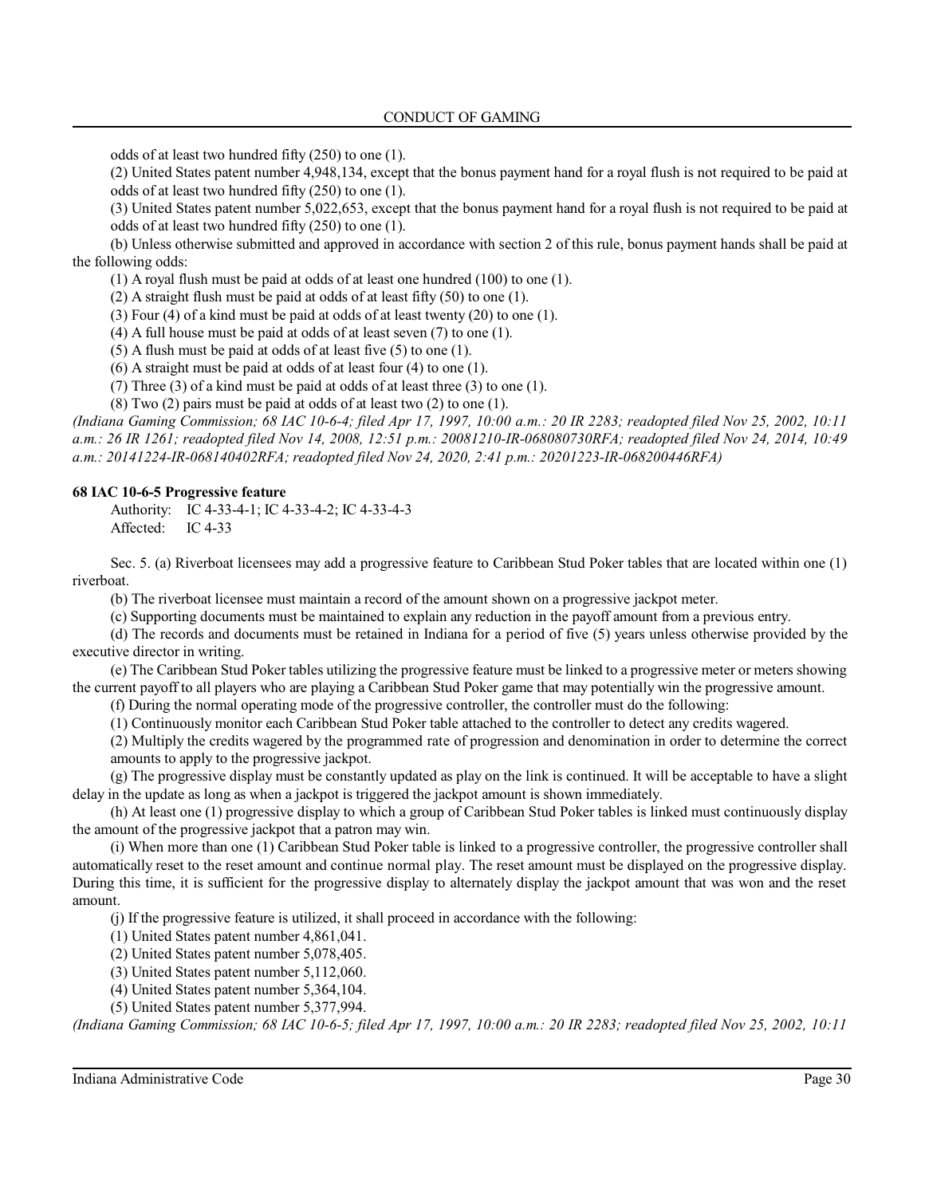odds of at least two hundred fifty (250) to one (1).

(2) United States patent number 4,948,134, except that the bonus payment hand for a royal flush is not required to be paid at odds of at least two hundred fifty (250) to one (1).

(3) United States patent number 5,022,653, except that the bonus payment hand for a royal flush is not required to be paid at odds of at least two hundred fifty (250) to one (1).

(b) Unless otherwise submitted and approved in accordance with section 2 of this rule, bonus payment hands shall be paid at the following odds:

(1) A royal flush must be paid at odds of at least one hundred (100) to one (1).

(2) A straight flush must be paid at odds of at least fifty (50) to one (1).

(3) Four (4) of a kind must be paid at odds of at least twenty (20) to one (1).

(4) A full house must be paid at odds of at least seven (7) to one (1).

(5) A flush must be paid at odds of at least five (5) to one (1).

(6) A straight must be paid at odds of at least four (4) to one (1).

(7) Three (3) of a kind must be paid at odds of at least three (3) to one (1).

(8) Two (2) pairs must be paid at odds of at least two (2) to one (1).

*(Indiana Gaming Commission; 68 IAC 10-6-4; filed Apr 17, 1997, 10:00 a.m.: 20 IR 2283; readopted filed Nov 25, 2002, 10:11 a.m.: 26 IR 1261; readopted filed Nov 14, 2008, 12:51 p.m.: 20081210-IR-068080730RFA; readopted filed Nov 24, 2014, 10:49 a.m.: 20141224-IR-068140402RFA; readopted filed Nov 24, 2020, 2:41 p.m.: 20201223-IR-068200446RFA)*

**68 IAC 10-6-5 Progressive feature**

Authority: IC 4-33-4-1; IC 4-33-4-2; IC 4-33-4-3
Affected: IC 4-33

Sec. 5. (a) Riverboat licensees may add a progressive feature to Caribbean Stud Poker tables that are located within one (1) riverboat.

(b) The riverboat licensee must maintain a record of the amount shown on a progressive jackpot meter.

(c) Supporting documents must be maintained to explain any reduction in the payoff amount from a previous entry.

(d) The records and documents must be retained in Indiana for a period of five (5) years unless otherwise provided by the executive director in writing.

(e) The Caribbean Stud Poker tables utilizing the progressive feature must be linked to a progressive meter or meters showing the current payoff to all players who are playing a Caribbean Stud Poker game that may potentially win the progressive amount.

(f) During the normal operating mode of the progressive controller, the controller must do the following:

(1) Continuously monitor each Caribbean Stud Poker table attached to the controller to detect any credits wagered.

(2) Multiply the credits wagered by the programmed rate of progression and denomination in order to determine the correct amounts to apply to the progressive jackpot.

(g) The progressive display must be constantly updated as play on the link is continued. It will be acceptable to have a slight delay in the update as long as when a jackpot is triggered the jackpot amount is shown immediately.

(h) At least one (1) progressive display to which a group of Caribbean Stud Poker tables is linked must continuously display the amount of the progressive jackpot that a patron may win.

(i) When more than one (1) Caribbean Stud Poker table is linked to a progressive controller, the progressive controller shall automatically reset to the reset amount and continue normal play. The reset amount must be displayed on the progressive display. During this time, it is sufficient for the progressive display to alternately display the jackpot amount that was won and the reset amount.

(j) If the progressive feature is utilized, it shall proceed in accordance with the following:

(1) United States patent number 4,861,041.

(2) United States patent number 5,078,405.

(3) United States patent number 5,112,060.

(4) United States patent number 5,364,104.

(5) United States patent number 5,377,994.

*(Indiana Gaming Commission; 68 IAC 10-6-5; filed Apr 17, 1997, 10:00 a.m.: 20 IR 2283; readopted filed Nov 25, 2002, 10:11*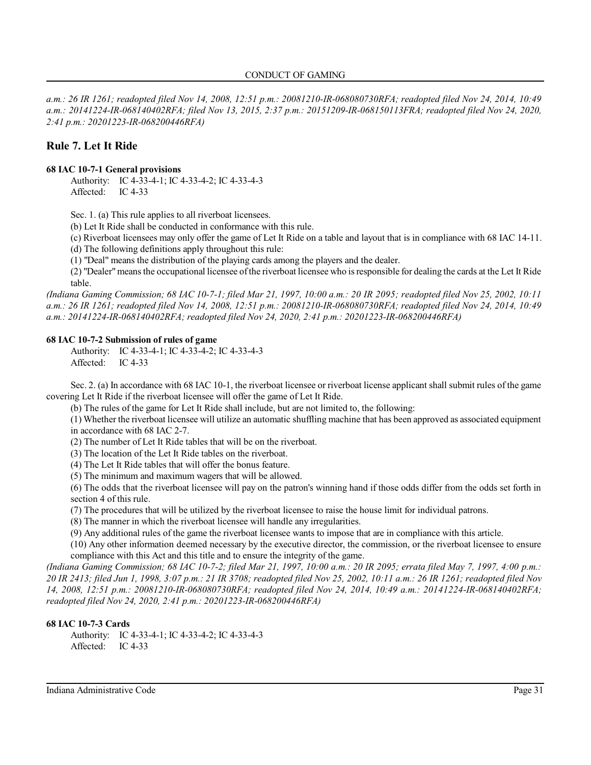*a.m.: 26 IR 1261; readopted filed Nov 14, 2008, 12:51 p.m.: 20081210-IR-068080730RFA; readopted filed Nov 24, 2014, 10:49 a.m.: 20141224-IR-068140402RFA; filed Nov 13, 2015, 2:37 p.m.: 20151209-IR-068150113FRA; readopted filed Nov 24, 2020, 2:41 p.m.: 20201223-IR-068200446RFA)*

## Rule 7. Let It Ride

### 68 IAC 10-7-1 General provisions

Authority: IC 4-33-4-1; IC 4-33-4-2; IC 4-33-4-3
Affected: IC 4-33

Sec. 1. (a) This rule applies to all riverboat licensees.

(b) Let It Ride shall be conducted in conformance with this rule.

(c) Riverboat licensees may only offer the game of Let It Ride on a table and layout that is in compliance with 68 IAC 14-11.

(d) The following definitions apply throughout this rule:

(1) "Deal" means the distribution of the playing cards among the players and the dealer.

(2) "Dealer" means the occupational licensee of the riverboat licensee who is responsible for dealing the cards at the Let It Ride table.

*(Indiana Gaming Commission; 68 IAC 10-7-1; filed Mar 21, 1997, 10:00 a.m.: 20 IR 2095; readopted filed Nov 25, 2002, 10:11 a.m.: 26 IR 1261; readopted filed Nov 14, 2008, 12:51 p.m.: 20081210-IR-068080730RFA; readopted filed Nov 24, 2014, 10:49 a.m.: 20141224-IR-068140402RFA; readopted filed Nov 24, 2020, 2:41 p.m.: 20201223-IR-068200446RFA)*

### 68 IAC 10-7-2 Submission of rules of game

Authority: IC 4-33-4-1; IC 4-33-4-2; IC 4-33-4-3
Affected: IC 4-33

Sec. 2. (a) In accordance with 68 IAC 10-1, the riverboat licensee or riverboat license applicant shall submit rules of the game covering Let It Ride if the riverboat licensee will offer the game of Let It Ride.

(b) The rules of the game for Let It Ride shall include, but are not limited to, the following:

(1) Whether the riverboat licensee will utilize an automatic shuffling machine that has been approved as associated equipment in accordance with 68 IAC 2-7.

(2) The number of Let It Ride tables that will be on the riverboat.

(3) The location of the Let It Ride tables on the riverboat.

(4) The Let It Ride tables that will offer the bonus feature.

(5) The minimum and maximum wagers that will be allowed.

(6) The odds that the riverboat licensee will pay on the patron's winning hand if those odds differ from the odds set forth in section 4 of this rule.

(7) The procedures that will be utilized by the riverboat licensee to raise the house limit for individual patrons.

(8) The manner in which the riverboat licensee will handle any irregularities.

(9) Any additional rules of the game the riverboat licensee wants to impose that are in compliance with this article.

(10) Any other information deemed necessary by the executive director, the commission, or the riverboat licensee to ensure compliance with this Act and this title and to ensure the integrity of the game.

*(Indiana Gaming Commission; 68 IAC 10-7-2; filed Mar 21, 1997, 10:00 a.m.: 20 IR 2095; errata filed May 7, 1997, 4:00 p.m.: 20 IR 2413; filed Jun 1, 1998, 3:07 p.m.: 21 IR 3708; readopted filed Nov 25, 2002, 10:11 a.m.: 26 IR 1261; readopted filed Nov 14, 2008, 12:51 p.m.: 20081210-IR-068080730RFA; readopted filed Nov 24, 2014, 10:49 a.m.: 20141224-IR-068140402RFA; readopted filed Nov 24, 2020, 2:41 p.m.: 20201223-IR-068200446RFA)*

### 68 IAC 10-7-3 Cards

Authority: IC 4-33-4-1; IC 4-33-4-2; IC 4-33-4-3
Affected: IC 4-33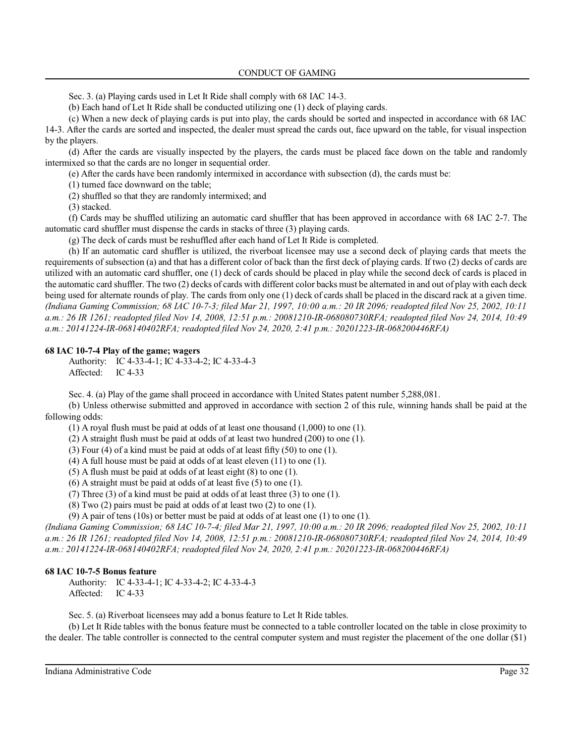Sec. 3. (a) Playing cards used in Let It Ride shall comply with 68 IAC 14-3.

(b) Each hand of Let It Ride shall be conducted utilizing one (1) deck of playing cards.

(c) When a new deck of playing cards is put into play, the cards should be sorted and inspected in accordance with 68 IAC 14-3. After the cards are sorted and inspected, the dealer must spread the cards out, face upward on the table, for visual inspection by the players.

(d) After the cards are visually inspected by the players, the cards must be placed face down on the table and randomly intermixed so that the cards are no longer in sequential order.

(e) After the cards have been randomly intermixed in accordance with subsection (d), the cards must be:

(1) turned face downward on the table;

(2) shuffled so that they are randomly intermixed; and

(3) stacked.

(f) Cards may be shuffled utilizing an automatic card shuffler that has been approved in accordance with 68 IAC 2-7. The automatic card shuffler must dispense the cards in stacks of three (3) playing cards.

(g) The deck of cards must be reshuffled after each hand of Let It Ride is completed.

(h) If an automatic card shuffler is utilized, the riverboat licensee may use a second deck of playing cards that meets the requirements of subsection (a) and that has a different color of back than the first deck of playing cards. If two (2) decks of cards are utilized with an automatic card shuffler, one (1) deck of cards should be placed in play while the second deck of cards is placed in the automatic card shuffler. The two (2) decks of cards with different color backs must be alternated in and out of play with each deck being used for alternate rounds of play. The cards from only one (1) deck of cards shall be placed in the discard rack at a given time.
*(Indiana Gaming Commission; 68 IAC 10-7-3; filed Mar 21, 1997, 10:00 a.m.: 20 IR 2096; readopted filed Nov 25, 2002, 10:11 a.m.: 26 IR 1261; readopted filed Nov 14, 2008, 12:51 p.m.: 20081210-IR-068080730RFA; readopted filed Nov 24, 2014, 10:49 a.m.: 20141224-IR-068140402RFA; readopted filed Nov 24, 2020, 2:41 p.m.: 20201223-IR-068200446RFA)*

**68 IAC 10-7-4 Play of the game; wagers**

Authority: IC 4-33-4-1; IC 4-33-4-2; IC 4-33-4-3
Affected: IC 4-33

Sec. 4. (a) Play of the game shall proceed in accordance with United States patent number 5,288,081.

(b) Unless otherwise submitted and approved in accordance with section 2 of this rule, winning hands shall be paid at the following odds:

(1) A royal flush must be paid at odds of at least one thousand (1,000) to one (1).

(2) A straight flush must be paid at odds of at least two hundred (200) to one (1).

(3) Four (4) of a kind must be paid at odds of at least fifty (50) to one (1).

(4) A full house must be paid at odds of at least eleven (11) to one (1).

(5) A flush must be paid at odds of at least eight (8) to one (1).

(6) A straight must be paid at odds of at least five (5) to one (1).

(7) Three (3) of a kind must be paid at odds of at least three (3) to one (1).

(8) Two (2) pairs must be paid at odds of at least two (2) to one (1).

(9) A pair of tens (10s) or better must be paid at odds of at least one (1) to one (1).
*(Indiana Gaming Commission; 68 IAC 10-7-4; filed Mar 21, 1997, 10:00 a.m.: 20 IR 2096; readopted filed Nov 25, 2002, 10:11 a.m.: 26 IR 1261; readopted filed Nov 14, 2008, 12:51 p.m.: 20081210-IR-068080730RFA; readopted filed Nov 24, 2014, 10:49 a.m.: 20141224-IR-068140402RFA; readopted filed Nov 24, 2020, 2:41 p.m.: 20201223-IR-068200446RFA)*

**68 IAC 10-7-5 Bonus feature**

Authority: IC 4-33-4-1; IC 4-33-4-2; IC 4-33-4-3
Affected: IC 4-33

Sec. 5. (a) Riverboat licensees may add a bonus feature to Let It Ride tables.

(b) Let It Ride tables with the bonus feature must be connected to a table controller located on the table in close proximity to the dealer. The table controller is connected to the central computer system and must register the placement of the one dollar ($1)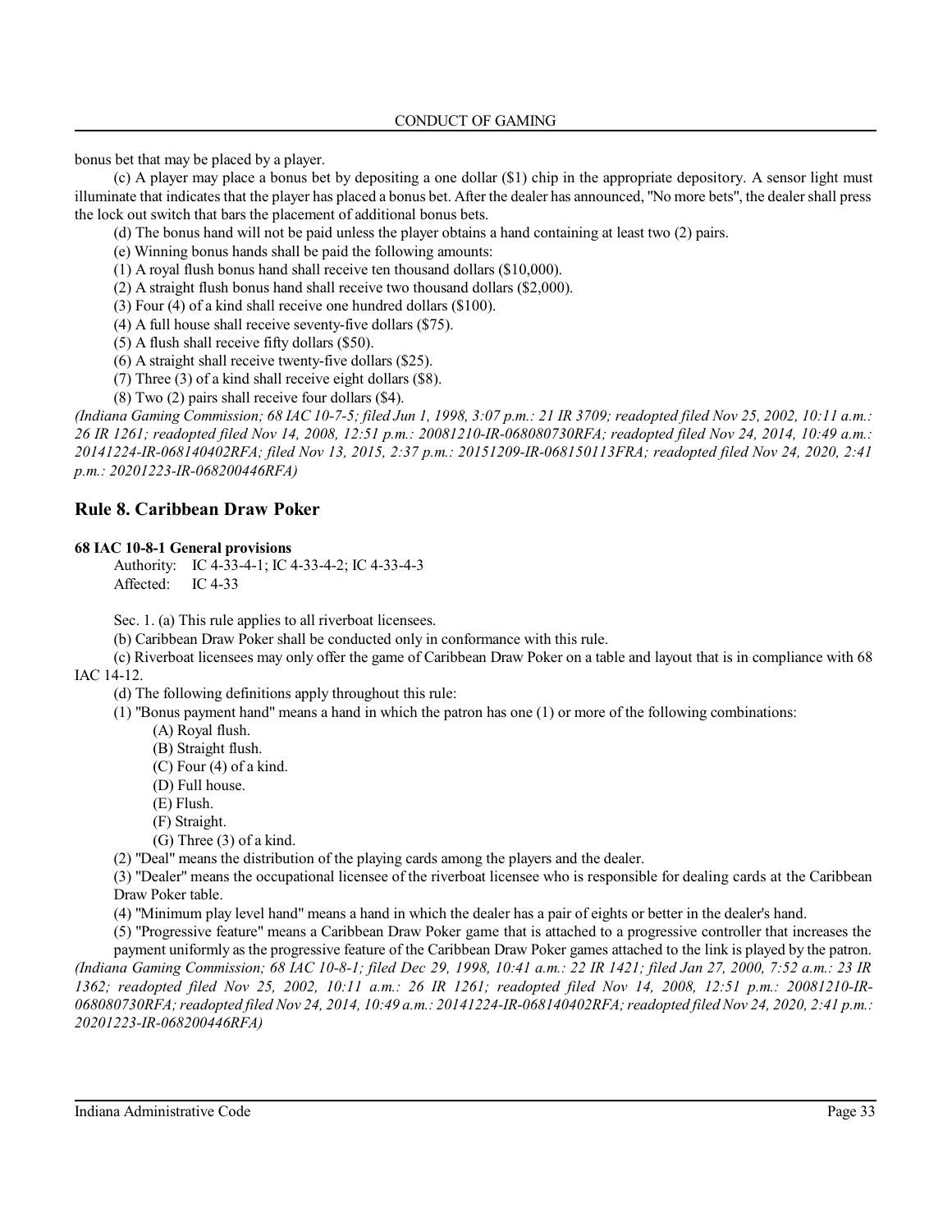bonus bet that may be placed by a player.

(c) A player may place a bonus bet by depositing a one dollar ($1) chip in the appropriate depository. A sensor light must illuminate that indicates that the player has placed a bonus bet. After the dealer has announced, "No more bets", the dealer shall press the lock out switch that bars the placement of additional bonus bets.

(d) The bonus hand will not be paid unless the player obtains a hand containing at least two (2) pairs.

(e) Winning bonus hands shall be paid the following amounts:

(1) A royal flush bonus hand shall receive ten thousand dollars ($10,000).

(2) A straight flush bonus hand shall receive two thousand dollars ($2,000).

(3) Four (4) of a kind shall receive one hundred dollars ($100).

(4) A full house shall receive seventy-five dollars ($75).

(5) A flush shall receive fifty dollars ($50).

(6) A straight shall receive twenty-five dollars ($25).

(7) Three (3) of a kind shall receive eight dollars ($8).

(8) Two (2) pairs shall receive four dollars ($4).

*(Indiana Gaming Commission; 68 IAC 10-7-5; filed Jun 1, 1998, 3:07 p.m.: 21 IR 3709; readopted filed Nov 25, 2002, 10:11 a.m.: 26 IR 1261; readopted filed Nov 14, 2008, 12:51 p.m.: 20081210-IR-068080730RFA; readopted filed Nov 24, 2014, 10:49 a.m.: 20141224-IR-068140402RFA; filed Nov 13, 2015, 2:37 p.m.: 20151209-IR-068150113FRA; readopted filed Nov 24, 2020, 2:41 p.m.: 20201223-IR-068200446RFA)*

## Rule 8. Caribbean Draw Poker

**68 IAC 10-8-1 General provisions**

Authority: IC 4-33-4-1; IC 4-33-4-2; IC 4-33-4-3
Affected: IC 4-33

Sec. 1. (a) This rule applies to all riverboat licensees.

(b) Caribbean Draw Poker shall be conducted only in conformance with this rule.

(c) Riverboat licensees may only offer the game of Caribbean Draw Poker on a table and layout that is in compliance with 68 IAC 14-12.

(d) The following definitions apply throughout this rule:

(1) "Bonus payment hand" means a hand in which the patron has one (1) or more of the following combinations:

(A) Royal flush.

(B) Straight flush.

(C) Four (4) of a kind.

(D) Full house.

(E) Flush.

(F) Straight.

(G) Three (3) of a kind.

(2) "Deal" means the distribution of the playing cards among the players and the dealer.

(3) "Dealer" means the occupational licensee of the riverboat licensee who is responsible for dealing cards at the Caribbean Draw Poker table.

(4) "Minimum play level hand" means a hand in which the dealer has a pair of eights or better in the dealer's hand.

(5) "Progressive feature" means a Caribbean Draw Poker game that is attached to a progressive controller that increases the payment uniformly as the progressive feature of the Caribbean Draw Poker games attached to the link is played by the patron.

*(Indiana Gaming Commission; 68 IAC 10-8-1; filed Dec 29, 1998, 10:41 a.m.: 22 IR 1421; filed Jan 27, 2000, 7:52 a.m.: 23 IR 1362; readopted filed Nov 25, 2002, 10:11 a.m.: 26 IR 1261; readopted filed Nov 14, 2008, 12:51 p.m.: 20081210-IR-068080730RFA; readopted filed Nov 24, 2014, 10:49 a.m.: 20141224-IR-068140402RFA; readopted filed Nov 24, 2020, 2:41 p.m.: 20201223-IR-068200446RFA)*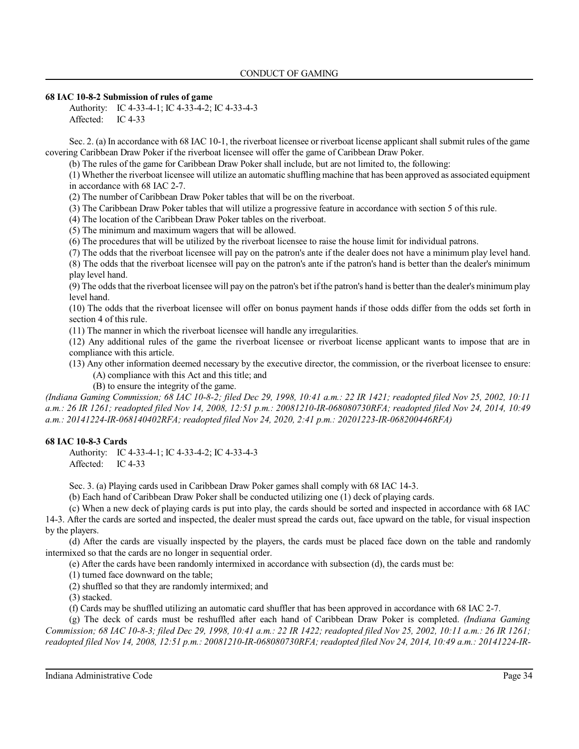**68 IAC 10-8-2 Submission of rules of game**

Authority: IC 4-33-4-1; IC 4-33-4-2; IC 4-33-4-3
Affected: IC 4-33

Sec. 2. (a) In accordance with 68 IAC 10-1, the riverboat licensee or riverboat license applicant shall submit rules of the game covering Caribbean Draw Poker if the riverboat licensee will offer the game of Caribbean Draw Poker.

(b) The rules of the game for Caribbean Draw Poker shall include, but are not limited to, the following:

(1) Whether the riverboat licensee will utilize an automatic shuffling machine that has been approved as associated equipment in accordance with 68 IAC 2-7.

(2) The number of Caribbean Draw Poker tables that will be on the riverboat.

(3) The Caribbean Draw Poker tables that will utilize a progressive feature in accordance with section 5 of this rule.

(4) The location of the Caribbean Draw Poker tables on the riverboat.

(5) The minimum and maximum wagers that will be allowed.

(6) The procedures that will be utilized by the riverboat licensee to raise the house limit for individual patrons.

(7) The odds that the riverboat licensee will pay on the patron's ante if the dealer does not have a minimum play level hand.

(8) The odds that the riverboat licensee will pay on the patron's ante if the patron's hand is better than the dealer's minimum play level hand.

(9) The odds that the riverboat licensee will pay on the patron's bet if the patron's hand is better than the dealer's minimum play level hand.

(10) The odds that the riverboat licensee will offer on bonus payment hands if those odds differ from the odds set forth in section 4 of this rule.

(11) The manner in which the riverboat licensee will handle any irregularities.

(12) Any additional rules of the game the riverboat licensee or riverboat license applicant wants to impose that are in compliance with this article.

(13) Any other information deemed necessary by the executive director, the commission, or the riverboat licensee to ensure:

(A) compliance with this Act and this title; and

(B) to ensure the integrity of the game.

*(Indiana Gaming Commission; 68 IAC 10-8-2; filed Dec 29, 1998, 10:41 a.m.: 22 IR 1421; readopted filed Nov 25, 2002, 10:11 a.m.: 26 IR 1261; readopted filed Nov 14, 2008, 12:51 p.m.: 20081210-IR-068080730RFA; readopted filed Nov 24, 2014, 10:49 a.m.: 20141224-IR-068140402RFA; readopted filed Nov 24, 2020, 2:41 p.m.: 20201223-IR-068200446RFA)*

**68 IAC 10-8-3 Cards**

Authority: IC 4-33-4-1; IC 4-33-4-2; IC 4-33-4-3
Affected: IC 4-33

Sec. 3. (a) Playing cards used in Caribbean Draw Poker games shall comply with 68 IAC 14-3.

(b) Each hand of Caribbean Draw Poker shall be conducted utilizing one (1) deck of playing cards.

(c) When a new deck of playing cards is put into play, the cards should be sorted and inspected in accordance with 68 IAC 14-3. After the cards are sorted and inspected, the dealer must spread the cards out, face upward on the table, for visual inspection by the players.

(d) After the cards are visually inspected by the players, the cards must be placed face down on the table and randomly intermixed so that the cards are no longer in sequential order.

(e) After the cards have been randomly intermixed in accordance with subsection (d), the cards must be:

(1) turned face downward on the table;

(2) shuffled so that they are randomly intermixed; and

(3) stacked.

(f) Cards may be shuffled utilizing an automatic card shuffler that has been approved in accordance with 68 IAC 2-7.

(g) The deck of cards must be reshuffled after each hand of Caribbean Draw Poker is completed. *(Indiana Gaming Commission; 68 IAC 10-8-3; filed Dec 29, 1998, 10:41 a.m.: 22 IR 1422; readopted filed Nov 25, 2002, 10:11 a.m.: 26 IR 1261; readopted filed Nov 14, 2008, 12:51 p.m.: 20081210-IR-068080730RFA; readopted filed Nov 24, 2014, 10:49 a.m.: 20141224-IR-*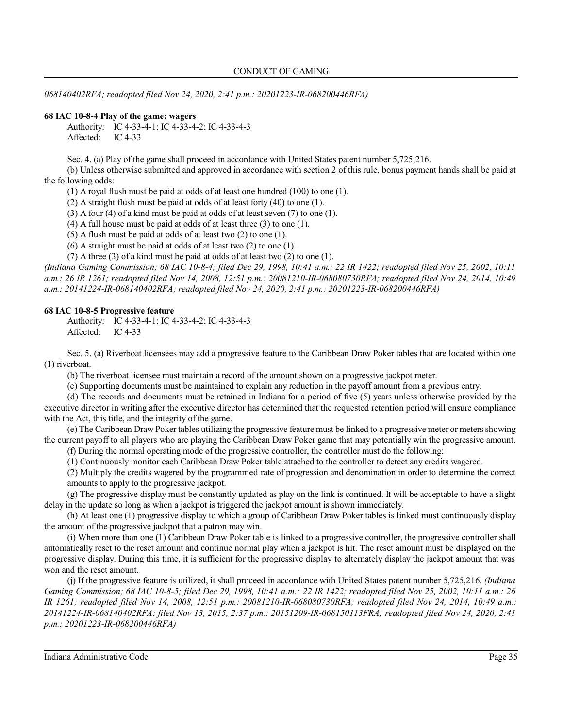*068140402RFA; readopted filed Nov 24, 2020, 2:41 p.m.: 20201223-IR-068200446RFA)*

**68 IAC 10-8-4 Play of the game; wagers**

Authority: IC 4-33-4-1; IC 4-33-4-2; IC 4-33-4-3
Affected: IC 4-33

Sec. 4. (a) Play of the game shall proceed in accordance with United States patent number 5,725,216.

(b) Unless otherwise submitted and approved in accordance with section 2 of this rule, bonus payment hands shall be paid at the following odds:

(1) A royal flush must be paid at odds of at least one hundred (100) to one (1).

(2) A straight flush must be paid at odds of at least forty (40) to one (1).

(3) A four (4) of a kind must be paid at odds of at least seven (7) to one (1).

(4) A full house must be paid at odds of at least three (3) to one (1).

(5) A flush must be paid at odds of at least two (2) to one (1).

(6) A straight must be paid at odds of at least two (2) to one (1).

(7) A three (3) of a kind must be paid at odds of at least two (2) to one (1).

*(Indiana Gaming Commission; 68 IAC 10-8-4; filed Dec 29, 1998, 10:41 a.m.: 22 IR 1422; readopted filed Nov 25, 2002, 10:11 a.m.: 26 IR 1261; readopted filed Nov 14, 2008, 12:51 p.m.: 20081210-IR-068080730RFA; readopted filed Nov 24, 2014, 10:49 a.m.: 20141224-IR-068140402RFA; readopted filed Nov 24, 2020, 2:41 p.m.: 20201223-IR-068200446RFA)*

**68 IAC 10-8-5 Progressive feature**

Authority: IC 4-33-4-1; IC 4-33-4-2; IC 4-33-4-3
Affected: IC 4-33

Sec. 5. (a) Riverboat licensees may add a progressive feature to the Caribbean Draw Poker tables that are located within one (1) riverboat.

(b) The riverboat licensee must maintain a record of the amount shown on a progressive jackpot meter.

(c) Supporting documents must be maintained to explain any reduction in the payoff amount from a previous entry.

(d) The records and documents must be retained in Indiana for a period of five (5) years unless otherwise provided by the executive director in writing after the executive director has determined that the requested retention period will ensure compliance with the Act, this title, and the integrity of the game.

(e) The Caribbean Draw Poker tables utilizing the progressive feature must be linked to a progressive meter or meters showing the current payoff to all players who are playing the Caribbean Draw Poker game that may potentially win the progressive amount.

(f) During the normal operating mode of the progressive controller, the controller must do the following:

(1) Continuously monitor each Caribbean Draw Poker table attached to the controller to detect any credits wagered.

(2) Multiply the credits wagered by the programmed rate of progression and denomination in order to determine the correct amounts to apply to the progressive jackpot.

(g) The progressive display must be constantly updated as play on the link is continued. It will be acceptable to have a slight delay in the update so long as when a jackpot is triggered the jackpot amount is shown immediately.

(h) At least one (1) progressive display to which a group of Caribbean Draw Poker tables is linked must continuously display the amount of the progressive jackpot that a patron may win.

(i) When more than one (1) Caribbean Draw Poker table is linked to a progressive controller, the progressive controller shall automatically reset to the reset amount and continue normal play when a jackpot is hit. The reset amount must be displayed on the progressive display. During this time, it is sufficient for the progressive display to alternately display the jackpot amount that was won and the reset amount.

(j) If the progressive feature is utilized, it shall proceed in accordance with United States patent number 5,725,216. *(Indiana Gaming Commission; 68 IAC 10-8-5; filed Dec 29, 1998, 10:41 a.m.: 22 IR 1422; readopted filed Nov 25, 2002, 10:11 a.m.: 26 IR 1261; readopted filed Nov 14, 2008, 12:51 p.m.: 20081210-IR-068080730RFA; readopted filed Nov 24, 2014, 10:49 a.m.: 20141224-IR-068140402RFA; filed Nov 13, 2015, 2:37 p.m.: 20151209-IR-068150113FRA; readopted filed Nov 24, 2020, 2:41 p.m.: 20201223-IR-068200446RFA)*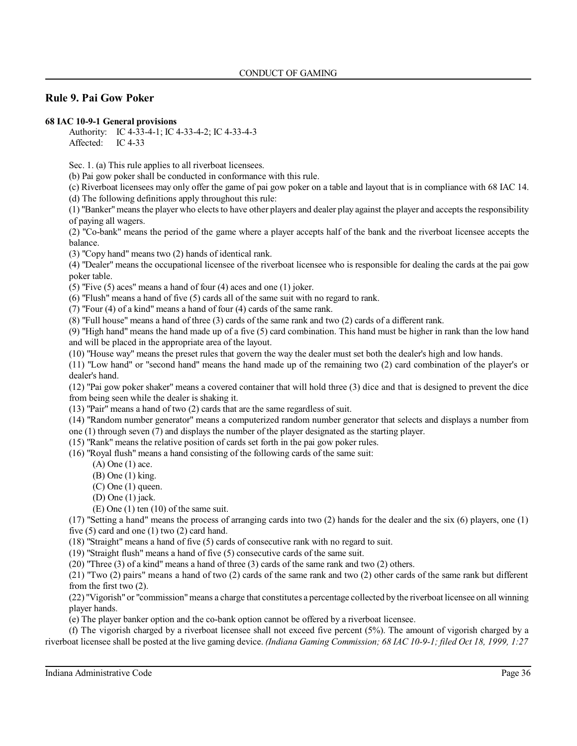## Rule 9. Pai Gow Poker

**68 IAC 10-9-1 General provisions**

Authority: IC 4-33-4-1; IC 4-33-4-2; IC 4-33-4-3
Affected: IC 4-33

Sec. 1. (a) This rule applies to all riverboat licensees.

(b) Pai gow poker shall be conducted in conformance with this rule.

(c) Riverboat licensees may only offer the game of pai gow poker on a table and layout that is in compliance with 68 IAC 14.

(d) The following definitions apply throughout this rule:

(1) "Banker" means the player who elects to have other players and dealer play against the player and accepts the responsibility of paying all wagers.

(2) "Co-bank" means the period of the game where a player accepts half of the bank and the riverboat licensee accepts the balance.

(3) "Copy hand" means two (2) hands of identical rank.

(4) "Dealer" means the occupational licensee of the riverboat licensee who is responsible for dealing the cards at the pai gow poker table.

(5) "Five (5) aces" means a hand of four (4) aces and one (1) joker.

(6) "Flush" means a hand of five (5) cards all of the same suit with no regard to rank.

(7) "Four (4) of a kind" means a hand of four (4) cards of the same rank.

(8) "Full house" means a hand of three (3) cards of the same rank and two (2) cards of a different rank.

(9) "High hand" means the hand made up of a five (5) card combination. This hand must be higher in rank than the low hand and will be placed in the appropriate area of the layout.

(10) "House way" means the preset rules that govern the way the dealer must set both the dealer's high and low hands.

(11) "Low hand" or "second hand" means the hand made up of the remaining two (2) card combination of the player's or dealer's hand.

(12) "Pai gow poker shaker" means a covered container that will hold three (3) dice and that is designed to prevent the dice from being seen while the dealer is shaking it.

(13) "Pair" means a hand of two (2) cards that are the same regardless of suit.

(14) "Random number generator" means a computerized random number generator that selects and displays a number from one (1) through seven (7) and displays the number of the player designated as the starting player.

(15) "Rank" means the relative position of cards set forth in the pai gow poker rules.

(16) "Royal flush" means a hand consisting of the following cards of the same suit:

(A) One (1) ace.

(B) One (1) king.

(C) One (1) queen.

(D) One (1) jack.

(E) One (1) ten (10) of the same suit.

(17) "Setting a hand" means the process of arranging cards into two (2) hands for the dealer and the six (6) players, one (1) five (5) card and one (1) two (2) card hand.

(18) "Straight" means a hand of five (5) cards of consecutive rank with no regard to suit.

(19) "Straight flush" means a hand of five (5) consecutive cards of the same suit.

(20) "Three (3) of a kind" means a hand of three (3) cards of the same rank and two (2) others.

(21) "Two (2) pairs" means a hand of two (2) cards of the same rank and two (2) other cards of the same rank but different from the first two (2).

(22) "Vigorish" or "commission" means a charge that constitutes a percentage collected by the riverboat licensee on all winning player hands.

(e) The player banker option and the co-bank option cannot be offered by a riverboat licensee.

(f) The vigorish charged by a riverboat licensee shall not exceed five percent (5%). The amount of vigorish charged by a riverboat licensee shall be posted at the live gaming device. *(Indiana Gaming Commission; 68 IAC 10-9-1; filed Oct 18, 1999, 1:27*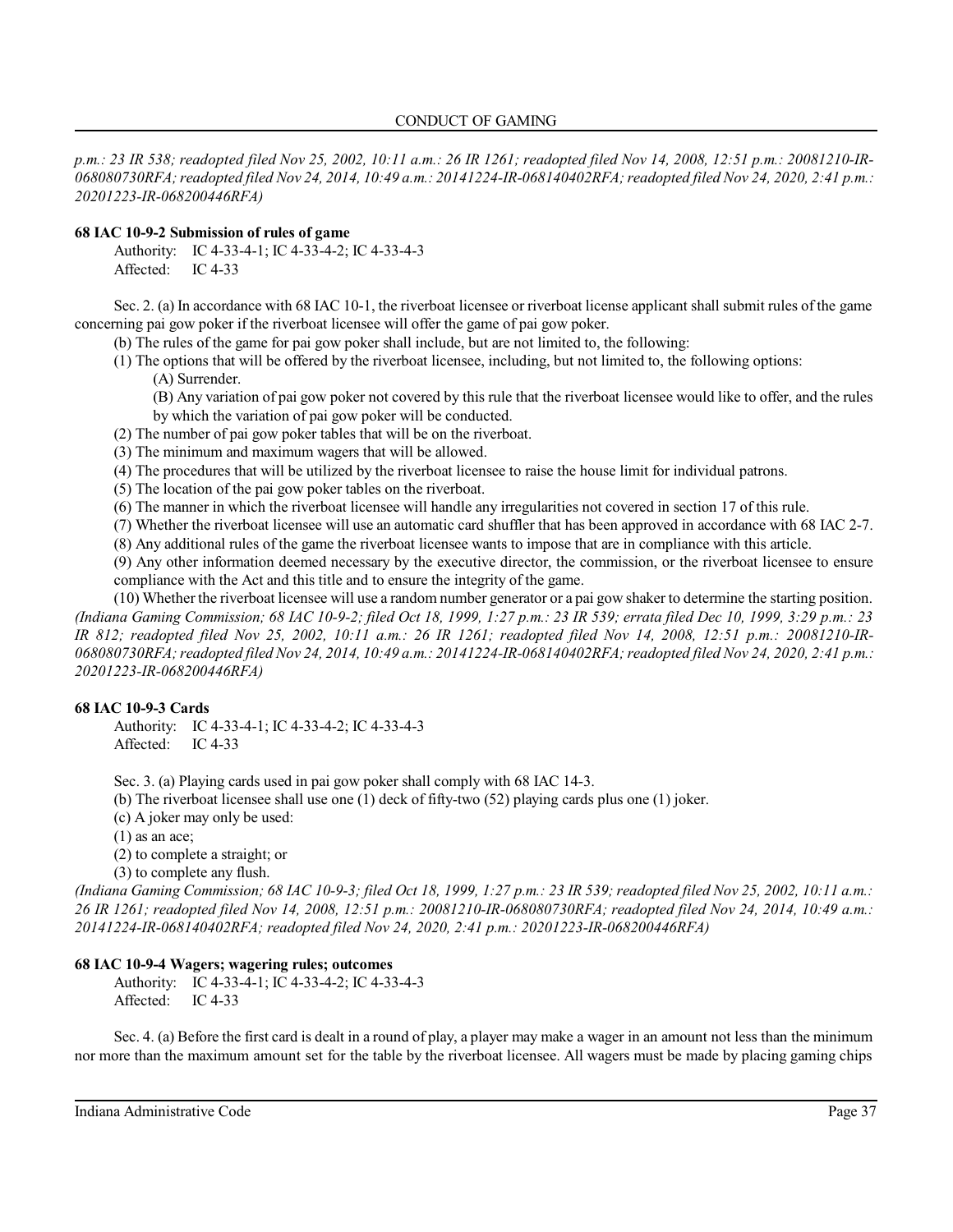*p.m.: 23 IR 538; readopted filed Nov 25, 2002, 10:11 a.m.: 26 IR 1261; readopted filed Nov 14, 2008, 12:51 p.m.: 20081210-IR-068080730RFA; readopted filed Nov 24, 2014, 10:49 a.m.: 20141224-IR-068140402RFA; readopted filed Nov 24, 2020, 2:41 p.m.: 20201223-IR-068200446RFA)*

**68 IAC 10-9-2 Submission of rules of game**

Authority: IC 4-33-4-1; IC 4-33-4-2; IC 4-33-4-3
Affected: IC 4-33

Sec. 2. (a) In accordance with 68 IAC 10-1, the riverboat licensee or riverboat license applicant shall submit rules of the game concerning pai gow poker if the riverboat licensee will offer the game of pai gow poker.

(b) The rules of the game for pai gow poker shall include, but are not limited to, the following:

(1) The options that will be offered by the riverboat licensee, including, but not limited to, the following options:

(A) Surrender.

(B) Any variation of pai gow poker not covered by this rule that the riverboat licensee would like to offer, and the rules by which the variation of pai gow poker will be conducted.

(2) The number of pai gow poker tables that will be on the riverboat.

(3) The minimum and maximum wagers that will be allowed.

(4) The procedures that will be utilized by the riverboat licensee to raise the house limit for individual patrons.

(5) The location of the pai gow poker tables on the riverboat.

(6) The manner in which the riverboat licensee will handle any irregularities not covered in section 17 of this rule.

(7) Whether the riverboat licensee will use an automatic card shuffler that has been approved in accordance with 68 IAC 2-7.

(8) Any additional rules of the game the riverboat licensee wants to impose that are in compliance with this article.

(9) Any other information deemed necessary by the executive director, the commission, or the riverboat licensee to ensure compliance with the Act and this title and to ensure the integrity of the game.

(10) Whether the riverboat licensee will use a random number generator or a pai gow shaker to determine the starting position.

*(Indiana Gaming Commission; 68 IAC 10-9-2; filed Oct 18, 1999, 1:27 p.m.: 23 IR 539; errata filed Dec 10, 1999, 3:29 p.m.: 23 IR 812; readopted filed Nov 25, 2002, 10:11 a.m.: 26 IR 1261; readopted filed Nov 14, 2008, 12:51 p.m.: 20081210-IR-068080730RFA; readopted filed Nov 24, 2014, 10:49 a.m.: 20141224-IR-068140402RFA; readopted filed Nov 24, 2020, 2:41 p.m.: 20201223-IR-068200446RFA)*

**68 IAC 10-9-3 Cards**

Authority: IC 4-33-4-1; IC 4-33-4-2; IC 4-33-4-3
Affected: IC 4-33

Sec. 3. (a) Playing cards used in pai gow poker shall comply with 68 IAC 14-3.

(b) The riverboat licensee shall use one (1) deck of fifty-two (52) playing cards plus one (1) joker.

(c) A joker may only be used:

(1) as an ace;

(2) to complete a straight; or

(3) to complete any flush.

*(Indiana Gaming Commission; 68 IAC 10-9-3; filed Oct 18, 1999, 1:27 p.m.: 23 IR 539; readopted filed Nov 25, 2002, 10:11 a.m.: 26 IR 1261; readopted filed Nov 14, 2008, 12:51 p.m.: 20081210-IR-068080730RFA; readopted filed Nov 24, 2014, 10:49 a.m.: 20141224-IR-068140402RFA; readopted filed Nov 24, 2020, 2:41 p.m.: 20201223-IR-068200446RFA)*

**68 IAC 10-9-4 Wagers; wagering rules; outcomes**

Authority: IC 4-33-4-1; IC 4-33-4-2; IC 4-33-4-3
Affected: IC 4-33

Sec. 4. (a) Before the first card is dealt in a round of play, a player may make a wager in an amount not less than the minimum nor more than the maximum amount set for the table by the riverboat licensee. All wagers must be made by placing gaming chips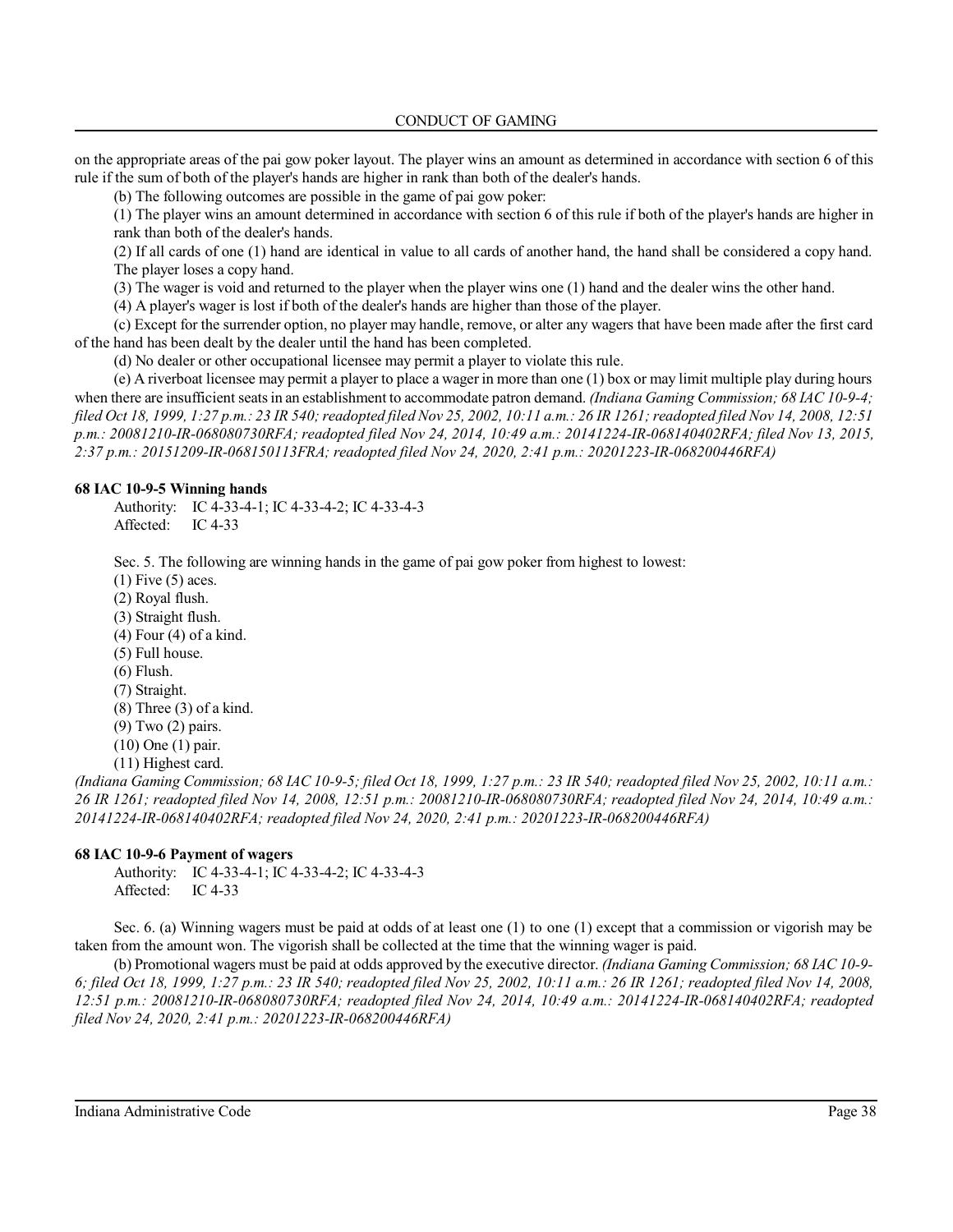on the appropriate areas of the pai gow poker layout. The player wins an amount as determined in accordance with section 6 of this rule if the sum of both of the player's hands are higher in rank than both of the dealer's hands.

(b) The following outcomes are possible in the game of pai gow poker:

(1) The player wins an amount determined in accordance with section 6 of this rule if both of the player's hands are higher in rank than both of the dealer's hands.

(2) If all cards of one (1) hand are identical in value to all cards of another hand, the hand shall be considered a copy hand. The player loses a copy hand.

(3) The wager is void and returned to the player when the player wins one (1) hand and the dealer wins the other hand.

(4) A player's wager is lost if both of the dealer's hands are higher than those of the player.

(c) Except for the surrender option, no player may handle, remove, or alter any wagers that have been made after the first card of the hand has been dealt by the dealer until the hand has been completed.

(d) No dealer or other occupational licensee may permit a player to violate this rule.

(e) A riverboat licensee may permit a player to place a wager in more than one (1) box or may limit multiple play during hours when there are insufficient seats in an establishment to accommodate patron demand. *(Indiana Gaming Commission; 68 IAC 10-9-4; filed Oct 18, 1999, 1:27 p.m.: 23 IR 540; readopted filed Nov 25, 2002, 10:11 a.m.: 26 IR 1261; readopted filed Nov 14, 2008, 12:51 p.m.: 20081210-IR-068080730RFA; readopted filed Nov 24, 2014, 10:49 a.m.: 20141224-IR-068140402RFA; filed Nov 13, 2015, 2:37 p.m.: 20151209-IR-068150113FRA; readopted filed Nov 24, 2020, 2:41 p.m.: 20201223-IR-068200446RFA)*

**68 IAC 10-9-5 Winning hands**

Authority: IC 4-33-4-1; IC 4-33-4-2; IC 4-33-4-3
Affected: IC 4-33

Sec. 5. The following are winning hands in the game of pai gow poker from highest to lowest:

(1) Five (5) aces.
(2) Royal flush.
(3) Straight flush.
(4) Four (4) of a kind.
(5) Full house.
(6) Flush.
(7) Straight.
(8) Three (3) of a kind.
(9) Two (2) pairs.
(10) One (1) pair.
(11) Highest card.

*(Indiana Gaming Commission; 68 IAC 10-9-5; filed Oct 18, 1999, 1:27 p.m.: 23 IR 540; readopted filed Nov 25, 2002, 10:11 a.m.: 26 IR 1261; readopted filed Nov 14, 2008, 12:51 p.m.: 20081210-IR-068080730RFA; readopted filed Nov 24, 2014, 10:49 a.m.: 20141224-IR-068140402RFA; readopted filed Nov 24, 2020, 2:41 p.m.: 20201223-IR-068200446RFA)*

**68 IAC 10-9-6 Payment of wagers**

Authority: IC 4-33-4-1; IC 4-33-4-2; IC 4-33-4-3
Affected: IC 4-33

Sec. 6. (a) Winning wagers must be paid at odds of at least one (1) to one (1) except that a commission or vigorish may be taken from the amount won. The vigorish shall be collected at the time that the winning wager is paid.

(b) Promotional wagers must be paid at odds approved by the executive director. *(Indiana Gaming Commission; 68 IAC 10-9-6; filed Oct 18, 1999, 1:27 p.m.: 23 IR 540; readopted filed Nov 25, 2002, 10:11 a.m.: 26 IR 1261; readopted filed Nov 14, 2008, 12:51 p.m.: 20081210-IR-068080730RFA; readopted filed Nov 24, 2014, 10:49 a.m.: 20141224-IR-068140402RFA; readopted filed Nov 24, 2020, 2:41 p.m.: 20201223-IR-068200446RFA)*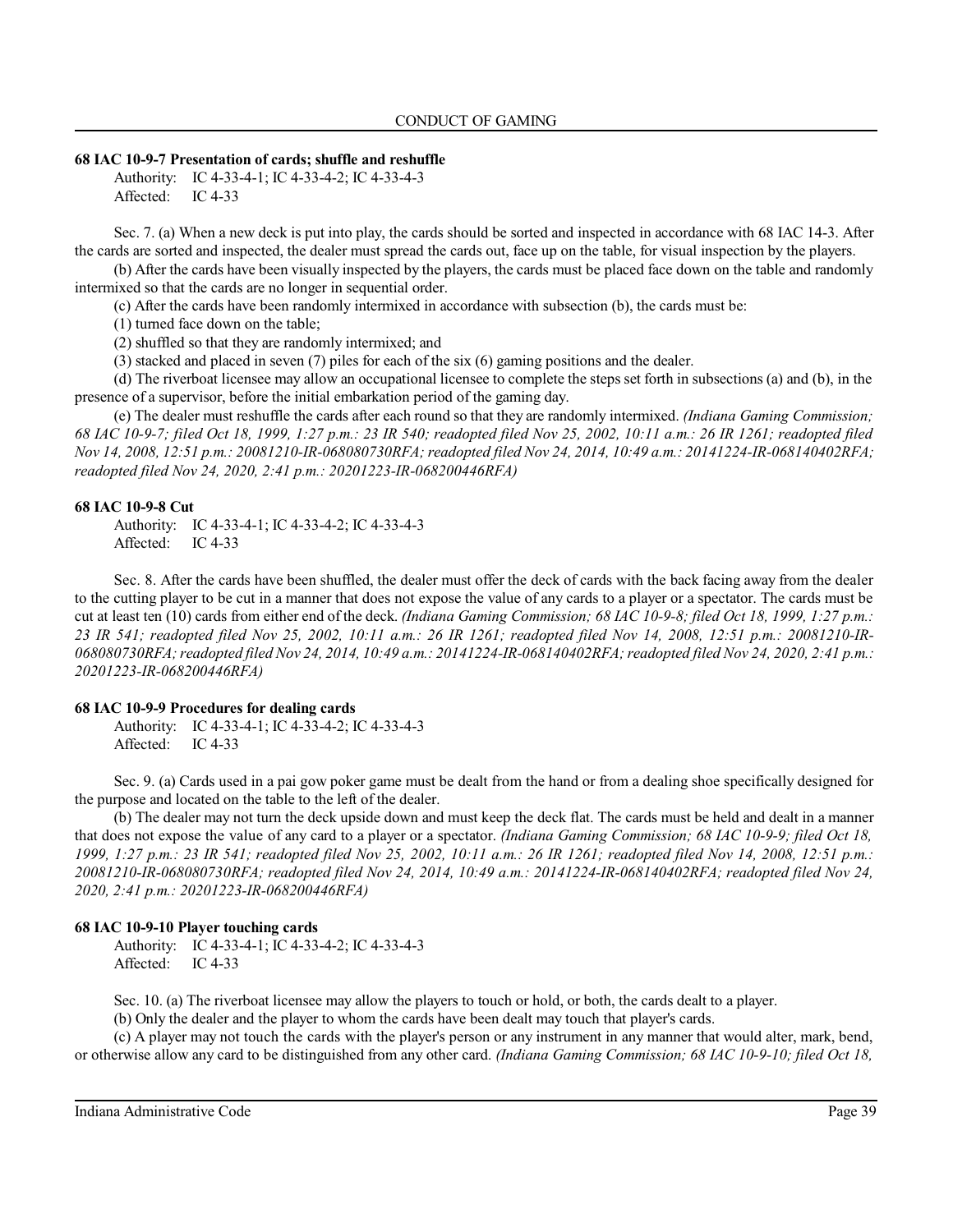**68 IAC 10-9-7 Presentation of cards; shuffle and reshuffle**

Authority: IC 4-33-4-1; IC 4-33-4-2; IC 4-33-4-3
Affected: IC 4-33

Sec. 7. (a) When a new deck is put into play, the cards should be sorted and inspected in accordance with 68 IAC 14-3. After the cards are sorted and inspected, the dealer must spread the cards out, face up on the table, for visual inspection by the players.

(b) After the cards have been visually inspected by the players, the cards must be placed face down on the table and randomly intermixed so that the cards are no longer in sequential order.

(c) After the cards have been randomly intermixed in accordance with subsection (b), the cards must be:

(1) turned face down on the table;

(2) shuffled so that they are randomly intermixed; and

(3) stacked and placed in seven (7) piles for each of the six (6) gaming positions and the dealer.

(d) The riverboat licensee may allow an occupational licensee to complete the steps set forth in subsections (a) and (b), in the presence of a supervisor, before the initial embarkation period of the gaming day.

(e) The dealer must reshuffle the cards after each round so that they are randomly intermixed. *(Indiana Gaming Commission; 68 IAC 10-9-7; filed Oct 18, 1999, 1:27 p.m.: 23 IR 540; readopted filed Nov 25, 2002, 10:11 a.m.: 26 IR 1261; readopted filed Nov 14, 2008, 12:51 p.m.: 20081210-IR-068080730RFA; readopted filed Nov 24, 2014, 10:49 a.m.: 20141224-IR-068140402RFA; readopted filed Nov 24, 2020, 2:41 p.m.: 20201223-IR-068200446RFA)*

**68 IAC 10-9-8 Cut**

Authority: IC 4-33-4-1; IC 4-33-4-2; IC 4-33-4-3
Affected: IC 4-33

Sec. 8. After the cards have been shuffled, the dealer must offer the deck of cards with the back facing away from the dealer to the cutting player to be cut in a manner that does not expose the value of any cards to a player or a spectator. The cards must be cut at least ten (10) cards from either end of the deck. *(Indiana Gaming Commission; 68 IAC 10-9-8; filed Oct 18, 1999, 1:27 p.m.: 23 IR 541; readopted filed Nov 25, 2002, 10:11 a.m.: 26 IR 1261; readopted filed Nov 14, 2008, 12:51 p.m.: 20081210-IR-068080730RFA; readopted filed Nov 24, 2014, 10:49 a.m.: 20141224-IR-068140402RFA; readopted filed Nov 24, 2020, 2:41 p.m.: 20201223-IR-068200446RFA)*

**68 IAC 10-9-9 Procedures for dealing cards**

Authority: IC 4-33-4-1; IC 4-33-4-2; IC 4-33-4-3
Affected: IC 4-33

Sec. 9. (a) Cards used in a pai gow poker game must be dealt from the hand or from a dealing shoe specifically designed for the purpose and located on the table to the left of the dealer.

(b) The dealer may not turn the deck upside down and must keep the deck flat. The cards must be held and dealt in a manner that does not expose the value of any card to a player or a spectator. *(Indiana Gaming Commission; 68 IAC 10-9-9; filed Oct 18, 1999, 1:27 p.m.: 23 IR 541; readopted filed Nov 25, 2002, 10:11 a.m.: 26 IR 1261; readopted filed Nov 14, 2008, 12:51 p.m.: 20081210-IR-068080730RFA; readopted filed Nov 24, 2014, 10:49 a.m.: 20141224-IR-068140402RFA; readopted filed Nov 24, 2020, 2:41 p.m.: 20201223-IR-068200446RFA)*

**68 IAC 10-9-10 Player touching cards**

Authority: IC 4-33-4-1; IC 4-33-4-2; IC 4-33-4-3
Affected: IC 4-33

Sec. 10. (a) The riverboat licensee may allow the players to touch or hold, or both, the cards dealt to a player.

(b) Only the dealer and the player to whom the cards have been dealt may touch that player's cards.

(c) A player may not touch the cards with the player's person or any instrument in any manner that would alter, mark, bend, or otherwise allow any card to be distinguished from any other card. *(Indiana Gaming Commission; 68 IAC 10-9-10; filed Oct 18,*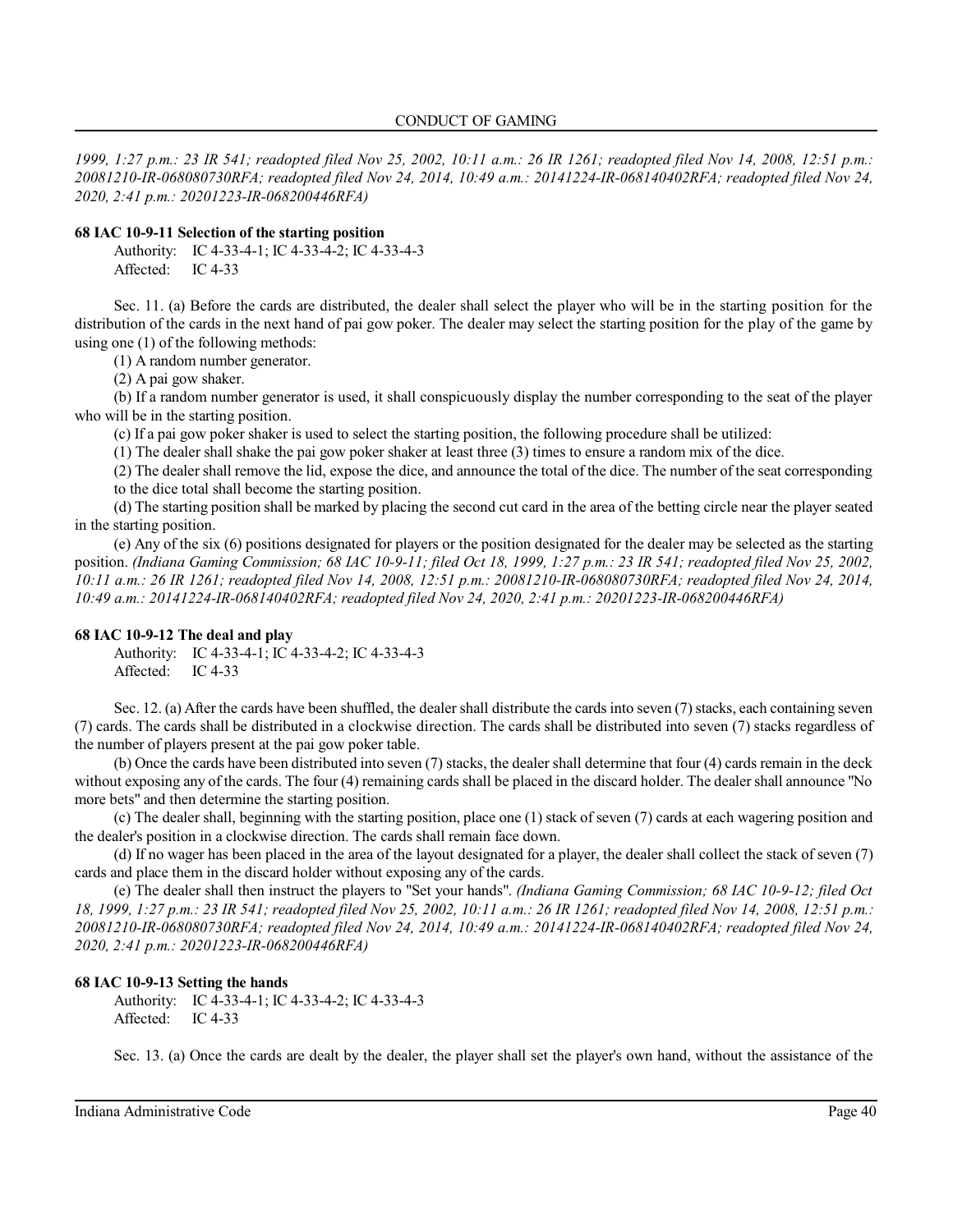*1999, 1:27 p.m.: 23 IR 541; readopted filed Nov 25, 2002, 10:11 a.m.: 26 IR 1261; readopted filed Nov 14, 2008, 12:51 p.m.: 20081210-IR-068080730RFA; readopted filed Nov 24, 2014, 10:49 a.m.: 20141224-IR-068140402RFA; readopted filed Nov 24, 2020, 2:41 p.m.: 20201223-IR-068200446RFA)*

**68 IAC 10-9-11 Selection of the starting position**

Authority: IC 4-33-4-1; IC 4-33-4-2; IC 4-33-4-3
Affected: IC 4-33

Sec. 11. (a) Before the cards are distributed, the dealer shall select the player who will be in the starting position for the distribution of the cards in the next hand of pai gow poker. The dealer may select the starting position for the play of the game by using one (1) of the following methods:

(1) A random number generator.

(2) A pai gow shaker.

(b) If a random number generator is used, it shall conspicuously display the number corresponding to the seat of the player who will be in the starting position.

(c) If a pai gow poker shaker is used to select the starting position, the following procedure shall be utilized:

(1) The dealer shall shake the pai gow poker shaker at least three (3) times to ensure a random mix of the dice.

(2) The dealer shall remove the lid, expose the dice, and announce the total of the dice. The number of the seat corresponding to the dice total shall become the starting position.

(d) The starting position shall be marked by placing the second cut card in the area of the betting circle near the player seated in the starting position.

(e) Any of the six (6) positions designated for players or the position designated for the dealer may be selected as the starting position. *(Indiana Gaming Commission; 68 IAC 10-9-11; filed Oct 18, 1999, 1:27 p.m.: 23 IR 541; readopted filed Nov 25, 2002, 10:11 a.m.: 26 IR 1261; readopted filed Nov 14, 2008, 12:51 p.m.: 20081210-IR-068080730RFA; readopted filed Nov 24, 2014, 10:49 a.m.: 20141224-IR-068140402RFA; readopted filed Nov 24, 2020, 2:41 p.m.: 20201223-IR-068200446RFA)*

**68 IAC 10-9-12 The deal and play**

Authority: IC 4-33-4-1; IC 4-33-4-2; IC 4-33-4-3
Affected: IC 4-33

Sec. 12. (a) After the cards have been shuffled, the dealer shall distribute the cards into seven (7) stacks, each containing seven (7) cards. The cards shall be distributed in a clockwise direction. The cards shall be distributed into seven (7) stacks regardless of the number of players present at the pai gow poker table.

(b) Once the cards have been distributed into seven (7) stacks, the dealer shall determine that four (4) cards remain in the deck without exposing any of the cards. The four (4) remaining cards shall be placed in the discard holder. The dealer shall announce "No more bets" and then determine the starting position.

(c) The dealer shall, beginning with the starting position, place one (1) stack of seven (7) cards at each wagering position and the dealer's position in a clockwise direction. The cards shall remain face down.

(d) If no wager has been placed in the area of the layout designated for a player, the dealer shall collect the stack of seven (7) cards and place them in the discard holder without exposing any of the cards.

(e) The dealer shall then instruct the players to "Set your hands". *(Indiana Gaming Commission; 68 IAC 10-9-12; filed Oct 18, 1999, 1:27 p.m.: 23 IR 541; readopted filed Nov 25, 2002, 10:11 a.m.: 26 IR 1261; readopted filed Nov 14, 2008, 12:51 p.m.: 20081210-IR-068080730RFA; readopted filed Nov 24, 2014, 10:49 a.m.: 20141224-IR-068140402RFA; readopted filed Nov 24, 2020, 2:41 p.m.: 20201223-IR-068200446RFA)*

**68 IAC 10-9-13 Setting the hands**

Authority: IC 4-33-4-1; IC 4-33-4-2; IC 4-33-4-3
Affected: IC 4-33

Sec. 13. (a) Once the cards are dealt by the dealer, the player shall set the player's own hand, without the assistance of the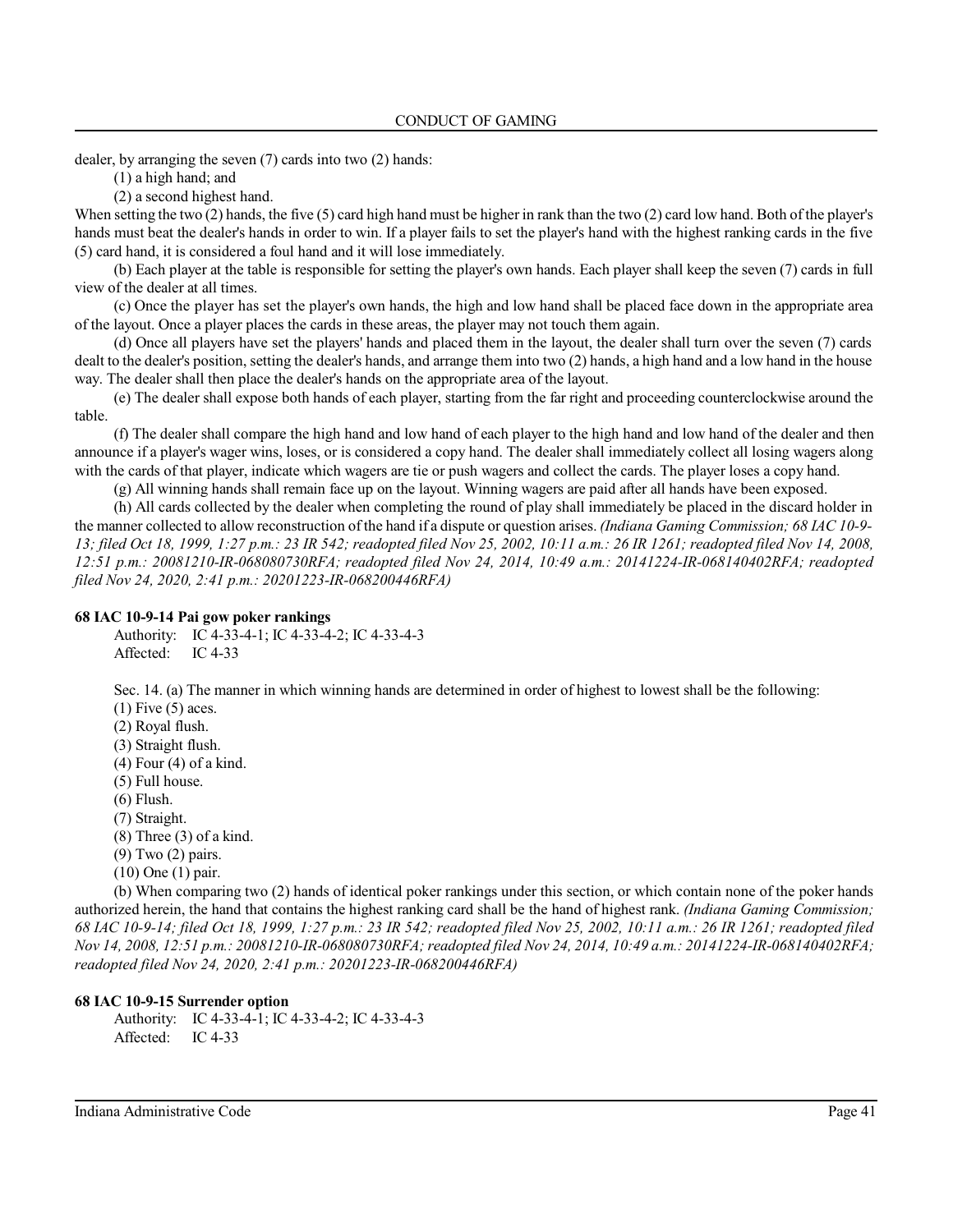dealer, by arranging the seven (7) cards into two (2) hands:

(1) a high hand; and

(2) a second highest hand.

When setting the two (2) hands, the five (5) card high hand must be higher in rank than the two (2) card low hand. Both of the player's hands must beat the dealer's hands in order to win. If a player fails to set the player's hand with the highest ranking cards in the five (5) card hand, it is considered a foul hand and it will lose immediately.

(b) Each player at the table is responsible for setting the player's own hands. Each player shall keep the seven (7) cards in full view of the dealer at all times.

(c) Once the player has set the player's own hands, the high and low hand shall be placed face down in the appropriate area of the layout. Once a player places the cards in these areas, the player may not touch them again.

(d) Once all players have set the players' hands and placed them in the layout, the dealer shall turn over the seven (7) cards dealt to the dealer's position, setting the dealer's hands, and arrange them into two (2) hands, a high hand and a low hand in the house way. The dealer shall then place the dealer's hands on the appropriate area of the layout.

(e) The dealer shall expose both hands of each player, starting from the far right and proceeding counterclockwise around the table.

(f) The dealer shall compare the high hand and low hand of each player to the high hand and low hand of the dealer and then announce if a player's wager wins, loses, or is considered a copy hand. The dealer shall immediately collect all losing wagers along with the cards of that player, indicate which wagers are tie or push wagers and collect the cards. The player loses a copy hand.

(g) All winning hands shall remain face up on the layout. Winning wagers are paid after all hands have been exposed.

(h) All cards collected by the dealer when completing the round of play shall immediately be placed in the discard holder in the manner collected to allow reconstruction of the hand if a dispute or question arises. *(Indiana Gaming Commission; 68 IAC 10-9-13; filed Oct 18, 1999, 1:27 p.m.: 23 IR 542; readopted filed Nov 25, 2002, 10:11 a.m.: 26 IR 1261; readopted filed Nov 14, 2008, 12:51 p.m.: 20081210-IR-068080730RFA; readopted filed Nov 24, 2014, 10:49 a.m.: 20141224-IR-068140402RFA; readopted filed Nov 24, 2020, 2:41 p.m.: 20201223-IR-068200446RFA)*

**68 IAC 10-9-14 Pai gow poker rankings**

Authority: IC 4-33-4-1; IC 4-33-4-2; IC 4-33-4-3
Affected: IC 4-33

Sec. 14. (a) The manner in which winning hands are determined in order of highest to lowest shall be the following:

(1) Five (5) aces.
(2) Royal flush.
(3) Straight flush.
(4) Four (4) of a kind.
(5) Full house.
(6) Flush.
(7) Straight.
(8) Three (3) of a kind.
(9) Two (2) pairs.
(10) One (1) pair.

(b) When comparing two (2) hands of identical poker rankings under this section, or which contain none of the poker hands authorized herein, the hand that contains the highest ranking card shall be the hand of highest rank. *(Indiana Gaming Commission; 68 IAC 10-9-14; filed Oct 18, 1999, 1:27 p.m.: 23 IR 542; readopted filed Nov 25, 2002, 10:11 a.m.: 26 IR 1261; readopted filed Nov 14, 2008, 12:51 p.m.: 20081210-IR-068080730RFA; readopted filed Nov 24, 2014, 10:49 a.m.: 20141224-IR-068140402RFA; readopted filed Nov 24, 2020, 2:41 p.m.: 20201223-IR-068200446RFA)*

**68 IAC 10-9-15 Surrender option**

Authority: IC 4-33-4-1; IC 4-33-4-2; IC 4-33-4-3
Affected: IC 4-33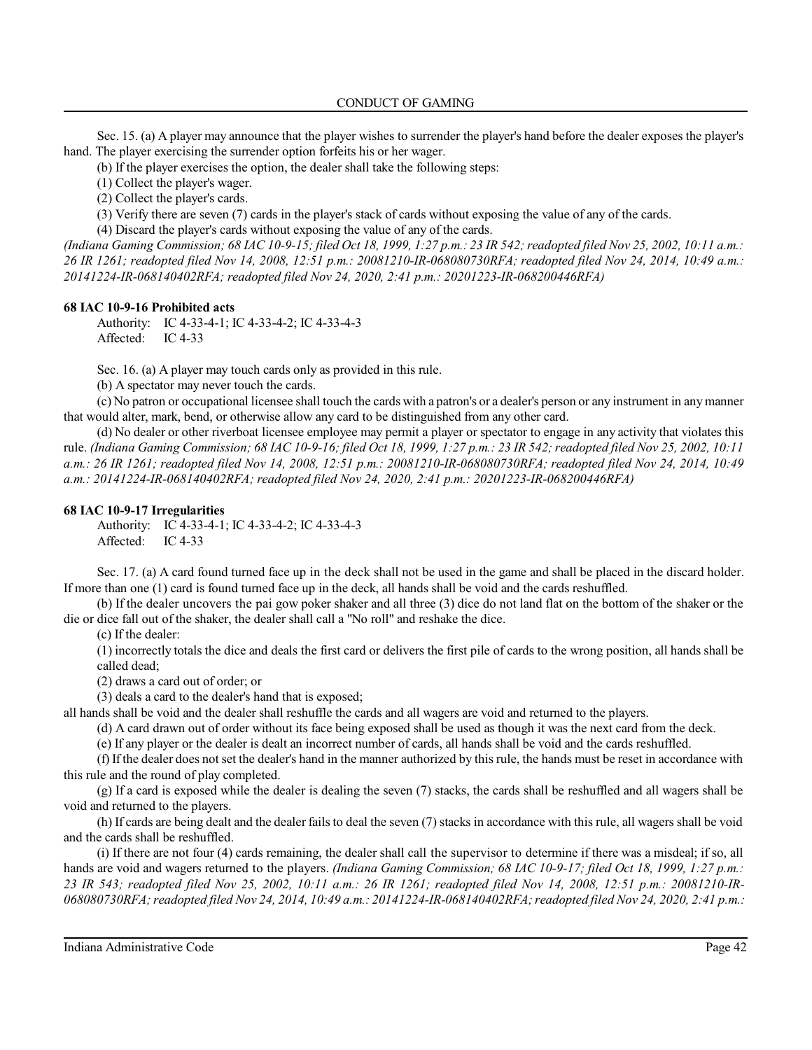Sec. 15. (a) A player may announce that the player wishes to surrender the player's hand before the dealer exposes the player's hand. The player exercising the surrender option forfeits his or her wager.

(b) If the player exercises the option, the dealer shall take the following steps:

(1) Collect the player's wager.

(2) Collect the player's cards.

(3) Verify there are seven (7) cards in the player's stack of cards without exposing the value of any of the cards.

(4) Discard the player's cards without exposing the value of any of the cards.

*(Indiana Gaming Commission; 68 IAC 10-9-15; filed Oct 18, 1999, 1:27 p.m.: 23 IR 542; readopted filed Nov 25, 2002, 10:11 a.m.: 26 IR 1261; readopted filed Nov 14, 2008, 12:51 p.m.: 20081210-IR-068080730RFA; readopted filed Nov 24, 2014, 10:49 a.m.: 20141224-IR-068140402RFA; readopted filed Nov 24, 2020, 2:41 p.m.: 20201223-IR-068200446RFA)*

**68 IAC 10-9-16 Prohibited acts**

Authority: IC 4-33-4-1; IC 4-33-4-2; IC 4-33-4-3
Affected: IC 4-33

Sec. 16. (a) A player may touch cards only as provided in this rule.

(b) A spectator may never touch the cards.

(c) No patron or occupational licensee shall touch the cards with a patron's or a dealer's person or any instrument in any manner that would alter, mark, bend, or otherwise allow any card to be distinguished from any other card.

(d) No dealer or other riverboat licensee employee may permit a player or spectator to engage in any activity that violates this rule. *(Indiana Gaming Commission; 68 IAC 10-9-16; filed Oct 18, 1999, 1:27 p.m.: 23 IR 542; readopted filed Nov 25, 2002, 10:11 a.m.: 26 IR 1261; readopted filed Nov 14, 2008, 12:51 p.m.: 20081210-IR-068080730RFA; readopted filed Nov 24, 2014, 10:49 a.m.: 20141224-IR-068140402RFA; readopted filed Nov 24, 2020, 2:41 p.m.: 20201223-IR-068200446RFA)*

**68 IAC 10-9-17 Irregularities**

Authority: IC 4-33-4-1; IC 4-33-4-2; IC 4-33-4-3
Affected: IC 4-33

Sec. 17. (a) A card found turned face up in the deck shall not be used in the game and shall be placed in the discard holder. If more than one (1) card is found turned face up in the deck, all hands shall be void and the cards reshuffled.

(b) If the dealer uncovers the pai gow poker shaker and all three (3) dice do not land flat on the bottom of the shaker or the die or dice fall out of the shaker, the dealer shall call a "No roll" and reshake the dice.

(c) If the dealer:

(1) incorrectly totals the dice and deals the first card or delivers the first pile of cards to the wrong position, all hands shall be called dead;

(2) draws a card out of order; or

(3) deals a card to the dealer's hand that is exposed;

all hands shall be void and the dealer shall reshuffle the cards and all wagers are void and returned to the players.

(d) A card drawn out of order without its face being exposed shall be used as though it was the next card from the deck.

(e) If any player or the dealer is dealt an incorrect number of cards, all hands shall be void and the cards reshuffled.

(f) If the dealer does not set the dealer's hand in the manner authorized by this rule, the hands must be reset in accordance with this rule and the round of play completed.

(g) If a card is exposed while the dealer is dealing the seven (7) stacks, the cards shall be reshuffled and all wagers shall be void and returned to the players.

(h) If cards are being dealt and the dealer fails to deal the seven (7) stacks in accordance with this rule, all wagers shall be void and the cards shall be reshuffled.

(i) If there are not four (4) cards remaining, the dealer shall call the supervisor to determine if there was a misdeal; if so, all hands are void and wagers returned to the players. *(Indiana Gaming Commission; 68 IAC 10-9-17; filed Oct 18, 1999, 1:27 p.m.: 23 IR 543; readopted filed Nov 25, 2002, 10:11 a.m.: 26 IR 1261; readopted filed Nov 14, 2008, 12:51 p.m.: 20081210-IR-068080730RFA; readopted filed Nov 24, 2014, 10:49 a.m.: 20141224-IR-068140402RFA; readopted filed Nov 24, 2020, 2:41 p.m.:*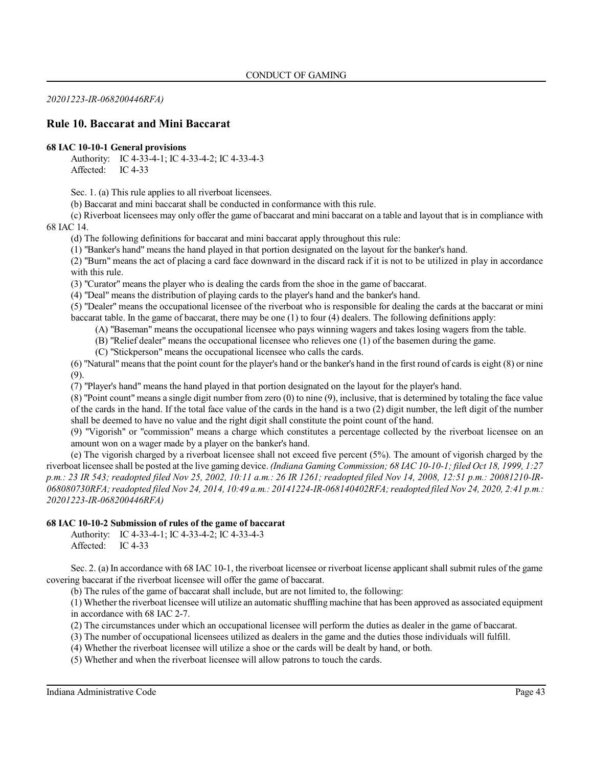*20201223-IR-068200446RFA)*

## Rule 10. Baccarat and Mini Baccarat

### 68 IAC 10-10-1 General provisions

Authority: IC 4-33-4-1; IC 4-33-4-2; IC 4-33-4-3
Affected: IC 4-33

Sec. 1. (a) This rule applies to all riverboat licensees.

(b) Baccarat and mini baccarat shall be conducted in conformance with this rule.

(c) Riverboat licensees may only offer the game of baccarat and mini baccarat on a table and layout that is in compliance with 68 IAC 14.

(d) The following definitions for baccarat and mini baccarat apply throughout this rule:

(1) "Banker's hand" means the hand played in that portion designated on the layout for the banker's hand.

(2) "Burn" means the act of placing a card face downward in the discard rack if it is not to be utilized in play in accordance with this rule.

(3) "Curator" means the player who is dealing the cards from the shoe in the game of baccarat.

(4) "Deal" means the distribution of playing cards to the player's hand and the banker's hand.

(5) "Dealer" means the occupational licensee of the riverboat who is responsible for dealing the cards at the baccarat or mini baccarat table. In the game of baccarat, there may be one (1) to four (4) dealers. The following definitions apply:

(A) "Baseman" means the occupational licensee who pays winning wagers and takes losing wagers from the table.

(B) "Relief dealer" means the occupational licensee who relieves one (1) of the basemen during the game.

(C) "Stickperson" means the occupational licensee who calls the cards.

(6) "Natural" means that the point count for the player's hand or the banker's hand in the first round of cards is eight (8) or nine (9).

(7) "Player's hand" means the hand played in that portion designated on the layout for the player's hand.

(8) "Point count" means a single digit number from zero (0) to nine (9), inclusive, that is determined by totaling the face value of the cards in the hand. If the total face value of the cards in the hand is a two (2) digit number, the left digit of the number shall be deemed to have no value and the right digit shall constitute the point count of the hand.

(9) "Vigorish" or "commission" means a charge which constitutes a percentage collected by the riverboat licensee on an amount won on a wager made by a player on the banker's hand.

(e) The vigorish charged by a riverboat licensee shall not exceed five percent (5%). The amount of vigorish charged by the riverboat licensee shall be posted at the live gaming device. *(Indiana Gaming Commission; 68 IAC 10-10-1; filed Oct 18, 1999, 1:27 p.m.: 23 IR 543; readopted filed Nov 25, 2002, 10:11 a.m.: 26 IR 1261; readopted filed Nov 14, 2008, 12:51 p.m.: 20081210-IR-068080730RFA; readopted filed Nov 24, 2014, 10:49 a.m.: 20141224-IR-068140402RFA; readopted filed Nov 24, 2020, 2:41 p.m.: 20201223-IR-068200446RFA)*

### 68 IAC 10-10-2 Submission of rules of the game of baccarat

Authority: IC 4-33-4-1; IC 4-33-4-2; IC 4-33-4-3
Affected: IC 4-33

Sec. 2. (a) In accordance with 68 IAC 10-1, the riverboat licensee or riverboat license applicant shall submit rules of the game covering baccarat if the riverboat licensee will offer the game of baccarat.

(b) The rules of the game of baccarat shall include, but are not limited to, the following:

(1) Whether the riverboat licensee will utilize an automatic shuffling machine that has been approved as associated equipment in accordance with 68 IAC 2-7.

(2) The circumstances under which an occupational licensee will perform the duties as dealer in the game of baccarat.

(3) The number of occupational licensees utilized as dealers in the game and the duties those individuals will fulfill.

(4) Whether the riverboat licensee will utilize a shoe or the cards will be dealt by hand, or both.

(5) Whether and when the riverboat licensee will allow patrons to touch the cards.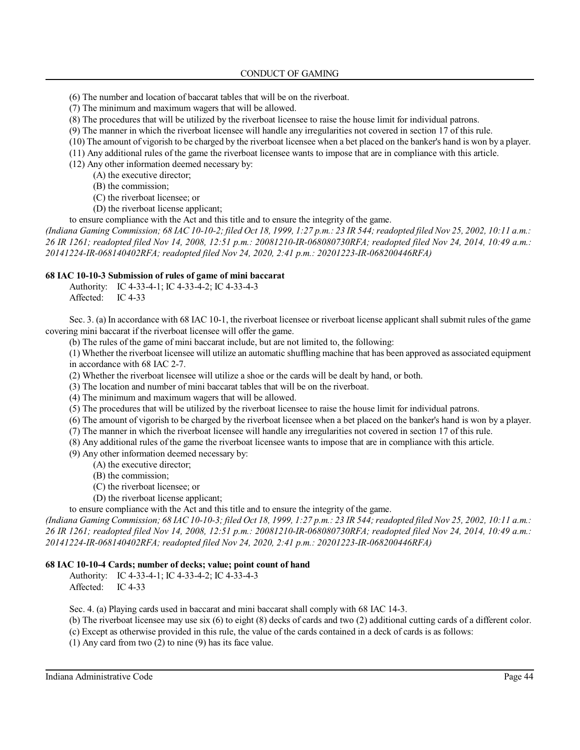(6) The number and location of baccarat tables that will be on the riverboat.

(7) The minimum and maximum wagers that will be allowed.

(8) The procedures that will be utilized by the riverboat licensee to raise the house limit for individual patrons.

(9) The manner in which the riverboat licensee will handle any irregularities not covered in section 17 of this rule.

(10) The amount of vigorish to be charged by the riverboat licensee when a bet placed on the banker's hand is won by a player.

(11) Any additional rules of the game the riverboat licensee wants to impose that are in compliance with this article.

(12) Any other information deemed necessary by:

(A) the executive director;

(B) the commission;

(C) the riverboat licensee; or

(D) the riverboat license applicant;

to ensure compliance with the Act and this title and to ensure the integrity of the game.

*(Indiana Gaming Commission; 68 IAC 10-10-2; filed Oct 18, 1999, 1:27 p.m.: 23 IR 544; readopted filed Nov 25, 2002, 10:11 a.m.: 26 IR 1261; readopted filed Nov 14, 2008, 12:51 p.m.: 20081210-IR-068080730RFA; readopted filed Nov 24, 2014, 10:49 a.m.: 20141224-IR-068140402RFA; readopted filed Nov 24, 2020, 2:41 p.m.: 20201223-IR-068200446RFA)*

**68 IAC 10-10-3 Submission of rules of game of mini baccarat**

Authority: IC 4-33-4-1; IC 4-33-4-2; IC 4-33-4-3
Affected: IC 4-33

Sec. 3. (a) In accordance with 68 IAC 10-1, the riverboat licensee or riverboat license applicant shall submit rules of the game covering mini baccarat if the riverboat licensee will offer the game.

(b) The rules of the game of mini baccarat include, but are not limited to, the following:

(1) Whether the riverboat licensee will utilize an automatic shuffling machine that has been approved as associated equipment in accordance with 68 IAC 2-7.

(2) Whether the riverboat licensee will utilize a shoe or the cards will be dealt by hand, or both.

(3) The location and number of mini baccarat tables that will be on the riverboat.

(4) The minimum and maximum wagers that will be allowed.

(5) The procedures that will be utilized by the riverboat licensee to raise the house limit for individual patrons.

(6) The amount of vigorish to be charged by the riverboat licensee when a bet placed on the banker's hand is won by a player.

(7) The manner in which the riverboat licensee will handle any irregularities not covered in section 17 of this rule.

(8) Any additional rules of the game the riverboat licensee wants to impose that are in compliance with this article.

(9) Any other information deemed necessary by:

(A) the executive director;

(B) the commission;

(C) the riverboat licensee; or

(D) the riverboat license applicant;

to ensure compliance with the Act and this title and to ensure the integrity of the game.

*(Indiana Gaming Commission; 68 IAC 10-10-3; filed Oct 18, 1999, 1:27 p.m.: 23 IR 544; readopted filed Nov 25, 2002, 10:11 a.m.: 26 IR 1261; readopted filed Nov 14, 2008, 12:51 p.m.: 20081210-IR-068080730RFA; readopted filed Nov 24, 2014, 10:49 a.m.: 20141224-IR-068140402RFA; readopted filed Nov 24, 2020, 2:41 p.m.: 20201223-IR-068200446RFA)*

**68 IAC 10-10-4 Cards; number of decks; value; point count of hand**

Authority: IC 4-33-4-1; IC 4-33-4-2; IC 4-33-4-3
Affected: IC 4-33

Sec. 4. (a) Playing cards used in baccarat and mini baccarat shall comply with 68 IAC 14-3.

(b) The riverboat licensee may use six (6) to eight (8) decks of cards and two (2) additional cutting cards of a different color.

(c) Except as otherwise provided in this rule, the value of the cards contained in a deck of cards is as follows:

(1) Any card from two (2) to nine (9) has its face value.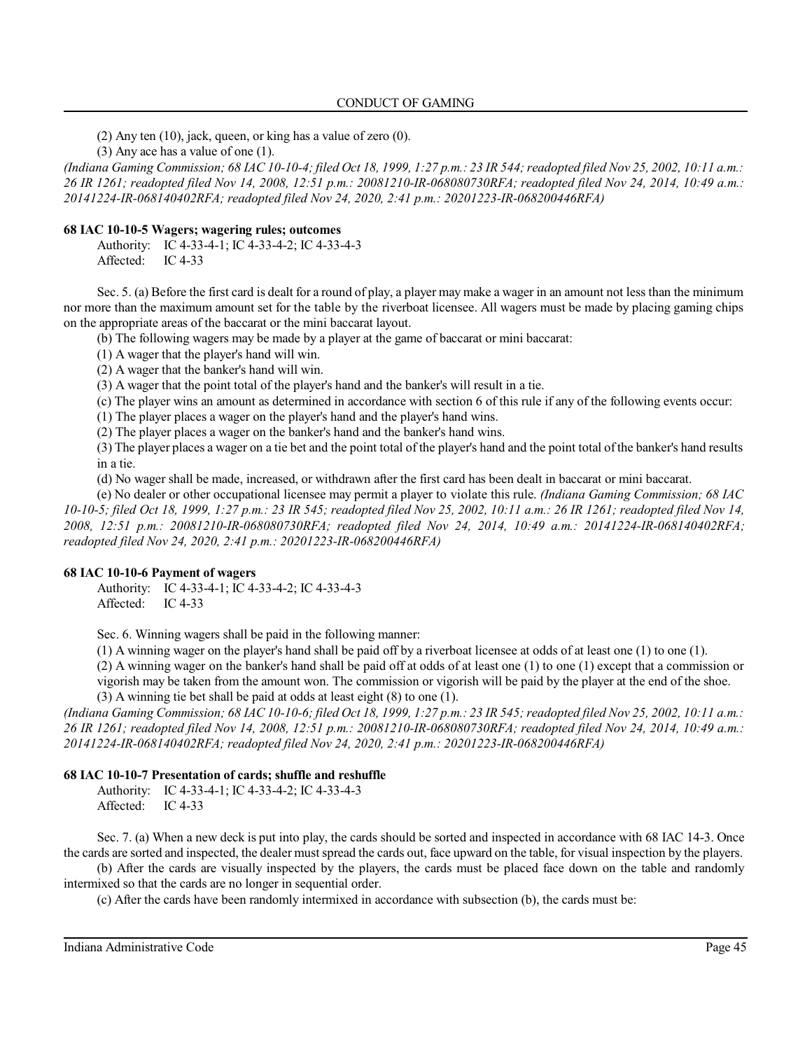(2) Any ten (10), jack, queen, or king has a value of zero (0).

(3) Any ace has a value of one (1).

*(Indiana Gaming Commission; 68 IAC 10-10-4; filed Oct 18, 1999, 1:27 p.m.: 23 IR 544; readopted filed Nov 25, 2002, 10:11 a.m.: 26 IR 1261; readopted filed Nov 14, 2008, 12:51 p.m.: 20081210-IR-068080730RFA; readopted filed Nov 24, 2014, 10:49 a.m.: 20141224-IR-068140402RFA; readopted filed Nov 24, 2020, 2:41 p.m.: 20201223-IR-068200446RFA)*

**68 IAC 10-10-5 Wagers; wagering rules; outcomes**

Authority: IC 4-33-4-1; IC 4-33-4-2; IC 4-33-4-3
Affected: IC 4-33

Sec. 5. (a) Before the first card is dealt for a round of play, a player may make a wager in an amount not less than the minimum nor more than the maximum amount set for the table by the riverboat licensee. All wagers must be made by placing gaming chips on the appropriate areas of the baccarat or the mini baccarat layout.

(b) The following wagers may be made by a player at the game of baccarat or mini baccarat:

(1) A wager that the player's hand will win.

(2) A wager that the banker's hand will win.

(3) A wager that the point total of the player's hand and the banker's will result in a tie.

(c) The player wins an amount as determined in accordance with section 6 of this rule if any of the following events occur:

(1) The player places a wager on the player's hand and the player's hand wins.

(2) The player places a wager on the banker's hand and the banker's hand wins.

(3) The player places a wager on a tie bet and the point total of the player's hand and the point total of the banker's hand results in a tie.

(d) No wager shall be made, increased, or withdrawn after the first card has been dealt in baccarat or mini baccarat.

(e) No dealer or other occupational licensee may permit a player to violate this rule. *(Indiana Gaming Commission; 68 IAC 10-10-5; filed Oct 18, 1999, 1:27 p.m.: 23 IR 545; readopted filed Nov 25, 2002, 10:11 a.m.: 26 IR 1261; readopted filed Nov 14, 2008, 12:51 p.m.: 20081210-IR-068080730RFA; readopted filed Nov 24, 2014, 10:49 a.m.: 20141224-IR-068140402RFA; readopted filed Nov 24, 2020, 2:41 p.m.: 20201223-IR-068200446RFA)*

**68 IAC 10-10-6 Payment of wagers**

Authority: IC 4-33-4-1; IC 4-33-4-2; IC 4-33-4-3
Affected: IC 4-33

Sec. 6. Winning wagers shall be paid in the following manner:

(1) A winning wager on the player's hand shall be paid off by a riverboat licensee at odds of at least one (1) to one (1).

(2) A winning wager on the banker's hand shall be paid off at odds of at least one (1) to one (1) except that a commission or vigorish may be taken from the amount won. The commission or vigorish will be paid by the player at the end of the shoe.

(3) A winning tie bet shall be paid at odds at least eight (8) to one (1).

*(Indiana Gaming Commission; 68 IAC 10-10-6; filed Oct 18, 1999, 1:27 p.m.: 23 IR 545; readopted filed Nov 25, 2002, 10:11 a.m.: 26 IR 1261; readopted filed Nov 14, 2008, 12:51 p.m.: 20081210-IR-068080730RFA; readopted filed Nov 24, 2014, 10:49 a.m.: 20141224-IR-068140402RFA; readopted filed Nov 24, 2020, 2:41 p.m.: 20201223-IR-068200446RFA)*

**68 IAC 10-10-7 Presentation of cards; shuffle and reshuffle**

Authority: IC 4-33-4-1; IC 4-33-4-2; IC 4-33-4-3
Affected: IC 4-33

Sec. 7. (a) When a new deck is put into play, the cards should be sorted and inspected in accordance with 68 IAC 14-3. Once the cards are sorted and inspected, the dealer must spread the cards out, face upward on the table, for visual inspection by the players.

(b) After the cards are visually inspected by the players, the cards must be placed face down on the table and randomly intermixed so that the cards are no longer in sequential order.

(c) After the cards have been randomly intermixed in accordance with subsection (b), the cards must be: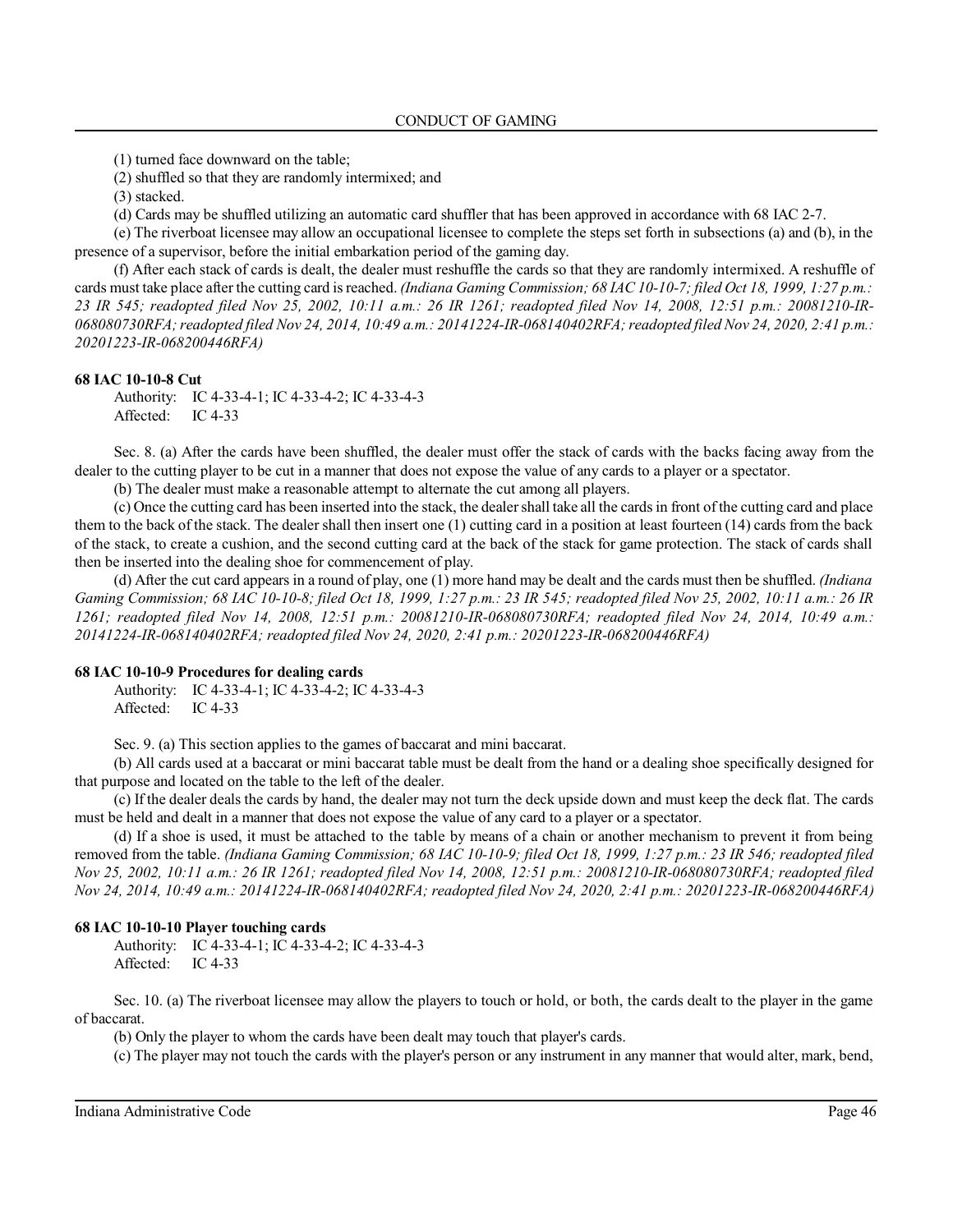(1) turned face downward on the table;

(2) shuffled so that they are randomly intermixed; and

(3) stacked.

(d) Cards may be shuffled utilizing an automatic card shuffler that has been approved in accordance with 68 IAC 2-7.

(e) The riverboat licensee may allow an occupational licensee to complete the steps set forth in subsections (a) and (b), in the presence of a supervisor, before the initial embarkation period of the gaming day.

(f) After each stack of cards is dealt, the dealer must reshuffle the cards so that they are randomly intermixed. A reshuffle of cards must take place after the cutting card is reached. *(Indiana Gaming Commission; 68 IAC 10-10-7; filed Oct 18, 1999, 1:27 p.m.: 23 IR 545; readopted filed Nov 25, 2002, 10:11 a.m.: 26 IR 1261; readopted filed Nov 14, 2008, 12:51 p.m.: 20081210-IR-068080730RFA; readopted filed Nov 24, 2014, 10:49 a.m.: 20141224-IR-068140402RFA; readopted filed Nov 24, 2020, 2:41 p.m.: 20201223-IR-068200446RFA)*

**68 IAC 10-10-8 Cut**

Authority: IC 4-33-4-1; IC 4-33-4-2; IC 4-33-4-3
Affected: IC 4-33

Sec. 8. (a) After the cards have been shuffled, the dealer must offer the stack of cards with the backs facing away from the dealer to the cutting player to be cut in a manner that does not expose the value of any cards to a player or a spectator.

(b) The dealer must make a reasonable attempt to alternate the cut among all players.

(c) Once the cutting card has been inserted into the stack, the dealer shall take all the cards in front of the cutting card and place them to the back of the stack. The dealer shall then insert one (1) cutting card in a position at least fourteen (14) cards from the back of the stack, to create a cushion, and the second cutting card at the back of the stack for game protection. The stack of cards shall then be inserted into the dealing shoe for commencement of play.

(d) After the cut card appears in a round of play, one (1) more hand may be dealt and the cards must then be shuffled. *(Indiana Gaming Commission; 68 IAC 10-10-8; filed Oct 18, 1999, 1:27 p.m.: 23 IR 545; readopted filed Nov 25, 2002, 10:11 a.m.: 26 IR 1261; readopted filed Nov 14, 2008, 12:51 p.m.: 20081210-IR-068080730RFA; readopted filed Nov 24, 2014, 10:49 a.m.: 20141224-IR-068140402RFA; readopted filed Nov 24, 2020, 2:41 p.m.: 20201223-IR-068200446RFA)*

**68 IAC 10-10-9 Procedures for dealing cards**

Authority: IC 4-33-4-1; IC 4-33-4-2; IC 4-33-4-3
Affected: IC 4-33

Sec. 9. (a) This section applies to the games of baccarat and mini baccarat.

(b) All cards used at a baccarat or mini baccarat table must be dealt from the hand or a dealing shoe specifically designed for that purpose and located on the table to the left of the dealer.

(c) If the dealer deals the cards by hand, the dealer may not turn the deck upside down and must keep the deck flat. The cards must be held and dealt in a manner that does not expose the value of any card to a player or a spectator.

(d) If a shoe is used, it must be attached to the table by means of a chain or another mechanism to prevent it from being removed from the table. *(Indiana Gaming Commission; 68 IAC 10-10-9; filed Oct 18, 1999, 1:27 p.m.: 23 IR 546; readopted filed Nov 25, 2002, 10:11 a.m.: 26 IR 1261; readopted filed Nov 14, 2008, 12:51 p.m.: 20081210-IR-068080730RFA; readopted filed Nov 24, 2014, 10:49 a.m.: 20141224-IR-068140402RFA; readopted filed Nov 24, 2020, 2:41 p.m.: 20201223-IR-068200446RFA)*

**68 IAC 10-10-10 Player touching cards**

Authority: IC 4-33-4-1; IC 4-33-4-2; IC 4-33-4-3
Affected: IC 4-33

Sec. 10. (a) The riverboat licensee may allow the players to touch or hold, or both, the cards dealt to the player in the game of baccarat.

(b) Only the player to whom the cards have been dealt may touch that player's cards.

(c) The player may not touch the cards with the player's person or any instrument in any manner that would alter, mark, bend,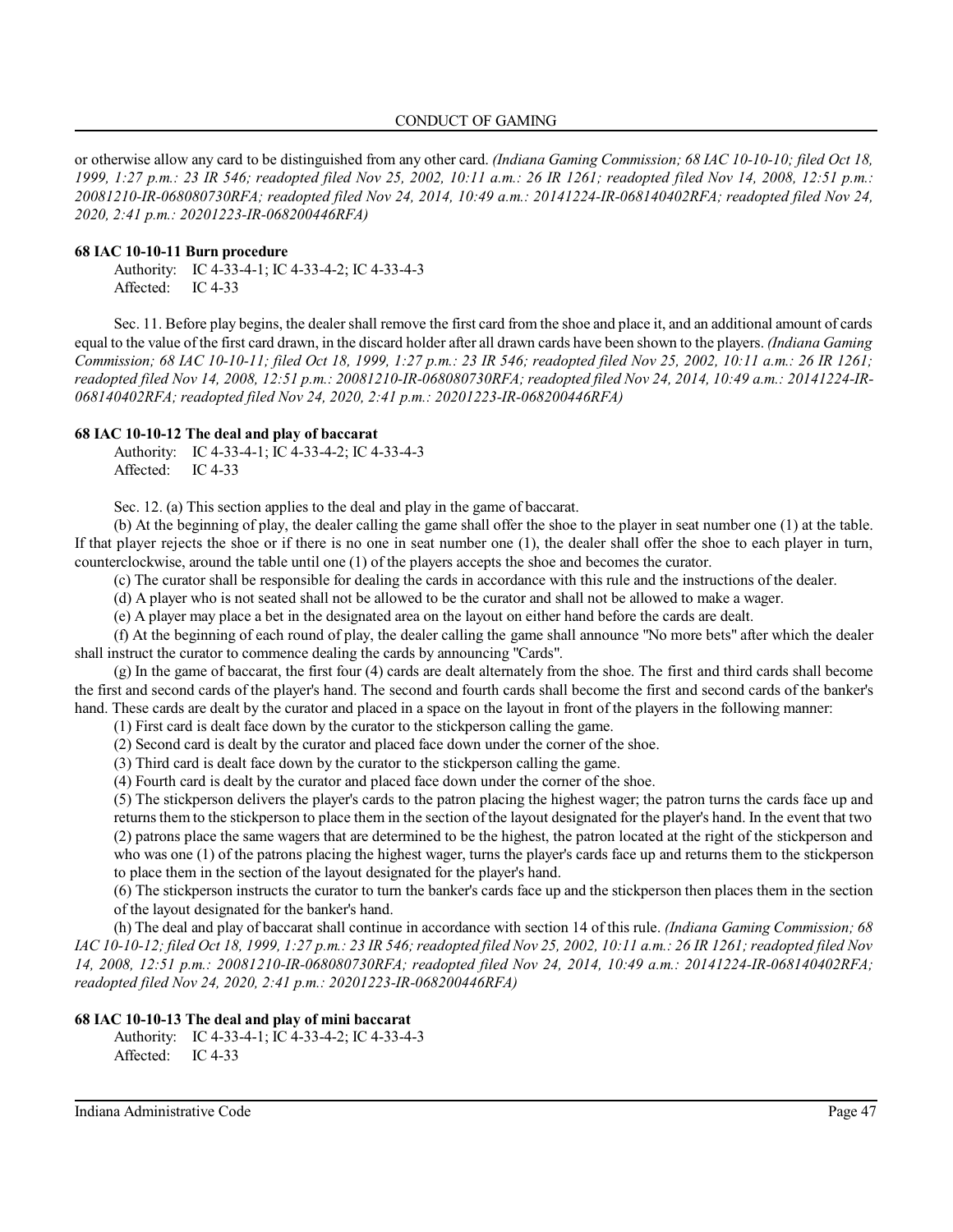or otherwise allow any card to be distinguished from any other card. *(Indiana Gaming Commission; 68 IAC 10-10-10; filed Oct 18, 1999, 1:27 p.m.: 23 IR 546; readopted filed Nov 25, 2002, 10:11 a.m.: 26 IR 1261; readopted filed Nov 14, 2008, 12:51 p.m.: 20081210-IR-068080730RFA; readopted filed Nov 24, 2014, 10:49 a.m.: 20141224-IR-068140402RFA; readopted filed Nov 24, 2020, 2:41 p.m.: 20201223-IR-068200446RFA)*

**68 IAC 10-10-11 Burn procedure**

Authority: IC 4-33-4-1; IC 4-33-4-2; IC 4-33-4-3
Affected: IC 4-33

Sec. 11. Before play begins, the dealer shall remove the first card from the shoe and place it, and an additional amount of cards equal to the value of the first card drawn, in the discard holder after all drawn cards have been shown to the players. *(Indiana Gaming Commission; 68 IAC 10-10-11; filed Oct 18, 1999, 1:27 p.m.: 23 IR 546; readopted filed Nov 25, 2002, 10:11 a.m.: 26 IR 1261; readopted filed Nov 14, 2008, 12:51 p.m.: 20081210-IR-068080730RFA; readopted filed Nov 24, 2014, 10:49 a.m.: 20141224-IR-068140402RFA; readopted filed Nov 24, 2020, 2:41 p.m.: 20201223-IR-068200446RFA)*

**68 IAC 10-10-12 The deal and play of baccarat**

Authority: IC 4-33-4-1; IC 4-33-4-2; IC 4-33-4-3
Affected: IC 4-33

Sec. 12. (a) This section applies to the deal and play in the game of baccarat.

(b) At the beginning of play, the dealer calling the game shall offer the shoe to the player in seat number one (1) at the table. If that player rejects the shoe or if there is no one in seat number one (1), the dealer shall offer the shoe to each player in turn, counterclockwise, around the table until one (1) of the players accepts the shoe and becomes the curator.

(c) The curator shall be responsible for dealing the cards in accordance with this rule and the instructions of the dealer.

(d) A player who is not seated shall not be allowed to be the curator and shall not be allowed to make a wager.

(e) A player may place a bet in the designated area on the layout on either hand before the cards are dealt.

(f) At the beginning of each round of play, the dealer calling the game shall announce "No more bets" after which the dealer shall instruct the curator to commence dealing the cards by announcing "Cards".

(g) In the game of baccarat, the first four (4) cards are dealt alternately from the shoe. The first and third cards shall become the first and second cards of the player's hand. The second and fourth cards shall become the first and second cards of the banker's hand. These cards are dealt by the curator and placed in a space on the layout in front of the players in the following manner:

(1) First card is dealt face down by the curator to the stickperson calling the game.

(2) Second card is dealt by the curator and placed face down under the corner of the shoe.

(3) Third card is dealt face down by the curator to the stickperson calling the game.

(4) Fourth card is dealt by the curator and placed face down under the corner of the shoe.

(5) The stickperson delivers the player's cards to the patron placing the highest wager; the patron turns the cards face up and returns them to the stickperson to place them in the section of the layout designated for the player's hand. In the event that two (2) patrons place the same wagers that are determined to be the highest, the patron located at the right of the stickperson and who was one (1) of the patrons placing the highest wager, turns the player's cards face up and returns them to the stickperson to place them in the section of the layout designated for the player's hand.

(6) The stickperson instructs the curator to turn the banker's cards face up and the stickperson then places them in the section of the layout designated for the banker's hand.

(h) The deal and play of baccarat shall continue in accordance with section 14 of this rule. *(Indiana Gaming Commission; 68 IAC 10-10-12; filed Oct 18, 1999, 1:27 p.m.: 23 IR 546; readopted filed Nov 25, 2002, 10:11 a.m.: 26 IR 1261; readopted filed Nov 14, 2008, 12:51 p.m.: 20081210-IR-068080730RFA; readopted filed Nov 24, 2014, 10:49 a.m.: 20141224-IR-068140402RFA; readopted filed Nov 24, 2020, 2:41 p.m.: 20201223-IR-068200446RFA)*

**68 IAC 10-10-13 The deal and play of mini baccarat**

Authority: IC 4-33-4-1; IC 4-33-4-2; IC 4-33-4-3
Affected: IC 4-33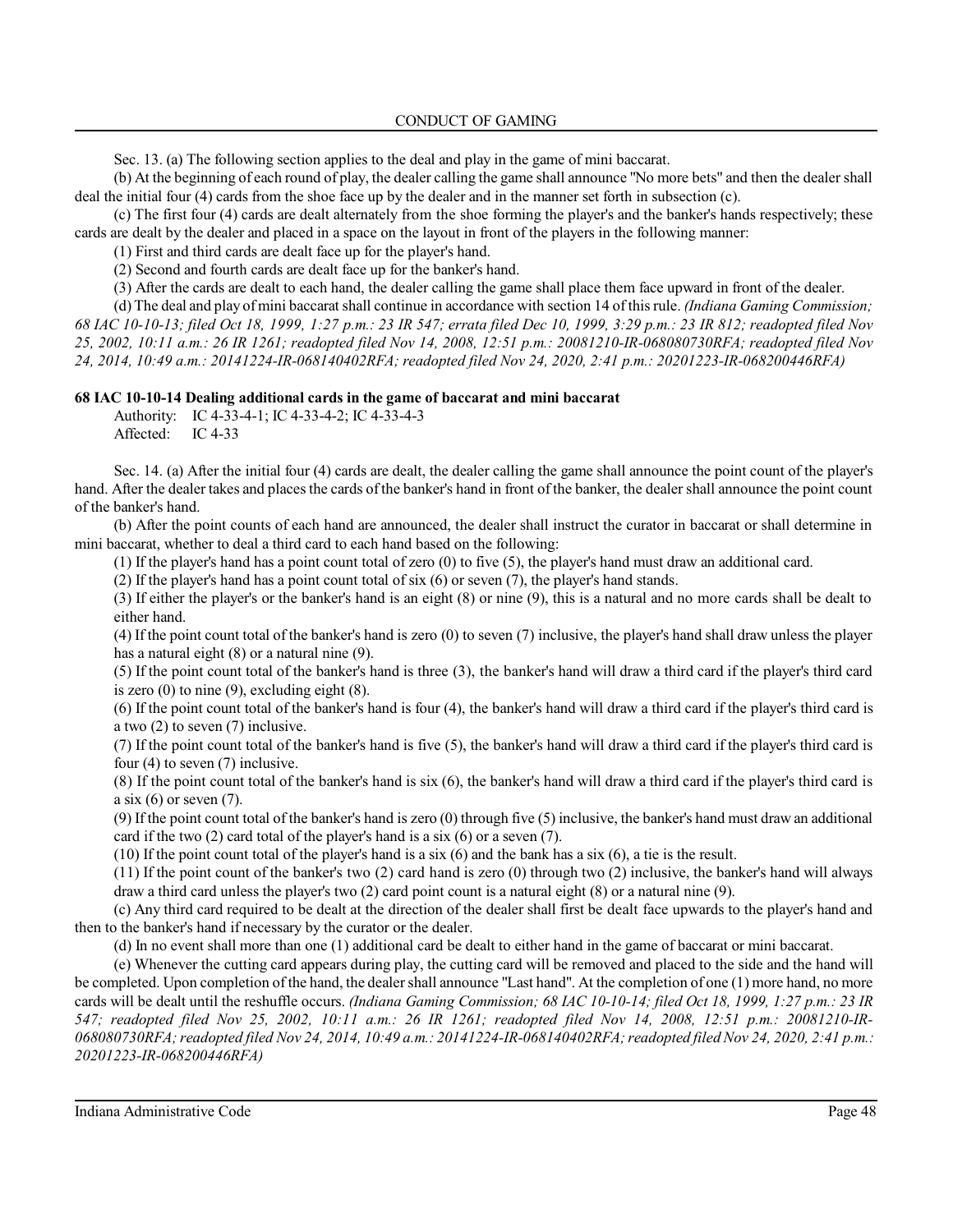Sec. 13. (a) The following section applies to the deal and play in the game of mini baccarat.

(b) At the beginning of each round of play, the dealer calling the game shall announce "No more bets" and then the dealer shall deal the initial four (4) cards from the shoe face up by the dealer and in the manner set forth in subsection (c).

(c) The first four (4) cards are dealt alternately from the shoe forming the player's and the banker's hands respectively; these cards are dealt by the dealer and placed in a space on the layout in front of the players in the following manner:

(1) First and third cards are dealt face up for the player's hand.

(2) Second and fourth cards are dealt face up for the banker's hand.

(3) After the cards are dealt to each hand, the dealer calling the game shall place them face upward in front of the dealer.

(d) The deal and play of mini baccarat shall continue in accordance with section 14 of this rule. *(Indiana Gaming Commission; 68 IAC 10-10-13; filed Oct 18, 1999, 1:27 p.m.: 23 IR 547; errata filed Dec 10, 1999, 3:29 p.m.: 23 IR 812; readopted filed Nov 25, 2002, 10:11 a.m.: 26 IR 1261; readopted filed Nov 14, 2008, 12:51 p.m.: 20081210-IR-068080730RFA; readopted filed Nov 24, 2014, 10:49 a.m.: 20141224-IR-068140402RFA; readopted filed Nov 24, 2020, 2:41 p.m.: 20201223-IR-068200446RFA)*

**68 IAC 10-10-14 Dealing additional cards in the game of baccarat and mini baccarat**

Authority: IC 4-33-4-1; IC 4-33-4-2; IC 4-33-4-3
Affected: IC 4-33

Sec. 14. (a) After the initial four (4) cards are dealt, the dealer calling the game shall announce the point count of the player's hand. After the dealer takes and places the cards of the banker's hand in front of the banker, the dealer shall announce the point count of the banker's hand.

(b) After the point counts of each hand are announced, the dealer shall instruct the curator in baccarat or shall determine in mini baccarat, whether to deal a third card to each hand based on the following:

(1) If the player's hand has a point count total of zero (0) to five (5), the player's hand must draw an additional card.

(2) If the player's hand has a point count total of six (6) or seven (7), the player's hand stands.

(3) If either the player's or the banker's hand is an eight (8) or nine (9), this is a natural and no more cards shall be dealt to either hand.

(4) If the point count total of the banker's hand is zero (0) to seven (7) inclusive, the player's hand shall draw unless the player has a natural eight (8) or a natural nine (9).

(5) If the point count total of the banker's hand is three (3), the banker's hand will draw a third card if the player's third card is zero (0) to nine (9), excluding eight (8).

(6) If the point count total of the banker's hand is four (4), the banker's hand will draw a third card if the player's third card is a two (2) to seven (7) inclusive.

(7) If the point count total of the banker's hand is five (5), the banker's hand will draw a third card if the player's third card is four (4) to seven (7) inclusive.

(8) If the point count total of the banker's hand is six (6), the banker's hand will draw a third card if the player's third card is a six (6) or seven (7).

(9) If the point count total of the banker's hand is zero (0) through five (5) inclusive, the banker's hand must draw an additional card if the two (2) card total of the player's hand is a six (6) or a seven (7).

(10) If the point count total of the player's hand is a six (6) and the bank has a six (6), a tie is the result.

(11) If the point count of the banker's two (2) card hand is zero (0) through two (2) inclusive, the banker's hand will always draw a third card unless the player's two (2) card point count is a natural eight (8) or a natural nine (9).

(c) Any third card required to be dealt at the direction of the dealer shall first be dealt face upwards to the player's hand and then to the banker's hand if necessary by the curator or the dealer.

(d) In no event shall more than one (1) additional card be dealt to either hand in the game of baccarat or mini baccarat.

(e) Whenever the cutting card appears during play, the cutting card will be removed and placed to the side and the hand will be completed. Upon completion of the hand, the dealer shall announce "Last hand". At the completion of one (1) more hand, no more cards will be dealt until the reshuffle occurs. *(Indiana Gaming Commission; 68 IAC 10-10-14; filed Oct 18, 1999, 1:27 p.m.: 23 IR 547; readopted filed Nov 25, 2002, 10:11 a.m.: 26 IR 1261; readopted filed Nov 14, 2008, 12:51 p.m.: 20081210-IR-068080730RFA; readopted filed Nov 24, 2014, 10:49 a.m.: 20141224-IR-068140402RFA; readopted filed Nov 24, 2020, 2:41 p.m.: 20201223-IR-068200446RFA)*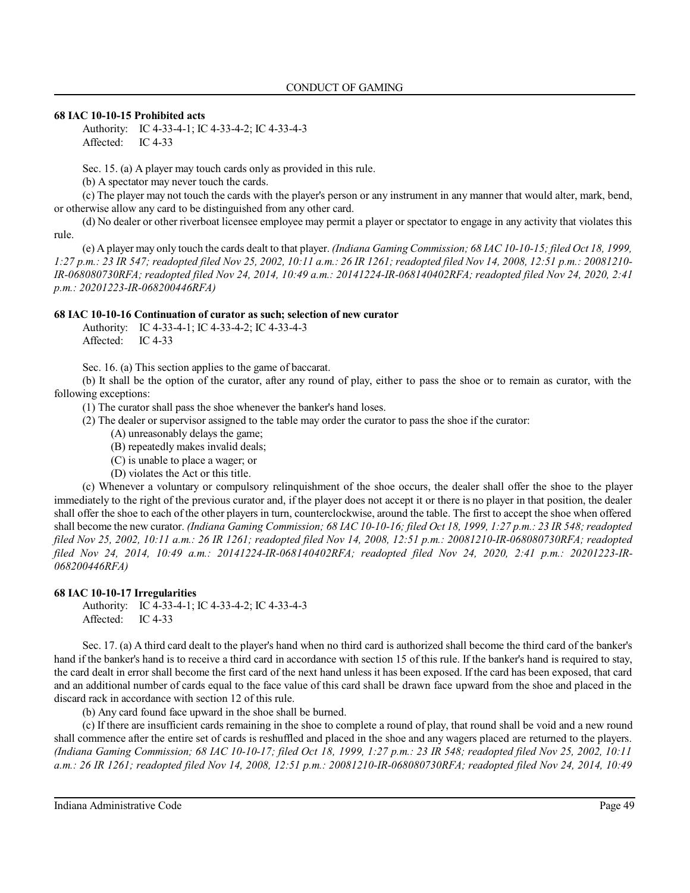**68 IAC 10-10-15 Prohibited acts**

Authority: IC 4-33-4-1; IC 4-33-4-2; IC 4-33-4-3
Affected: IC 4-33

Sec. 15. (a) A player may touch cards only as provided in this rule.

(b) A spectator may never touch the cards.

(c) The player may not touch the cards with the player's person or any instrument in any manner that would alter, mark, bend, or otherwise allow any card to be distinguished from any other card.

(d) No dealer or other riverboat licensee employee may permit a player or spectator to engage in any activity that violates this rule.

(e) A player may only touch the cards dealt to that player. *(Indiana Gaming Commission; 68 IAC 10-10-15; filed Oct 18, 1999, 1:27 p.m.: 23 IR 547; readopted filed Nov 25, 2002, 10:11 a.m.: 26 IR 1261; readopted filed Nov 14, 2008, 12:51 p.m.: 20081210-IR-068080730RFA; readopted filed Nov 24, 2014, 10:49 a.m.: 20141224-IR-068140402RFA; readopted filed Nov 24, 2020, 2:41 p.m.: 20201223-IR-068200446RFA)*

**68 IAC 10-10-16 Continuation of curator as such; selection of new curator**

Authority: IC 4-33-4-1; IC 4-33-4-2; IC 4-33-4-3
Affected: IC 4-33

Sec. 16. (a) This section applies to the game of baccarat.

(b) It shall be the option of the curator, after any round of play, either to pass the shoe or to remain as curator, with the following exceptions:

(1) The curator shall pass the shoe whenever the banker's hand loses.

(2) The dealer or supervisor assigned to the table may order the curator to pass the shoe if the curator:

(A) unreasonably delays the game;

(B) repeatedly makes invalid deals;

(C) is unable to place a wager; or

(D) violates the Act or this title.

(c) Whenever a voluntary or compulsory relinquishment of the shoe occurs, the dealer shall offer the shoe to the player immediately to the right of the previous curator and, if the player does not accept it or there is no player in that position, the dealer shall offer the shoe to each of the other players in turn, counterclockwise, around the table. The first to accept the shoe when offered shall become the new curator. *(Indiana Gaming Commission; 68 IAC 10-10-16; filed Oct 18, 1999, 1:27 p.m.: 23 IR 548; readopted filed Nov 25, 2002, 10:11 a.m.: 26 IR 1261; readopted filed Nov 14, 2008, 12:51 p.m.: 20081210-IR-068080730RFA; readopted filed Nov 24, 2014, 10:49 a.m.: 20141224-IR-068140402RFA; readopted filed Nov 24, 2020, 2:41 p.m.: 20201223-IR-068200446RFA)*

**68 IAC 10-10-17 Irregularities**

Authority: IC 4-33-4-1; IC 4-33-4-2; IC 4-33-4-3
Affected: IC 4-33

Sec. 17. (a) A third card dealt to the player's hand when no third card is authorized shall become the third card of the banker's hand if the banker's hand is to receive a third card in accordance with section 15 of this rule. If the banker's hand is required to stay, the card dealt in error shall become the first card of the next hand unless it has been exposed. If the card has been exposed, that card and an additional number of cards equal to the face value of this card shall be drawn face upward from the shoe and placed in the discard rack in accordance with section 12 of this rule.

(b) Any card found face upward in the shoe shall be burned.

(c) If there are insufficient cards remaining in the shoe to complete a round of play, that round shall be void and a new round shall commence after the entire set of cards is reshuffled and placed in the shoe and any wagers placed are returned to the players. *(Indiana Gaming Commission; 68 IAC 10-10-17; filed Oct 18, 1999, 1:27 p.m.: 23 IR 548; readopted filed Nov 25, 2002, 10:11 a.m.: 26 IR 1261; readopted filed Nov 14, 2008, 12:51 p.m.: 20081210-IR-068080730RFA; readopted filed Nov 24, 2014, 10:49*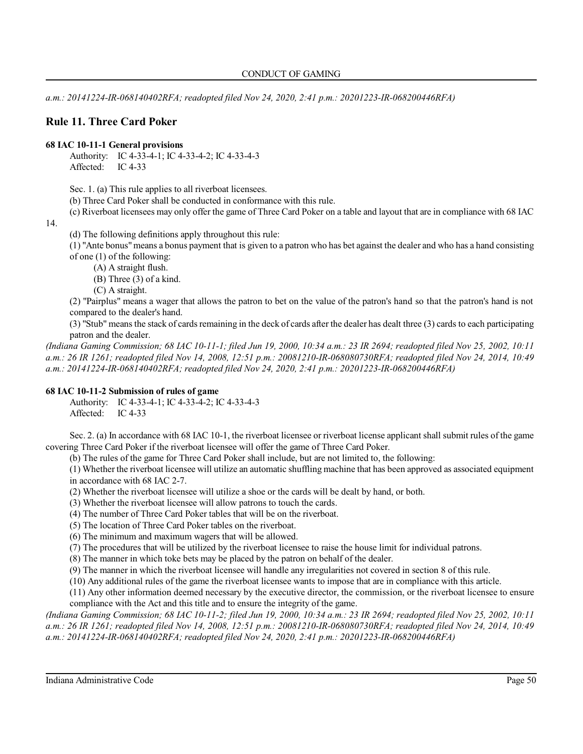*a.m.: 20141224-IR-068140402RFA; readopted filed Nov 24, 2020, 2:41 p.m.: 20201223-IR-068200446RFA)*

## Rule 11. Three Card Poker

**68 IAC 10-11-1 General provisions**

Authority: IC 4-33-4-1; IC 4-33-4-2; IC 4-33-4-3
Affected: IC 4-33

Sec. 1. (a) This rule applies to all riverboat licensees.

(b) Three Card Poker shall be conducted in conformance with this rule.

(c) Riverboat licensees may only offer the game of Three Card Poker on a table and layout that are in compliance with 68 IAC 14.

(d) The following definitions apply throughout this rule:

(1) "Ante bonus" means a bonus payment that is given to a patron who has bet against the dealer and who has a hand consisting of one (1) of the following:

(A) A straight flush.

(B) Three (3) of a kind.

(C) A straight.

(2) "Pairplus" means a wager that allows the patron to bet on the value of the patron's hand so that the patron's hand is not compared to the dealer's hand.

(3) "Stub" means the stack of cards remaining in the deck of cards after the dealer has dealt three (3) cards to each participating patron and the dealer.

*(Indiana Gaming Commission; 68 IAC 10-11-1; filed Jun 19, 2000, 10:34 a.m.: 23 IR 2694; readopted filed Nov 25, 2002, 10:11 a.m.: 26 IR 1261; readopted filed Nov 14, 2008, 12:51 p.m.: 20081210-IR-068080730RFA; readopted filed Nov 24, 2014, 10:49 a.m.: 20141224-IR-068140402RFA; readopted filed Nov 24, 2020, 2:41 p.m.: 20201223-IR-068200446RFA)*

**68 IAC 10-11-2 Submission of rules of game**

Authority: IC 4-33-4-1; IC 4-33-4-2; IC 4-33-4-3
Affected: IC 4-33

Sec. 2. (a) In accordance with 68 IAC 10-1, the riverboat licensee or riverboat license applicant shall submit rules of the game covering Three Card Poker if the riverboat licensee will offer the game of Three Card Poker.

(b) The rules of the game for Three Card Poker shall include, but are not limited to, the following:

(1) Whether the riverboat licensee will utilize an automatic shuffling machine that has been approved as associated equipment in accordance with 68 IAC 2-7.

(2) Whether the riverboat licensee will utilize a shoe or the cards will be dealt by hand, or both.

(3) Whether the riverboat licensee will allow patrons to touch the cards.

(4) The number of Three Card Poker tables that will be on the riverboat.

(5) The location of Three Card Poker tables on the riverboat.

(6) The minimum and maximum wagers that will be allowed.

(7) The procedures that will be utilized by the riverboat licensee to raise the house limit for individual patrons.

(8) The manner in which toke bets may be placed by the patron on behalf of the dealer.

(9) The manner in which the riverboat licensee will handle any irregularities not covered in section 8 of this rule.

(10) Any additional rules of the game the riverboat licensee wants to impose that are in compliance with this article.

(11) Any other information deemed necessary by the executive director, the commission, or the riverboat licensee to ensure compliance with the Act and this title and to ensure the integrity of the game.

*(Indiana Gaming Commission; 68 IAC 10-11-2; filed Jun 19, 2000, 10:34 a.m.: 23 IR 2694; readopted filed Nov 25, 2002, 10:11 a.m.: 26 IR 1261; readopted filed Nov 14, 2008, 12:51 p.m.: 20081210-IR-068080730RFA; readopted filed Nov 24, 2014, 10:49 a.m.: 20141224-IR-068140402RFA; readopted filed Nov 24, 2020, 2:41 p.m.: 20201223-IR-068200446RFA)*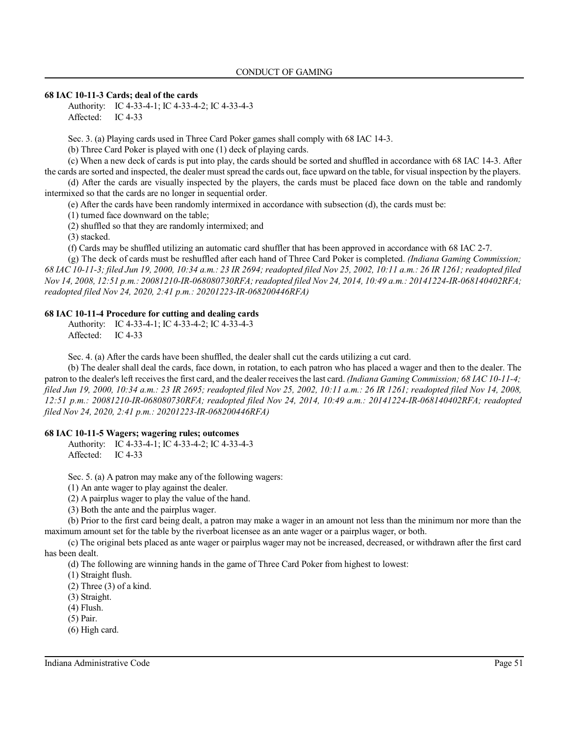### 68 IAC 10-11-3 Cards; deal of the cards

Authority: IC 4-33-4-1; IC 4-33-4-2; IC 4-33-4-3
Affected: IC 4-33

Sec. 3. (a) Playing cards used in Three Card Poker games shall comply with 68 IAC 14-3.

(b) Three Card Poker is played with one (1) deck of playing cards.

(c) When a new deck of cards is put into play, the cards should be sorted and shuffled in accordance with 68 IAC 14-3. After the cards are sorted and inspected, the dealer must spread the cards out, face upward on the table, for visual inspection by the players.

(d) After the cards are visually inspected by the players, the cards must be placed face down on the table and randomly intermixed so that the cards are no longer in sequential order.

(e) After the cards have been randomly intermixed in accordance with subsection (d), the cards must be:

(1) turned face downward on the table;

(2) shuffled so that they are randomly intermixed; and

(3) stacked.

(f) Cards may be shuffled utilizing an automatic card shuffler that has been approved in accordance with 68 IAC 2-7.

(g) The deck of cards must be reshuffled after each hand of Three Card Poker is completed. *(Indiana Gaming Commission; 68 IAC 10-11-3; filed Jun 19, 2000, 10:34 a.m.: 23 IR 2694; readopted filed Nov 25, 2002, 10:11 a.m.: 26 IR 1261; readopted filed Nov 14, 2008, 12:51 p.m.: 20081210-IR-068080730RFA; readopted filed Nov 24, 2014, 10:49 a.m.: 20141224-IR-068140402RFA; readopted filed Nov 24, 2020, 2:41 p.m.: 20201223-IR-068200446RFA)*

### 68 IAC 10-11-4 Procedure for cutting and dealing cards

Authority: IC 4-33-4-1; IC 4-33-4-2; IC 4-33-4-3
Affected: IC 4-33

Sec. 4. (a) After the cards have been shuffled, the dealer shall cut the cards utilizing a cut card.

(b) The dealer shall deal the cards, face down, in rotation, to each patron who has placed a wager and then to the dealer. The patron to the dealer's left receives the first card, and the dealer receives the last card. *(Indiana Gaming Commission; 68 IAC 10-11-4; filed Jun 19, 2000, 10:34 a.m.: 23 IR 2695; readopted filed Nov 25, 2002, 10:11 a.m.: 26 IR 1261; readopted filed Nov 14, 2008, 12:51 p.m.: 20081210-IR-068080730RFA; readopted filed Nov 24, 2014, 10:49 a.m.: 20141224-IR-068140402RFA; readopted filed Nov 24, 2020, 2:41 p.m.: 20201223-IR-068200446RFA)*

### 68 IAC 10-11-5 Wagers; wagering rules; outcomes

Authority: IC 4-33-4-1; IC 4-33-4-2; IC 4-33-4-3
Affected: IC 4-33

Sec. 5. (a) A patron may make any of the following wagers:

(1) An ante wager to play against the dealer.

(2) A pairplus wager to play the value of the hand.

(3) Both the ante and the pairplus wager.

(b) Prior to the first card being dealt, a patron may make a wager in an amount not less than the minimum nor more than the maximum amount set for the table by the riverboat licensee as an ante wager or a pairplus wager, or both.

(c) The original bets placed as ante wager or pairplus wager may not be increased, decreased, or withdrawn after the first card has been dealt.

(d) The following are winning hands in the game of Three Card Poker from highest to lowest:

(1) Straight flush.

(2) Three (3) of a kind.

(3) Straight.

(4) Flush.

(5) Pair.

(6) High card.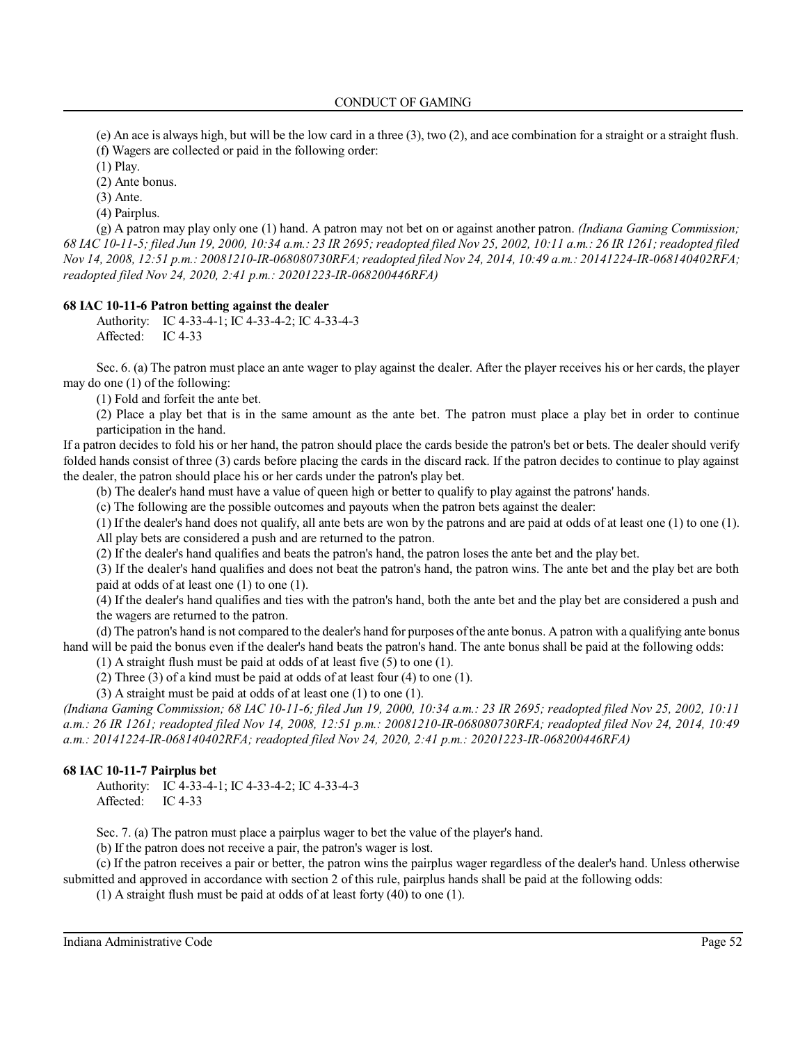(e) An ace is always high, but will be the low card in a three (3), two (2), and ace combination for a straight or a straight flush.

(f) Wagers are collected or paid in the following order:

(1) Play.

(2) Ante bonus.

(3) Ante.

(4) Pairplus.

(g) A patron may play only one (1) hand. A patron may not bet on or against another patron. *(Indiana Gaming Commission; 68 IAC 10-11-5; filed Jun 19, 2000, 10:34 a.m.: 23 IR 2695; readopted filed Nov 25, 2002, 10:11 a.m.: 26 IR 1261; readopted filed Nov 14, 2008, 12:51 p.m.: 20081210-IR-068080730RFA; readopted filed Nov 24, 2014, 10:49 a.m.: 20141224-IR-068140402RFA; readopted filed Nov 24, 2020, 2:41 p.m.: 20201223-IR-068200446RFA)*

**68 IAC 10-11-6 Patron betting against the dealer**

Authority: IC 4-33-4-1; IC 4-33-4-2; IC 4-33-4-3
Affected: IC 4-33

Sec. 6. (a) The patron must place an ante wager to play against the dealer. After the player receives his or her cards, the player may do one (1) of the following:

(1) Fold and forfeit the ante bet.

(2) Place a play bet that is in the same amount as the ante bet. The patron must place a play bet in order to continue participation in the hand.

If a patron decides to fold his or her hand, the patron should place the cards beside the patron's bet or bets. The dealer should verify folded hands consist of three (3) cards before placing the cards in the discard rack. If the patron decides to continue to play against the dealer, the patron should place his or her cards under the patron's play bet.

(b) The dealer's hand must have a value of queen high or better to qualify to play against the patrons' hands.

(c) The following are the possible outcomes and payouts when the patron bets against the dealer:

(1) If the dealer's hand does not qualify, all ante bets are won by the patrons and are paid at odds of at least one (1) to one (1). All play bets are considered a push and are returned to the patron.

(2) If the dealer's hand qualifies and beats the patron's hand, the patron loses the ante bet and the play bet.

(3) If the dealer's hand qualifies and does not beat the patron's hand, the patron wins. The ante bet and the play bet are both paid at odds of at least one (1) to one (1).

(4) If the dealer's hand qualifies and ties with the patron's hand, both the ante bet and the play bet are considered a push and the wagers are returned to the patron.

(d) The patron's hand is not compared to the dealer's hand for purposes of the ante bonus. A patron with a qualifying ante bonus hand will be paid the bonus even if the dealer's hand beats the patron's hand. The ante bonus shall be paid at the following odds:

(1) A straight flush must be paid at odds of at least five (5) to one (1).

(2) Three (3) of a kind must be paid at odds of at least four (4) to one (1).

(3) A straight must be paid at odds of at least one (1) to one (1).

*(Indiana Gaming Commission; 68 IAC 10-11-6; filed Jun 19, 2000, 10:34 a.m.: 23 IR 2695; readopted filed Nov 25, 2002, 10:11 a.m.: 26 IR 1261; readopted filed Nov 14, 2008, 12:51 p.m.: 20081210-IR-068080730RFA; readopted filed Nov 24, 2014, 10:49 a.m.: 20141224-IR-068140402RFA; readopted filed Nov 24, 2020, 2:41 p.m.: 20201223-IR-068200446RFA)*

**68 IAC 10-11-7 Pairplus bet**

Authority: IC 4-33-4-1; IC 4-33-4-2; IC 4-33-4-3
Affected: IC 4-33

Sec. 7. (a) The patron must place a pairplus wager to bet the value of the player's hand.

(b) If the patron does not receive a pair, the patron's wager is lost.

(c) If the patron receives a pair or better, the patron wins the pairplus wager regardless of the dealer's hand. Unless otherwise submitted and approved in accordance with section 2 of this rule, pairplus hands shall be paid at the following odds:

(1) A straight flush must be paid at odds of at least forty (40) to one (1).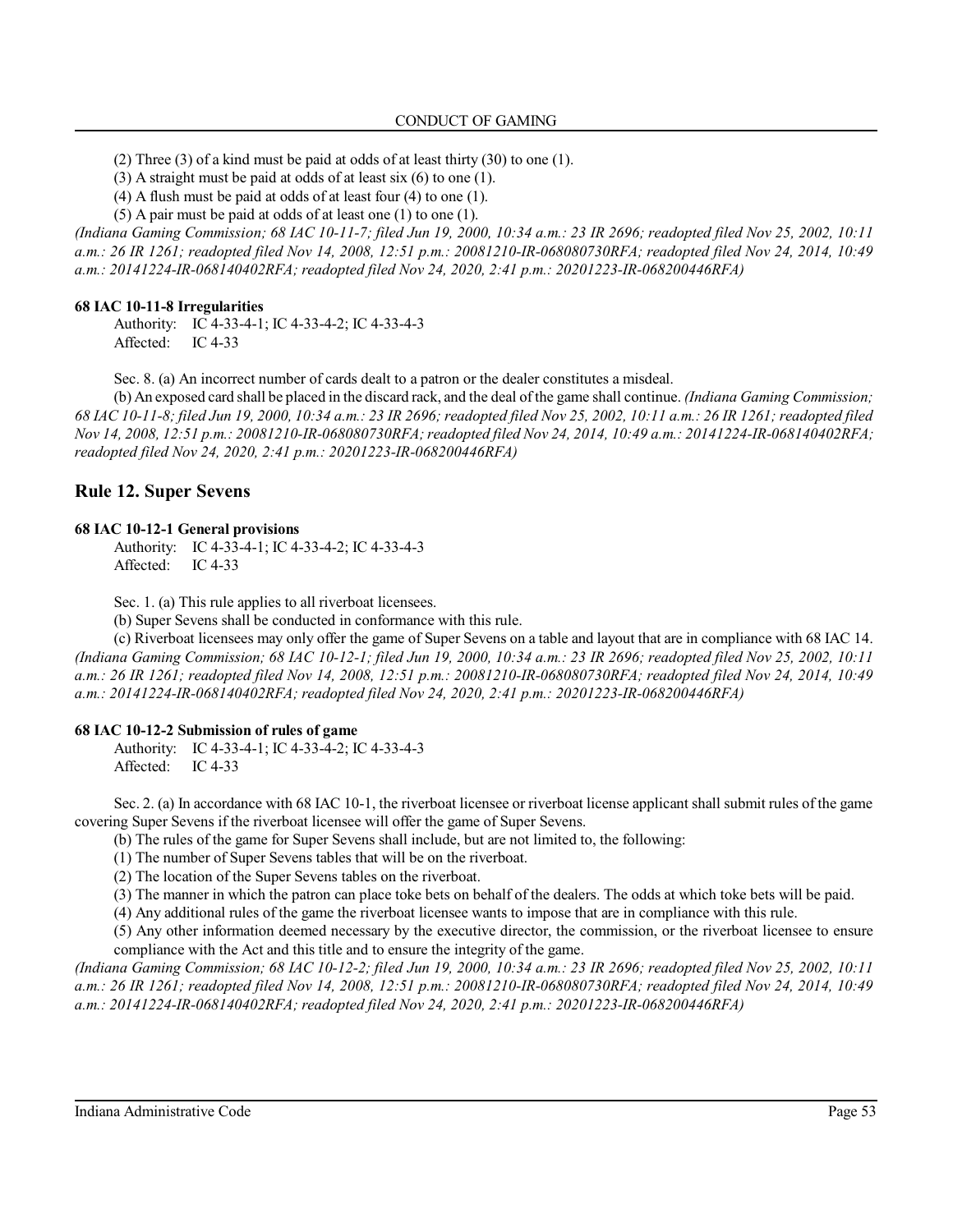(2) Three (3) of a kind must be paid at odds of at least thirty (30) to one (1).

(3) A straight must be paid at odds of at least six (6) to one (1).

(4) A flush must be paid at odds of at least four (4) to one (1).

(5) A pair must be paid at odds of at least one (1) to one (1).

*(Indiana Gaming Commission; 68 IAC 10-11-7; filed Jun 19, 2000, 10:34 a.m.: 23 IR 2696; readopted filed Nov 25, 2002, 10:11 a.m.: 26 IR 1261; readopted filed Nov 14, 2008, 12:51 p.m.: 20081210-IR-068080730RFA; readopted filed Nov 24, 2014, 10:49 a.m.: 20141224-IR-068140402RFA; readopted filed Nov 24, 2020, 2:41 p.m.: 20201223-IR-068200446RFA)*

**68 IAC 10-11-8 Irregularities**

Authority: IC 4-33-4-1; IC 4-33-4-2; IC 4-33-4-3
Affected: IC 4-33

Sec. 8. (a) An incorrect number of cards dealt to a patron or the dealer constitutes a misdeal.

(b) An exposed card shall be placed in the discard rack, and the deal of the game shall continue. *(Indiana Gaming Commission; 68 IAC 10-11-8; filed Jun 19, 2000, 10:34 a.m.: 23 IR 2696; readopted filed Nov 25, 2002, 10:11 a.m.: 26 IR 1261; readopted filed Nov 14, 2008, 12:51 p.m.: 20081210-IR-068080730RFA; readopted filed Nov 24, 2014, 10:49 a.m.: 20141224-IR-068140402RFA; readopted filed Nov 24, 2020, 2:41 p.m.: 20201223-IR-068200446RFA)*

## Rule 12. Super Sevens

**68 IAC 10-12-1 General provisions**

Authority: IC 4-33-4-1; IC 4-33-4-2; IC 4-33-4-3
Affected: IC 4-33

Sec. 1. (a) This rule applies to all riverboat licensees.

(b) Super Sevens shall be conducted in conformance with this rule.

(c) Riverboat licensees may only offer the game of Super Sevens on a table and layout that are in compliance with 68 IAC 14. *(Indiana Gaming Commission; 68 IAC 10-12-1; filed Jun 19, 2000, 10:34 a.m.: 23 IR 2696; readopted filed Nov 25, 2002, 10:11 a.m.: 26 IR 1261; readopted filed Nov 14, 2008, 12:51 p.m.: 20081210-IR-068080730RFA; readopted filed Nov 24, 2014, 10:49 a.m.: 20141224-IR-068140402RFA; readopted filed Nov 24, 2020, 2:41 p.m.: 20201223-IR-068200446RFA)*

**68 IAC 10-12-2 Submission of rules of game**

Authority: IC 4-33-4-1; IC 4-33-4-2; IC 4-33-4-3
Affected: IC 4-33

Sec. 2. (a) In accordance with 68 IAC 10-1, the riverboat licensee or riverboat license applicant shall submit rules of the game covering Super Sevens if the riverboat licensee will offer the game of Super Sevens.

(b) The rules of the game for Super Sevens shall include, but are not limited to, the following:

(1) The number of Super Sevens tables that will be on the riverboat.

(2) The location of the Super Sevens tables on the riverboat.

(3) The manner in which the patron can place toke bets on behalf of the dealers. The odds at which toke bets will be paid.

(4) Any additional rules of the game the riverboat licensee wants to impose that are in compliance with this rule.

(5) Any other information deemed necessary by the executive director, the commission, or the riverboat licensee to ensure compliance with the Act and this title and to ensure the integrity of the game.

*(Indiana Gaming Commission; 68 IAC 10-12-2; filed Jun 19, 2000, 10:34 a.m.: 23 IR 2696; readopted filed Nov 25, 2002, 10:11 a.m.: 26 IR 1261; readopted filed Nov 14, 2008, 12:51 p.m.: 20081210-IR-068080730RFA; readopted filed Nov 24, 2014, 10:49 a.m.: 20141224-IR-068140402RFA; readopted filed Nov 24, 2020, 2:41 p.m.: 20201223-IR-068200446RFA)*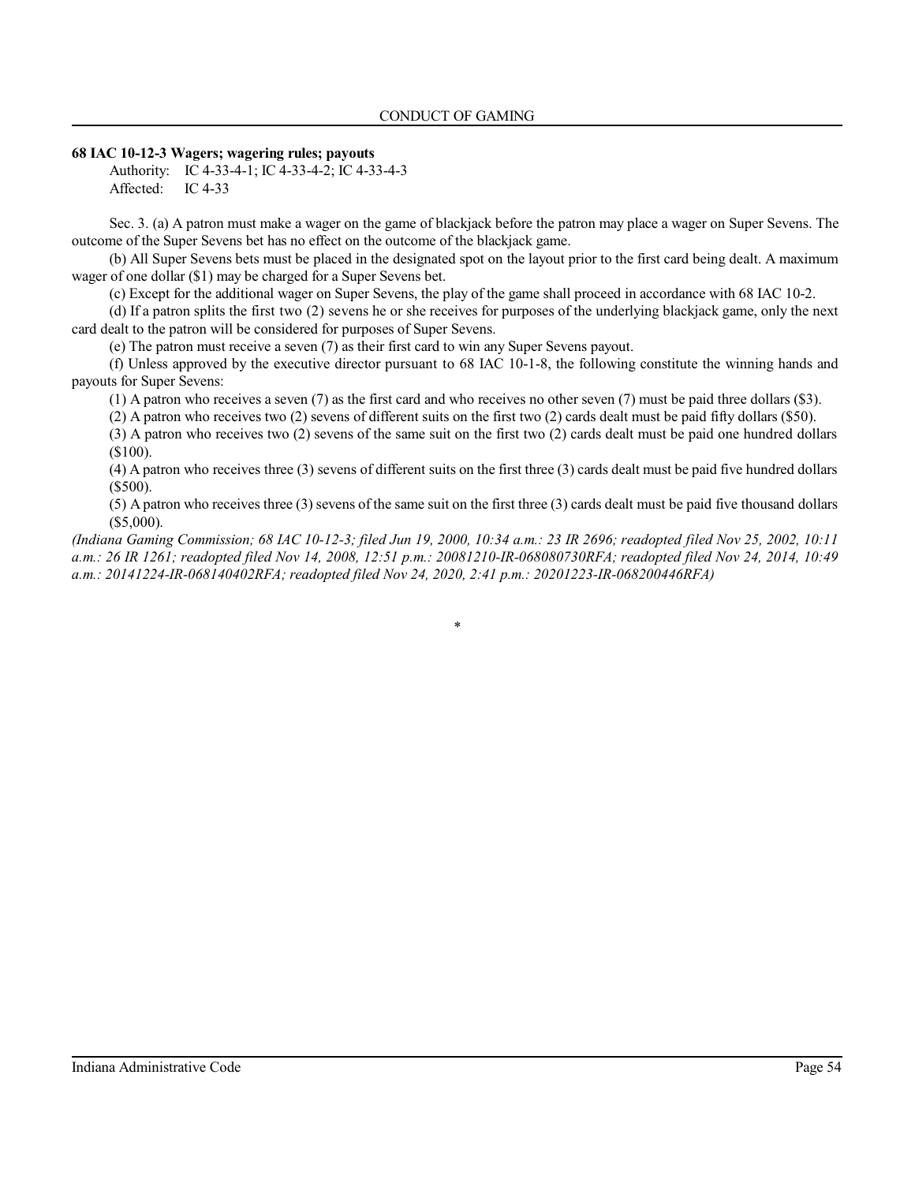**68 IAC 10-12-3 Wagers; wagering rules; payouts**

Authority: IC 4-33-4-1; IC 4-33-4-2; IC 4-33-4-3
Affected: IC 4-33

Sec. 3. (a) A patron must make a wager on the game of blackjack before the patron may place a wager on Super Sevens. The outcome of the Super Sevens bet has no effect on the outcome of the blackjack game.

(b) All Super Sevens bets must be placed in the designated spot on the layout prior to the first card being dealt. A maximum wager of one dollar ($1) may be charged for a Super Sevens bet.

(c) Except for the additional wager on Super Sevens, the play of the game shall proceed in accordance with 68 IAC 10-2.

(d) If a patron splits the first two (2) sevens he or she receives for purposes of the underlying blackjack game, only the next card dealt to the patron will be considered for purposes of Super Sevens.

(e) The patron must receive a seven (7) as their first card to win any Super Sevens payout.

(f) Unless approved by the executive director pursuant to 68 IAC 10-1-8, the following constitute the winning hands and payouts for Super Sevens:

(1) A patron who receives a seven (7) as the first card and who receives no other seven (7) must be paid three dollars ($3).

(2) A patron who receives two (2) sevens of different suits on the first two (2) cards dealt must be paid fifty dollars ($50).

(3) A patron who receives two (2) sevens of the same suit on the first two (2) cards dealt must be paid one hundred dollars ($100).

(4) A patron who receives three (3) sevens of different suits on the first three (3) cards dealt must be paid five hundred dollars ($500).

(5) A patron who receives three (3) sevens of the same suit on the first three (3) cards dealt must be paid five thousand dollars ($5,000).

*(Indiana Gaming Commission; 68 IAC 10-12-3; filed Jun 19, 2000, 10:34 a.m.: 23 IR 2696; readopted filed Nov 25, 2002, 10:11 a.m.: 26 IR 1261; readopted filed Nov 14, 2008, 12:51 p.m.: 20081210-IR-068080730RFA; readopted filed Nov 24, 2014, 10:49 a.m.: 20141224-IR-068140402RFA; readopted filed Nov 24, 2020, 2:41 p.m.: 20201223-IR-068200446RFA)*

*